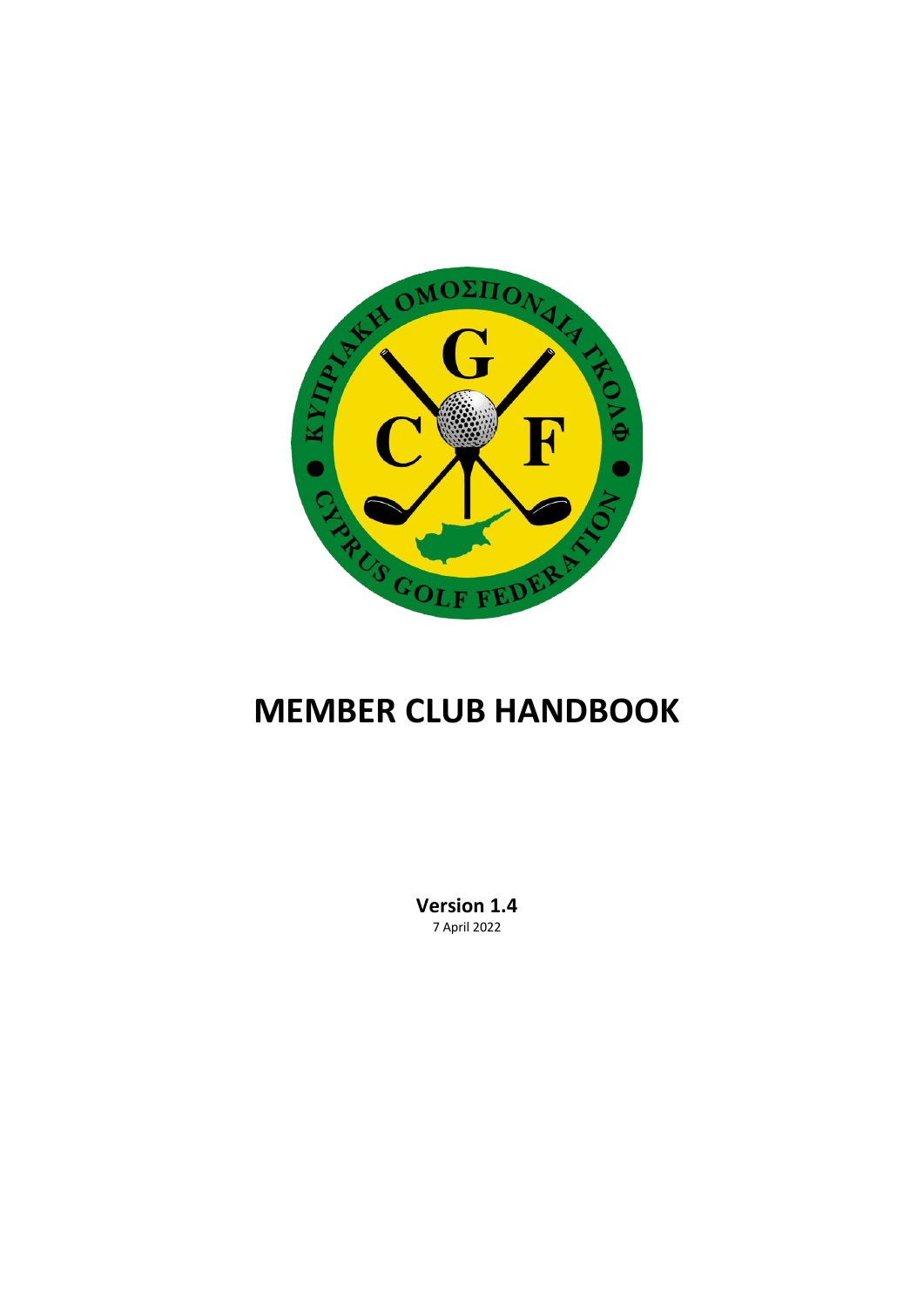# MEMBER CLUB HANDBOOK

**Version 1.4**

7 April 2022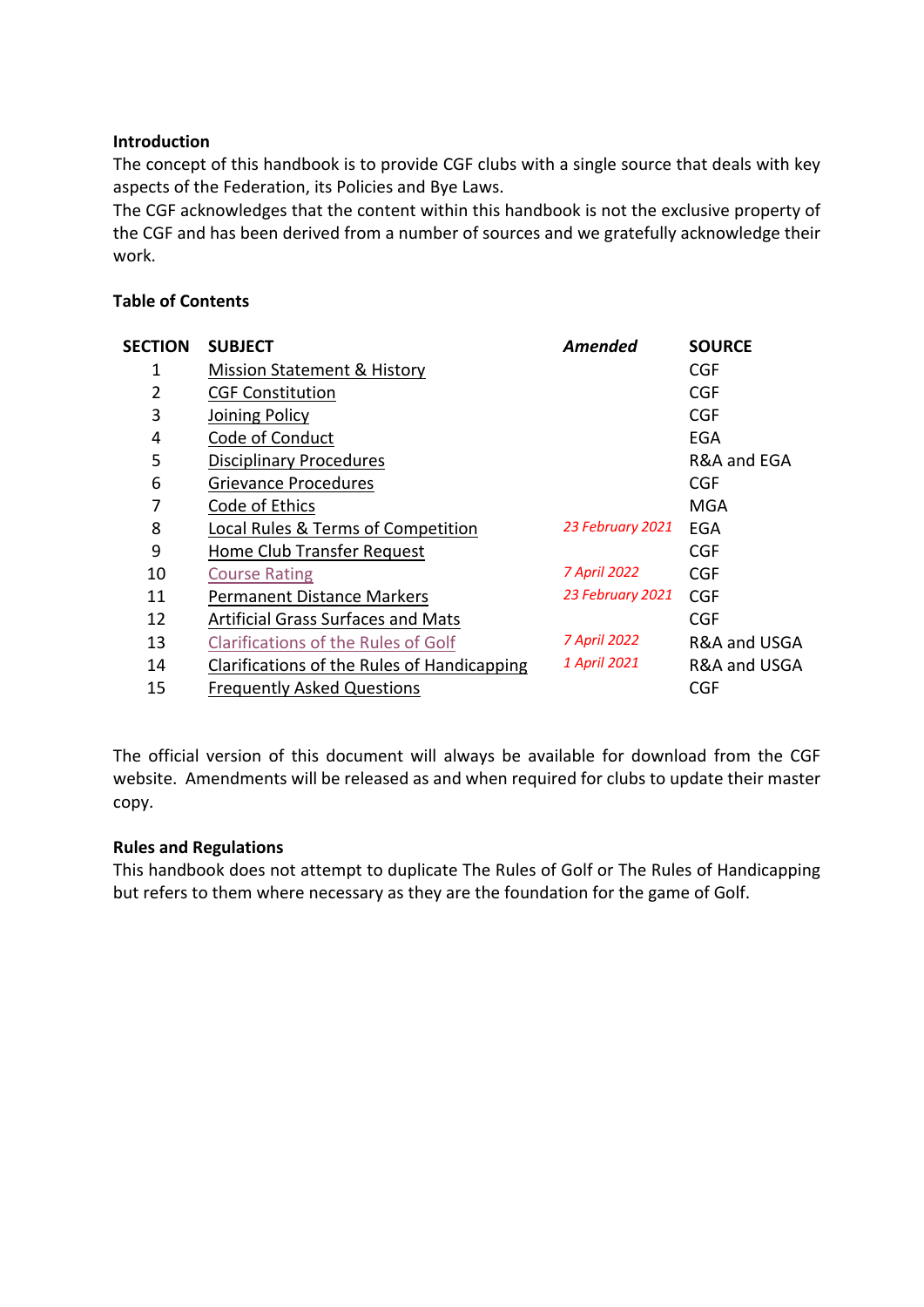**Introduction**

The concept of this handbook is to provide CGF clubs with a single source that deals with key aspects of the Federation, its Policies and Bye Laws.

The CGF acknowledges that the content within this handbook is not the exclusive property of the CGF and has been derived from a number of sources and we gratefully acknowledge their work.

**Table of Contents**

| SECTION | SUBJECT | *Amended* | SOURCE |
|---|---|---|---|
| 1 | Mission Statement & History | | CGF |
| 2 | CGF Constitution | | CGF |
| 3 | Joining Policy | | CGF |
| 4 | Code of Conduct | | EGA |
| 5 | Disciplinary Procedures | | R&A and EGA |
| 6 | Grievance Procedures | | CGF |
| 7 | Code of Ethics | | MGA |
| 8 | Local Rules & Terms of Competition | *23 February 2021* | EGA |
| 9 | Home Club Transfer Request | | CGF |
| 10 | Course Rating | *7 April 2022* | CGF |
| 11 | Permanent Distance Markers | *23 February 2021* | CGF |
| 12 | Artificial Grass Surfaces and Mats | | CGF |
| 13 | Clarifications of the Rules of Golf | *7 April 2022* | R&A and USGA |
| 14 | Clarifications of the Rules of Handicapping | *1 April 2021* | R&A and USGA |
| 15 | Frequently Asked Questions | | CGF |

The official version of this document will always be available for download from the CGF website. Amendments will be released as and when required for clubs to update their master copy.

**Rules and Regulations**

This handbook does not attempt to duplicate The Rules of Golf or The Rules of Handicapping but refers to them where necessary as they are the foundation for the game of Golf.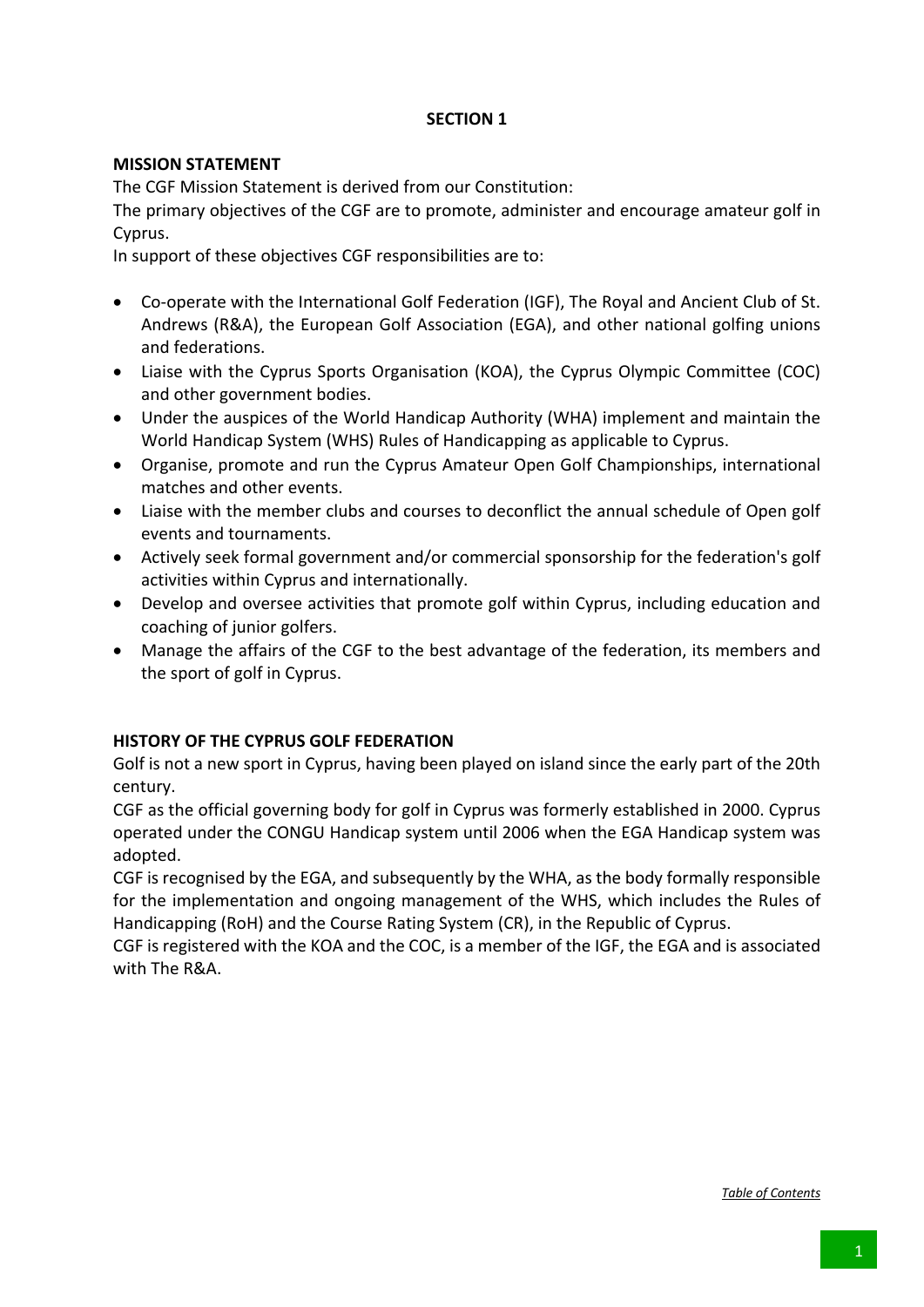## SECTION 1

### MISSION STATEMENT

The CGF Mission Statement is derived from our Constitution:

The primary objectives of the CGF are to promote, administer and encourage amateur golf in Cyprus.

In support of these objectives CGF responsibilities are to:

- Co-operate with the International Golf Federation (IGF), The Royal and Ancient Club of St. Andrews (R&A), the European Golf Association (EGA), and other national golfing unions and federations.
- Liaise with the Cyprus Sports Organisation (KOA), the Cyprus Olympic Committee (COC) and other government bodies.
- Under the auspices of the World Handicap Authority (WHA) implement and maintain the World Handicap System (WHS) Rules of Handicapping as applicable to Cyprus.
- Organise, promote and run the Cyprus Amateur Open Golf Championships, international matches and other events.
- Liaise with the member clubs and courses to deconflict the annual schedule of Open golf events and tournaments.
- Actively seek formal government and/or commercial sponsorship for the federation's golf activities within Cyprus and internationally.
- Develop and oversee activities that promote golf within Cyprus, including education and coaching of junior golfers.
- Manage the affairs of the CGF to the best advantage of the federation, its members and the sport of golf in Cyprus.

### HISTORY OF THE CYPRUS GOLF FEDERATION

Golf is not a new sport in Cyprus, having been played on island since the early part of the 20th century.

CGF as the official governing body for golf in Cyprus was formerly established in 2000. Cyprus operated under the CONGU Handicap system until 2006 when the EGA Handicap system was adopted.

CGF is recognised by the EGA, and subsequently by the WHA, as the body formally responsible for the implementation and ongoing management of the WHS, which includes the Rules of Handicapping (RoH) and the Course Rating System (CR), in the Republic of Cyprus.

CGF is registered with the KOA and the COC, is a member of the IGF, the EGA and is associated with The R&A.

*Table of Contents*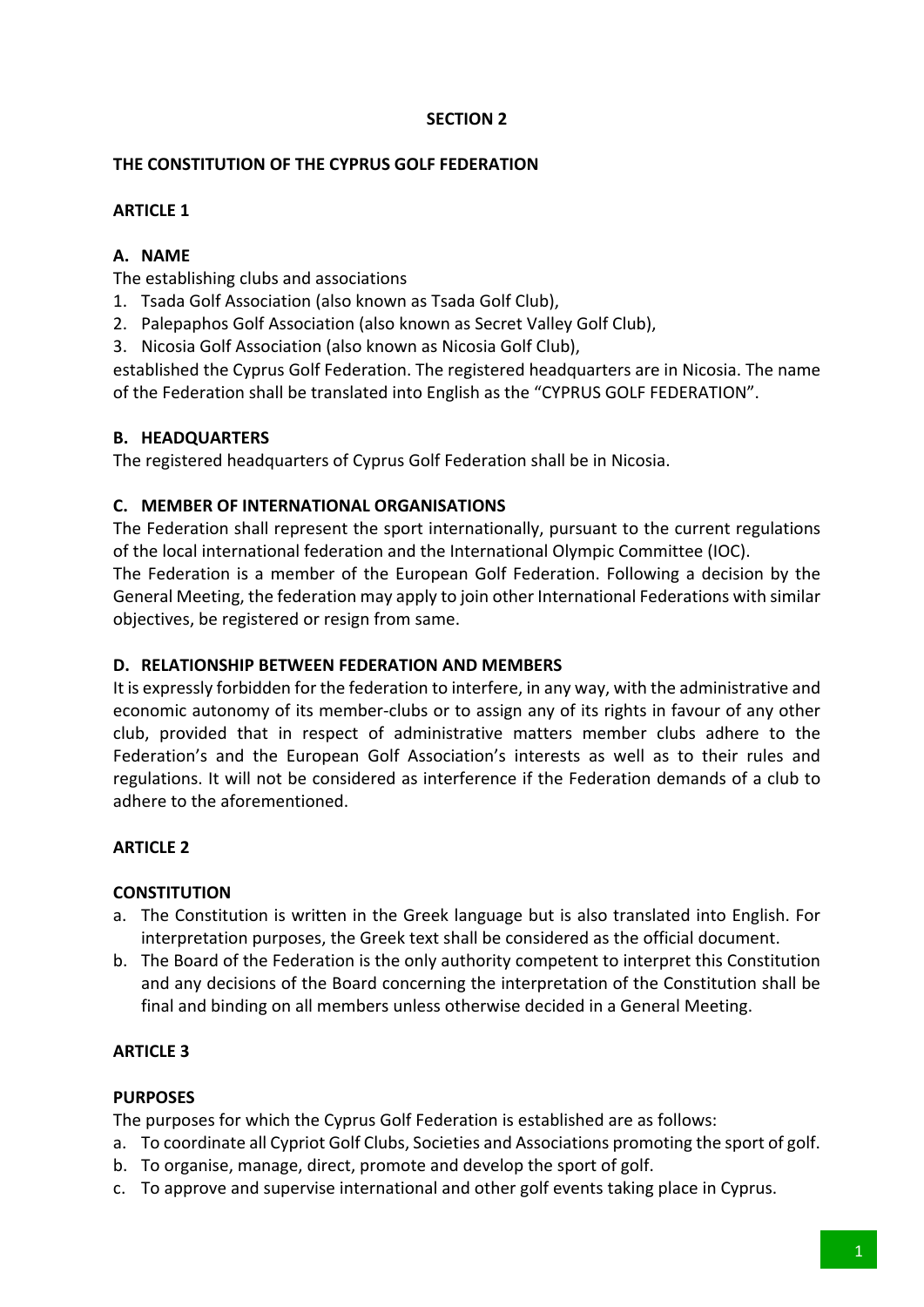**SECTION 2**

**THE CONSTITUTION OF THE CYPRUS GOLF FEDERATION**

**ARTICLE 1**

**A. NAME**

The establishing clubs and associations

1. Tsada Golf Association (also known as Tsada Golf Club),
2. Palepaphos Golf Association (also known as Secret Valley Golf Club),
3. Nicosia Golf Association (also known as Nicosia Golf Club),

established the Cyprus Golf Federation. The registered headquarters are in Nicosia. The name of the Federation shall be translated into English as the "CYPRUS GOLF FEDERATION".

**B. HEADQUARTERS**

The registered headquarters of Cyprus Golf Federation shall be in Nicosia.

**C. MEMBER OF INTERNATIONAL ORGANISATIONS**

The Federation shall represent the sport internationally, pursuant to the current regulations of the local international federation and the International Olympic Committee (IOC).

The Federation is a member of the European Golf Federation. Following a decision by the General Meeting, the federation may apply to join other International Federations with similar objectives, be registered or resign from same.

**D. RELATIONSHIP BETWEEN FEDERATION AND MEMBERS**

It is expressly forbidden for the federation to interfere, in any way, with the administrative and economic autonomy of its member-clubs or to assign any of its rights in favour of any other club, provided that in respect of administrative matters member clubs adhere to the Federation's and the European Golf Association's interests as well as to their rules and regulations. It will not be considered as interference if the Federation demands of a club to adhere to the aforementioned.

**ARTICLE 2**

**CONSTITUTION**

a. The Constitution is written in the Greek language but is also translated into English. For interpretation purposes, the Greek text shall be considered as the official document.
b. The Board of the Federation is the only authority competent to interpret this Constitution and any decisions of the Board concerning the interpretation of the Constitution shall be final and binding on all members unless otherwise decided in a General Meeting.

**ARTICLE 3**

**PURPOSES**

The purposes for which the Cyprus Golf Federation is established are as follows:

a. To coordinate all Cypriot Golf Clubs, Societies and Associations promoting the sport of golf.
b. To organise, manage, direct, promote and develop the sport of golf.
c. To approve and supervise international and other golf events taking place in Cyprus.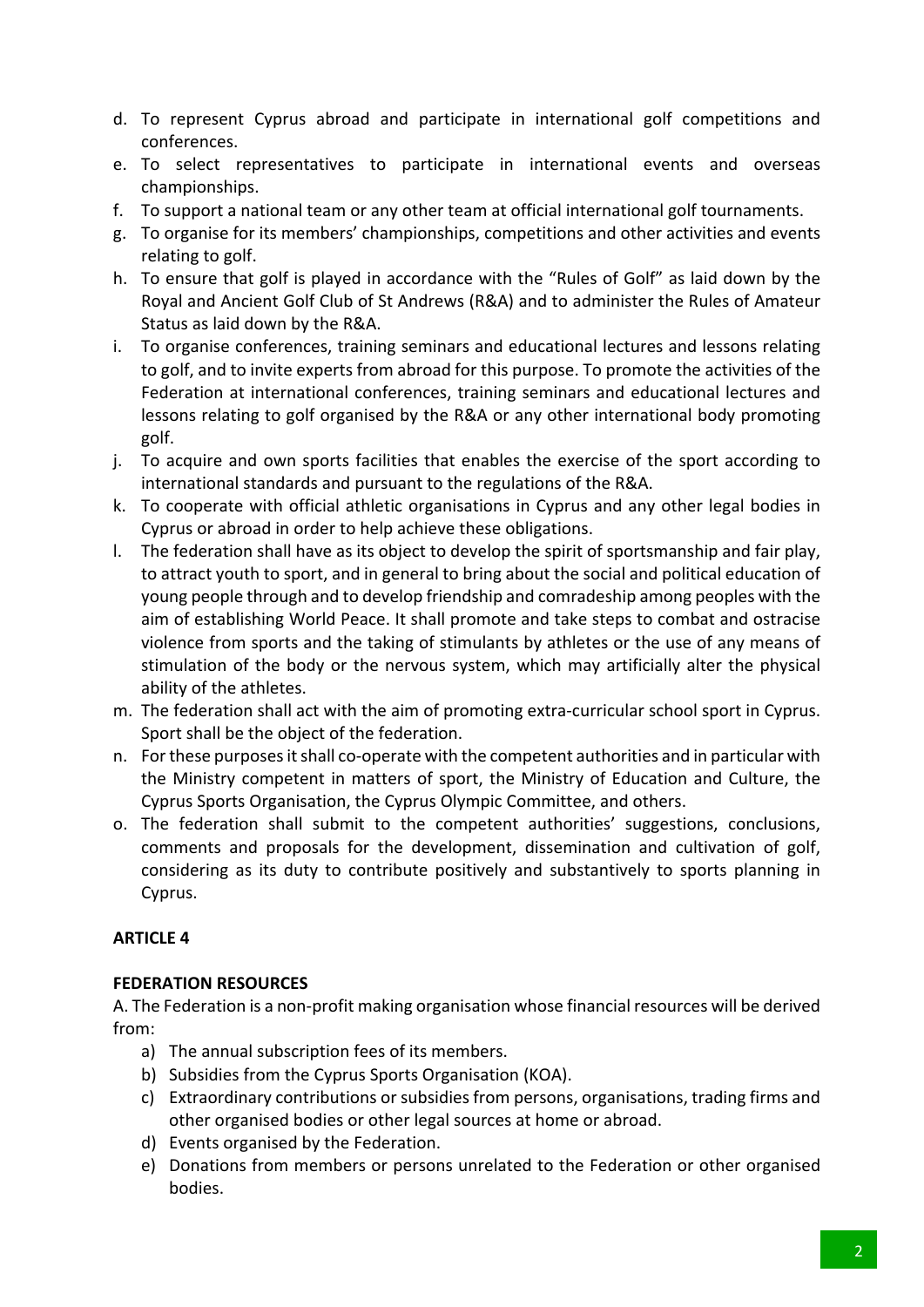d. To represent Cyprus abroad and participate in international golf competitions and conferences.
e. To select representatives to participate in international events and overseas championships.
f. To support a national team or any other team at official international golf tournaments.
g. To organise for its members' championships, competitions and other activities and events relating to golf.
h. To ensure that golf is played in accordance with the "Rules of Golf" as laid down by the Royal and Ancient Golf Club of St Andrews (R&A) and to administer the Rules of Amateur Status as laid down by the R&A.
i. To organise conferences, training seminars and educational lectures and lessons relating to golf, and to invite experts from abroad for this purpose. To promote the activities of the Federation at international conferences, training seminars and educational lectures and lessons relating to golf organised by the R&A or any other international body promoting golf.
j. To acquire and own sports facilities that enables the exercise of the sport according to international standards and pursuant to the regulations of the R&A.
k. To cooperate with official athletic organisations in Cyprus and any other legal bodies in Cyprus or abroad in order to help achieve these obligations.
l. The federation shall have as its object to develop the spirit of sportsmanship and fair play, to attract youth to sport, and in general to bring about the social and political education of young people through and to develop friendship and comradeship among peoples with the aim of establishing World Peace. It shall promote and take steps to combat and ostracise violence from sports and the taking of stimulants by athletes or the use of any means of stimulation of the body or the nervous system, which may artificially alter the physical ability of the athletes.
m. The federation shall act with the aim of promoting extra-curricular school sport in Cyprus. Sport shall be the object of the federation.
n. For these purposes it shall co-operate with the competent authorities and in particular with the Ministry competent in matters of sport, the Ministry of Education and Culture, the Cyprus Sports Organisation, the Cyprus Olympic Committee, and others.
o. The federation shall submit to the competent authorities' suggestions, conclusions, comments and proposals for the development, dissemination and cultivation of golf, considering as its duty to contribute positively and substantively to sports planning in Cyprus.

**ARTICLE 4**

**FEDERATION RESOURCES**

A. The Federation is a non-profit making organisation whose financial resources will be derived from:

a) The annual subscription fees of its members.
b) Subsidies from the Cyprus Sports Organisation (KOA).
c) Extraordinary contributions or subsidies from persons, organisations, trading firms and other organised bodies or other legal sources at home or abroad.
d) Events organised by the Federation.
e) Donations from members or persons unrelated to the Federation or other organised bodies.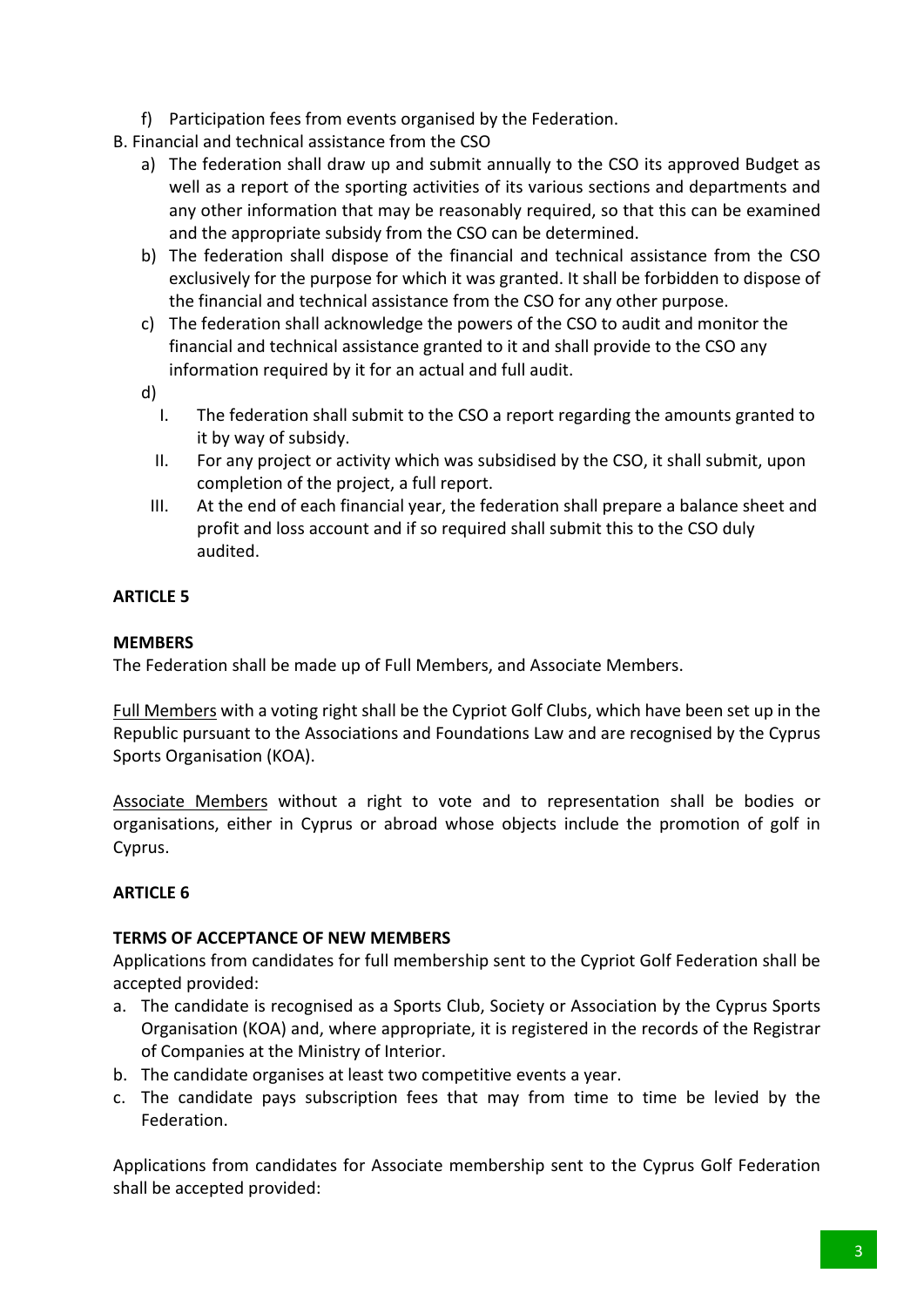f) Participation fees from events organised by the Federation.

B. Financial and technical assistance from the CSO

a) The federation shall draw up and submit annually to the CSO its approved Budget as well as a report of the sporting activities of its various sections and departments and any other information that may be reasonably required, so that this can be examined and the appropriate subsidy from the CSO can be determined.

b) The federation shall dispose of the financial and technical assistance from the CSO exclusively for the purpose for which it was granted. It shall be forbidden to dispose of the financial and technical assistance from the CSO for any other purpose.

c) The federation shall acknowledge the powers of the CSO to audit and monitor the financial and technical assistance granted to it and shall provide to the CSO any information required by it for an actual and full audit.

d)

I. The federation shall submit to the CSO a report regarding the amounts granted to it by way of subsidy.

II. For any project or activity which was subsidised by the CSO, it shall submit, upon completion of the project, a full report.

III. At the end of each financial year, the federation shall prepare a balance sheet and profit and loss account and if so required shall submit this to the CSO duly audited.

**ARTICLE 5**

**MEMBERS**

The Federation shall be made up of Full Members, and Associate Members.

Full Members with a voting right shall be the Cypriot Golf Clubs, which have been set up in the Republic pursuant to the Associations and Foundations Law and are recognised by the Cyprus Sports Organisation (KOA).

Associate Members without a right to vote and to representation shall be bodies or organisations, either in Cyprus or abroad whose objects include the promotion of golf in Cyprus.

**ARTICLE 6**

**TERMS OF ACCEPTANCE OF NEW MEMBERS**

Applications from candidates for full membership sent to the Cypriot Golf Federation shall be accepted provided:

a. The candidate is recognised as a Sports Club, Society or Association by the Cyprus Sports Organisation (KOA) and, where appropriate, it is registered in the records of the Registrar of Companies at the Ministry of Interior.

b. The candidate organises at least two competitive events a year.

c. The candidate pays subscription fees that may from time to time be levied by the Federation.

Applications from candidates for Associate membership sent to the Cyprus Golf Federation shall be accepted provided: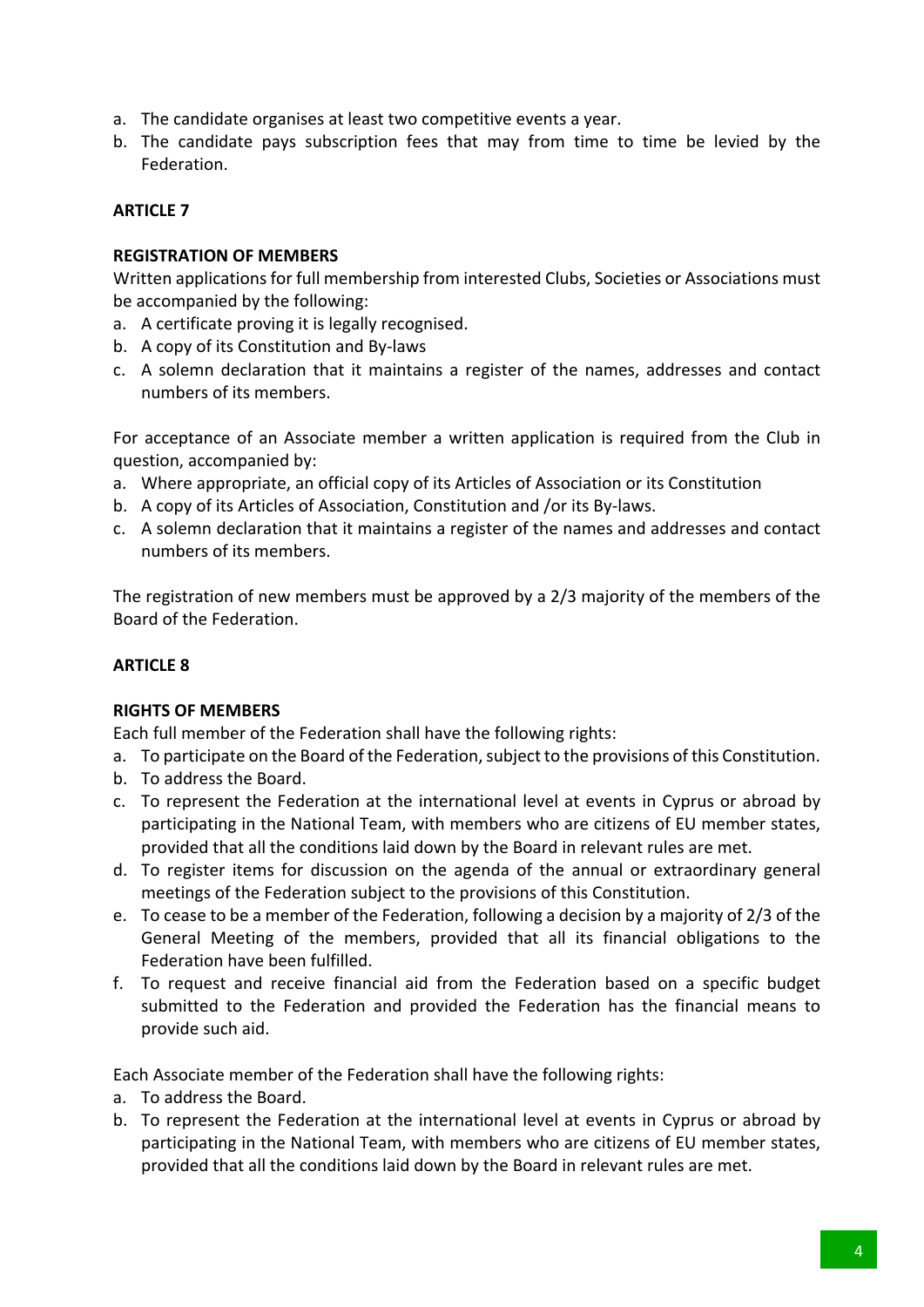a. The candidate organises at least two competitive events a year.
b. The candidate pays subscription fees that may from time to time be levied by the Federation.

**ARTICLE 7**

**REGISTRATION OF MEMBERS**

Written applications for full membership from interested Clubs, Societies or Associations must be accompanied by the following:

a. A certificate proving it is legally recognised.
b. A copy of its Constitution and By-laws
c. A solemn declaration that it maintains a register of the names, addresses and contact numbers of its members.

For acceptance of an Associate member a written application is required from the Club in question, accompanied by:

a. Where appropriate, an official copy of its Articles of Association or its Constitution
b. A copy of its Articles of Association, Constitution and /or its By-laws.
c. A solemn declaration that it maintains a register of the names and addresses and contact numbers of its members.

The registration of new members must be approved by a 2/3 majority of the members of the Board of the Federation.

**ARTICLE 8**

**RIGHTS OF MEMBERS**

Each full member of the Federation shall have the following rights:

a. To participate on the Board of the Federation, subject to the provisions of this Constitution.
b. To address the Board.
c. To represent the Federation at the international level at events in Cyprus or abroad by participating in the National Team, with members who are citizens of EU member states, provided that all the conditions laid down by the Board in relevant rules are met.
d. To register items for discussion on the agenda of the annual or extraordinary general meetings of the Federation subject to the provisions of this Constitution.
e. To cease to be a member of the Federation, following a decision by a majority of 2/3 of the General Meeting of the members, provided that all its financial obligations to the Federation have been fulfilled.
f. To request and receive financial aid from the Federation based on a specific budget submitted to the Federation and provided the Federation has the financial means to provide such aid.

Each Associate member of the Federation shall have the following rights:

a. To address the Board.
b. To represent the Federation at the international level at events in Cyprus or abroad by participating in the National Team, with members who are citizens of EU member states, provided that all the conditions laid down by the Board in relevant rules are met.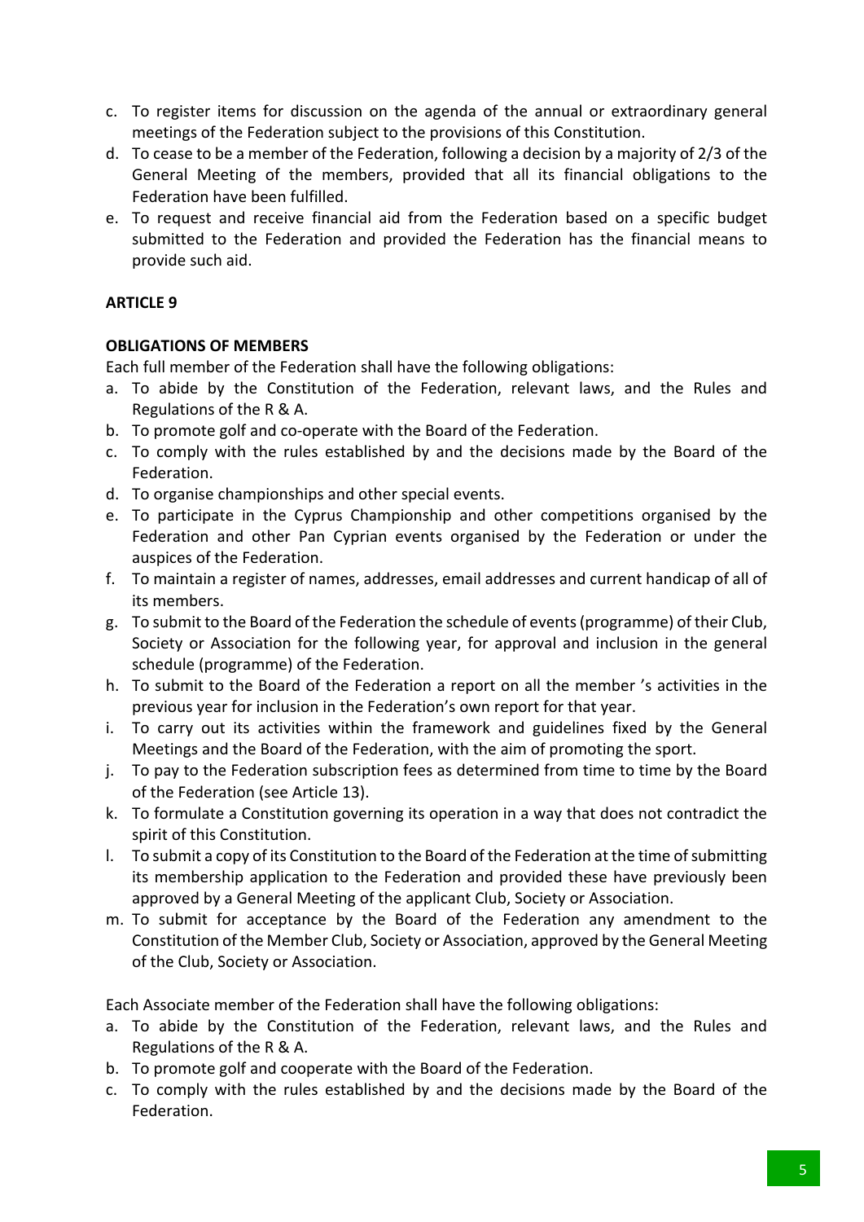c. To register items for discussion on the agenda of the annual or extraordinary general meetings of the Federation subject to the provisions of this Constitution.
d. To cease to be a member of the Federation, following a decision by a majority of 2/3 of the General Meeting of the members, provided that all its financial obligations to the Federation have been fulfilled.
e. To request and receive financial aid from the Federation based on a specific budget submitted to the Federation and provided the Federation has the financial means to provide such aid.

**ARTICLE 9**

**OBLIGATIONS OF MEMBERS**

Each full member of the Federation shall have the following obligations:

a. To abide by the Constitution of the Federation, relevant laws, and the Rules and Regulations of the R & A.
b. To promote golf and co-operate with the Board of the Federation.
c. To comply with the rules established by and the decisions made by the Board of the Federation.
d. To organise championships and other special events.
e. To participate in the Cyprus Championship and other competitions organised by the Federation and other Pan Cyprian events organised by the Federation or under the auspices of the Federation.
f. To maintain a register of names, addresses, email addresses and current handicap of all of its members.
g. To submit to the Board of the Federation the schedule of events (programme) of their Club, Society or Association for the following year, for approval and inclusion in the general schedule (programme) of the Federation.
h. To submit to the Board of the Federation a report on all the member 's activities in the previous year for inclusion in the Federation's own report for that year.
i. To carry out its activities within the framework and guidelines fixed by the General Meetings and the Board of the Federation, with the aim of promoting the sport.
j. To pay to the Federation subscription fees as determined from time to time by the Board of the Federation (see Article 13).
k. To formulate a Constitution governing its operation in a way that does not contradict the spirit of this Constitution.
l. To submit a copy of its Constitution to the Board of the Federation at the time of submitting its membership application to the Federation and provided these have previously been approved by a General Meeting of the applicant Club, Society or Association.
m. To submit for acceptance by the Board of the Federation any amendment to the Constitution of the Member Club, Society or Association, approved by the General Meeting of the Club, Society or Association.

Each Associate member of the Federation shall have the following obligations:

a. To abide by the Constitution of the Federation, relevant laws, and the Rules and Regulations of the R & A.
b. To promote golf and cooperate with the Board of the Federation.
c. To comply with the rules established by and the decisions made by the Board of the Federation.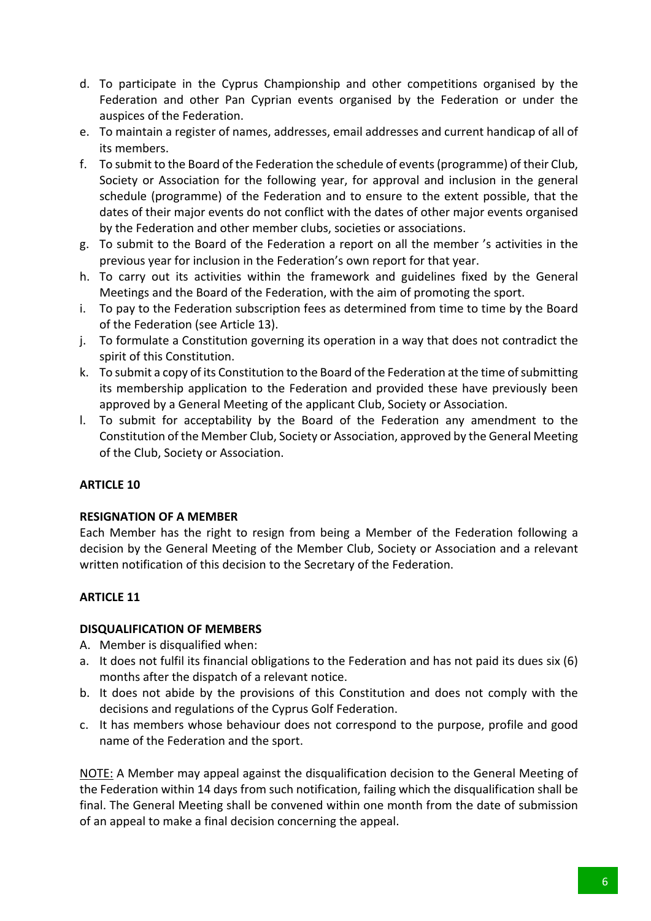d. To participate in the Cyprus Championship and other competitions organised by the Federation and other Pan Cyprian events organised by the Federation or under the auspices of the Federation.
e. To maintain a register of names, addresses, email addresses and current handicap of all of its members.
f. To submit to the Board of the Federation the schedule of events (programme) of their Club, Society or Association for the following year, for approval and inclusion in the general schedule (programme) of the Federation and to ensure to the extent possible, that the dates of their major events do not conflict with the dates of other major events organised by the Federation and other member clubs, societies or associations.
g. To submit to the Board of the Federation a report on all the member 's activities in the previous year for inclusion in the Federation's own report for that year.
h. To carry out its activities within the framework and guidelines fixed by the General Meetings and the Board of the Federation, with the aim of promoting the sport.
i. To pay to the Federation subscription fees as determined from time to time by the Board of the Federation (see Article 13).
j. To formulate a Constitution governing its operation in a way that does not contradict the spirit of this Constitution.
k. To submit a copy of its Constitution to the Board of the Federation at the time of submitting its membership application to the Federation and provided these have previously been approved by a General Meeting of the applicant Club, Society or Association.
l. To submit for acceptability by the Board of the Federation any amendment to the Constitution of the Member Club, Society or Association, approved by the General Meeting of the Club, Society or Association.

**ARTICLE 10**

**RESIGNATION OF A MEMBER**

Each Member has the right to resign from being a Member of the Federation following a decision by the General Meeting of the Member Club, Society or Association and a relevant written notification of this decision to the Secretary of the Federation.

**ARTICLE 11**

**DISQUALIFICATION OF MEMBERS**

A. Member is disqualified when:

a. It does not fulfil its financial obligations to the Federation and has not paid its dues six (6) months after the dispatch of a relevant notice.
b. It does not abide by the provisions of this Constitution and does not comply with the decisions and regulations of the Cyprus Golf Federation.
c. It has members whose behaviour does not correspond to the purpose, profile and good name of the Federation and the sport.

NOTE: A Member may appeal against the disqualification decision to the General Meeting of the Federation within 14 days from such notification, failing which the disqualification shall be final. The General Meeting shall be convened within one month from the date of submission of an appeal to make a final decision concerning the appeal.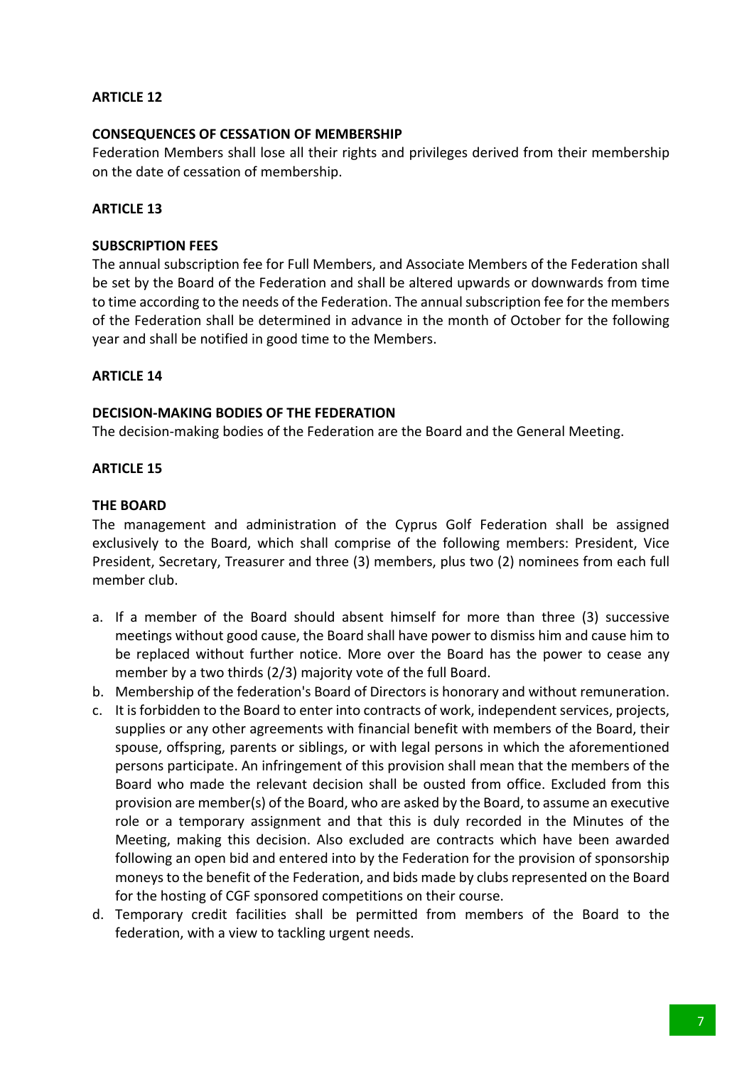**ARTICLE 12**

**CONSEQUENCES OF CESSATION OF MEMBERSHIP**

Federation Members shall lose all their rights and privileges derived from their membership on the date of cessation of membership.

**ARTICLE 13**

**SUBSCRIPTION FEES**

The annual subscription fee for Full Members, and Associate Members of the Federation shall be set by the Board of the Federation and shall be altered upwards or downwards from time to time according to the needs of the Federation. The annual subscription fee for the members of the Federation shall be determined in advance in the month of October for the following year and shall be notified in good time to the Members.

**ARTICLE 14**

**DECISION-MAKING BODIES OF THE FEDERATION**

The decision-making bodies of the Federation are the Board and the General Meeting.

**ARTICLE 15**

**THE BOARD**

The management and administration of the Cyprus Golf Federation shall be assigned exclusively to the Board, which shall comprise of the following members: President, Vice President, Secretary, Treasurer and three (3) members, plus two (2) nominees from each full member club.

a. If a member of the Board should absent himself for more than three (3) successive meetings without good cause, the Board shall have power to dismiss him and cause him to be replaced without further notice. More over the Board has the power to cease any member by a two thirds (2/3) majority vote of the full Board.
b. Membership of the federation's Board of Directors is honorary and without remuneration.
c. It is forbidden to the Board to enter into contracts of work, independent services, projects, supplies or any other agreements with financial benefit with members of the Board, their spouse, offspring, parents or siblings, or with legal persons in which the aforementioned persons participate. An infringement of this provision shall mean that the members of the Board who made the relevant decision shall be ousted from office. Excluded from this provision are member(s) of the Board, who are asked by the Board, to assume an executive role or a temporary assignment and that this is duly recorded in the Minutes of the Meeting, making this decision. Also excluded are contracts which have been awarded following an open bid and entered into by the Federation for the provision of sponsorship moneys to the benefit of the Federation, and bids made by clubs represented on the Board for the hosting of CGF sponsored competitions on their course.
d. Temporary credit facilities shall be permitted from members of the Board to the federation, with a view to tackling urgent needs.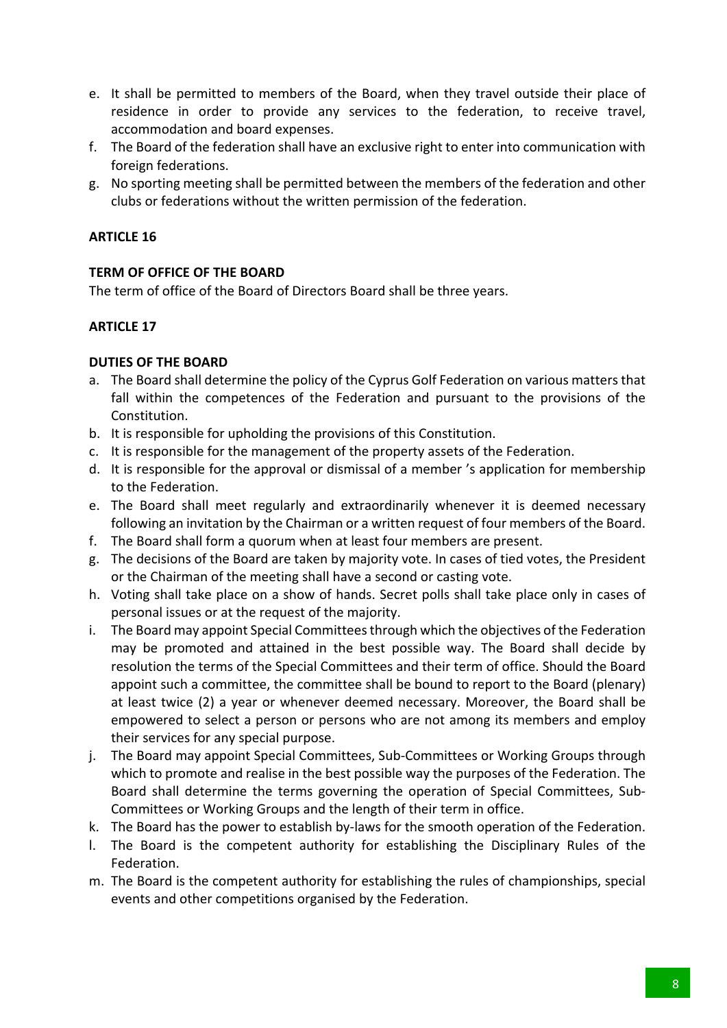e. It shall be permitted to members of the Board, when they travel outside their place of residence in order to provide any services to the federation, to receive travel, accommodation and board expenses.
f. The Board of the federation shall have an exclusive right to enter into communication with foreign federations.
g. No sporting meeting shall be permitted between the members of the federation and other clubs or federations without the written permission of the federation.

**ARTICLE 16**

**TERM OF OFFICE OF THE BOARD**

The term of office of the Board of Directors Board shall be three years.

**ARTICLE 17**

**DUTIES OF THE BOARD**

a. The Board shall determine the policy of the Cyprus Golf Federation on various matters that fall within the competences of the Federation and pursuant to the provisions of the Constitution.
b. It is responsible for upholding the provisions of this Constitution.
c. It is responsible for the management of the property assets of the Federation.
d. It is responsible for the approval or dismissal of a member 's application for membership to the Federation.
e. The Board shall meet regularly and extraordinarily whenever it is deemed necessary following an invitation by the Chairman or a written request of four members of the Board.
f. The Board shall form a quorum when at least four members are present.
g. The decisions of the Board are taken by majority vote. In cases of tied votes, the President or the Chairman of the meeting shall have a second or casting vote.
h. Voting shall take place on a show of hands. Secret polls shall take place only in cases of personal issues or at the request of the majority.
i. The Board may appoint Special Committees through which the objectives of the Federation may be promoted and attained in the best possible way. The Board shall decide by resolution the terms of the Special Committees and their term of office. Should the Board appoint such a committee, the committee shall be bound to report to the Board (plenary) at least twice (2) a year or whenever deemed necessary. Moreover, the Board shall be empowered to select a person or persons who are not among its members and employ their services for any special purpose.
j. The Board may appoint Special Committees, Sub-Committees or Working Groups through which to promote and realise in the best possible way the purposes of the Federation. The Board shall determine the terms governing the operation of Special Committees, Sub-Committees or Working Groups and the length of their term in office.
k. The Board has the power to establish by-laws for the smooth operation of the Federation.
l. The Board is the competent authority for establishing the Disciplinary Rules of the Federation.
m. The Board is the competent authority for establishing the rules of championships, special events and other competitions organised by the Federation.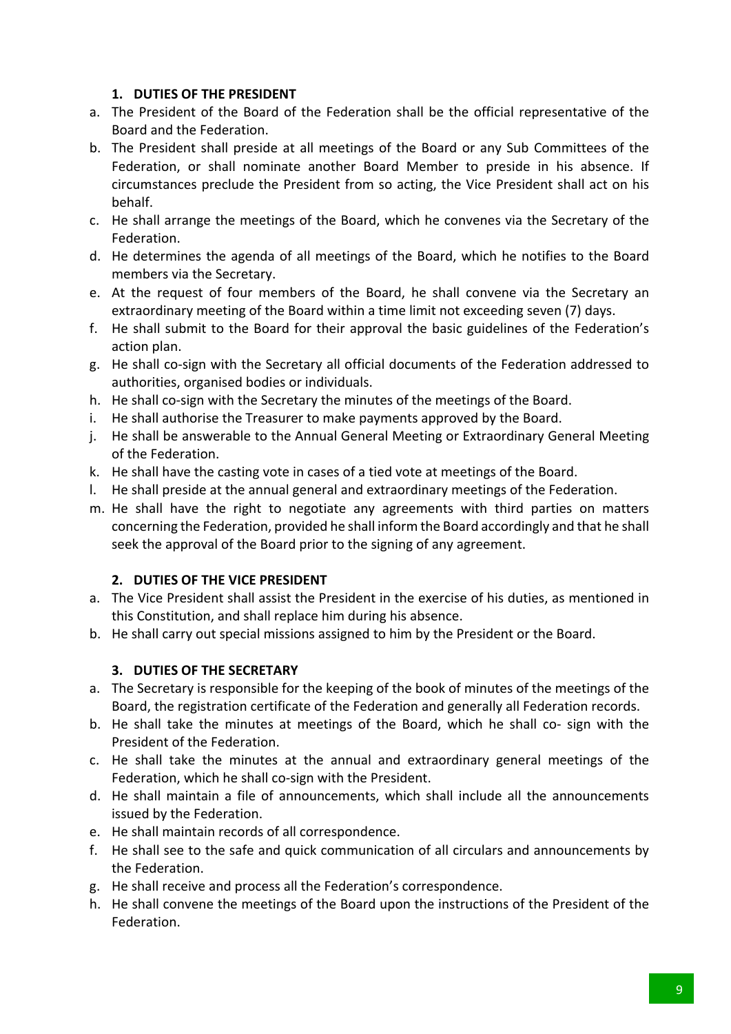### 1. DUTIES OF THE PRESIDENT

a. The President of the Board of the Federation shall be the official representative of the Board and the Federation.
b. The President shall preside at all meetings of the Board or any Sub Committees of the Federation, or shall nominate another Board Member to preside in his absence. If circumstances preclude the President from so acting, the Vice President shall act on his behalf.
c. He shall arrange the meetings of the Board, which he convenes via the Secretary of the Federation.
d. He determines the agenda of all meetings of the Board, which he notifies to the Board members via the Secretary.
e. At the request of four members of the Board, he shall convene via the Secretary an extraordinary meeting of the Board within a time limit not exceeding seven (7) days.
f. He shall submit to the Board for their approval the basic guidelines of the Federation's action plan.
g. He shall co-sign with the Secretary all official documents of the Federation addressed to authorities, organised bodies or individuals.
h. He shall co-sign with the Secretary the minutes of the meetings of the Board.
i. He shall authorise the Treasurer to make payments approved by the Board.
j. He shall be answerable to the Annual General Meeting or Extraordinary General Meeting of the Federation.
k. He shall have the casting vote in cases of a tied vote at meetings of the Board.
l. He shall preside at the annual general and extraordinary meetings of the Federation.
m. He shall have the right to negotiate any agreements with third parties on matters concerning the Federation, provided he shall inform the Board accordingly and that he shall seek the approval of the Board prior to the signing of any agreement.

### 2. DUTIES OF THE VICE PRESIDENT

a. The Vice President shall assist the President in the exercise of his duties, as mentioned in this Constitution, and shall replace him during his absence.
b. He shall carry out special missions assigned to him by the President or the Board.

### 3. DUTIES OF THE SECRETARY

a. The Secretary is responsible for the keeping of the book of minutes of the meetings of the Board, the registration certificate of the Federation and generally all Federation records.
b. He shall take the minutes at meetings of the Board, which he shall co- sign with the President of the Federation.
c. He shall take the minutes at the annual and extraordinary general meetings of the Federation, which he shall co-sign with the President.
d. He shall maintain a file of announcements, which shall include all the announcements issued by the Federation.
e. He shall maintain records of all correspondence.
f. He shall see to the safe and quick communication of all circulars and announcements by the Federation.
g. He shall receive and process all the Federation's correspondence.
h. He shall convene the meetings of the Board upon the instructions of the President of the Federation.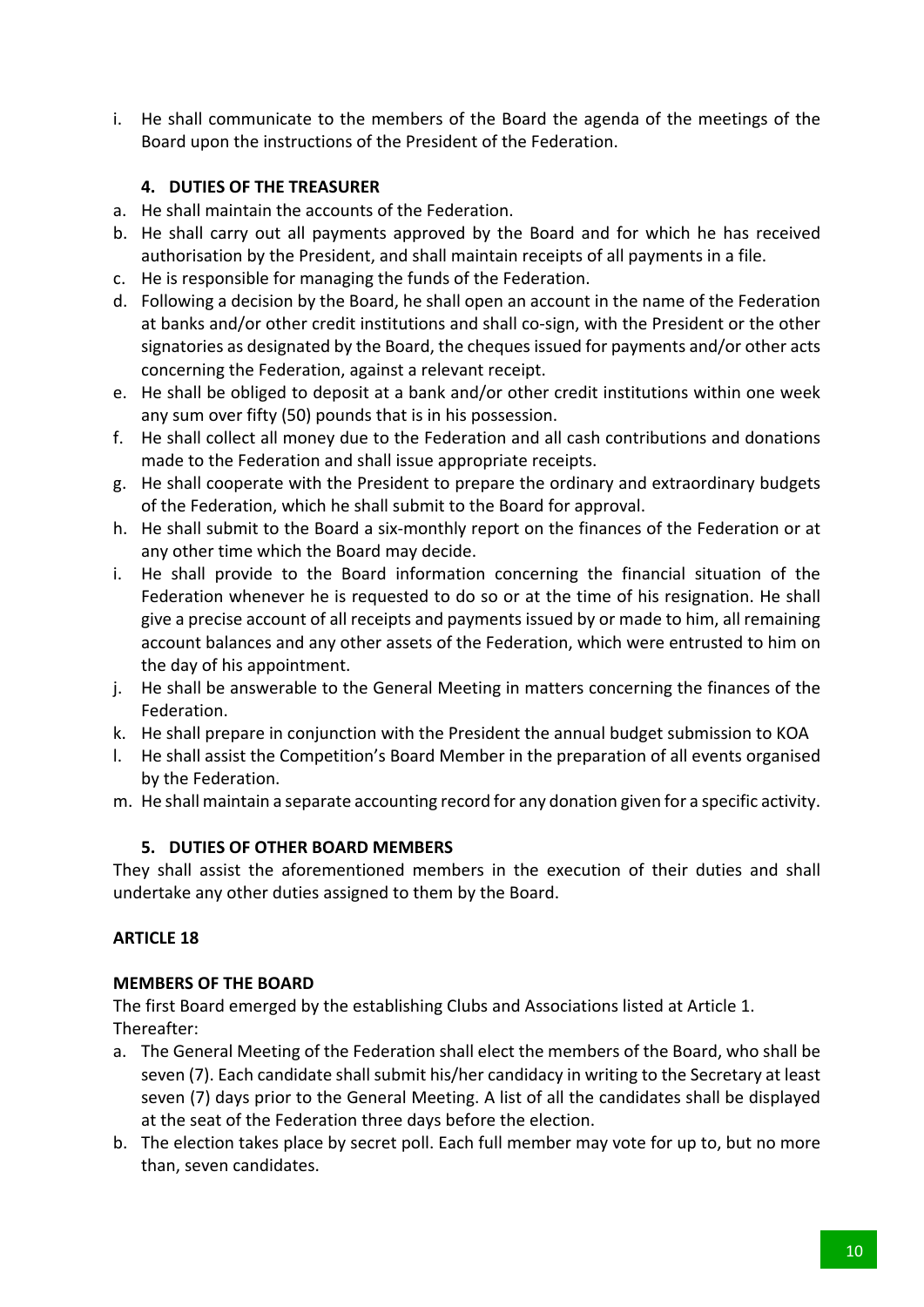i. He shall communicate to the members of the Board the agenda of the meetings of the Board upon the instructions of the President of the Federation.

### 4. DUTIES OF THE TREASURER

a. He shall maintain the accounts of the Federation.
b. He shall carry out all payments approved by the Board and for which he has received authorisation by the President, and shall maintain receipts of all payments in a file.
c. He is responsible for managing the funds of the Federation.
d. Following a decision by the Board, he shall open an account in the name of the Federation at banks and/or other credit institutions and shall co-sign, with the President or the other signatories as designated by the Board, the cheques issued for payments and/or other acts concerning the Federation, against a relevant receipt.
e. He shall be obliged to deposit at a bank and/or other credit institutions within one week any sum over fifty (50) pounds that is in his possession.
f. He shall collect all money due to the Federation and all cash contributions and donations made to the Federation and shall issue appropriate receipts.
g. He shall cooperate with the President to prepare the ordinary and extraordinary budgets of the Federation, which he shall submit to the Board for approval.
h. He shall submit to the Board a six-monthly report on the finances of the Federation or at any other time which the Board may decide.
i. He shall provide to the Board information concerning the financial situation of the Federation whenever he is requested to do so or at the time of his resignation. He shall give a precise account of all receipts and payments issued by or made to him, all remaining account balances and any other assets of the Federation, which were entrusted to him on the day of his appointment.
j. He shall be answerable to the General Meeting in matters concerning the finances of the Federation.
k. He shall prepare in conjunction with the President the annual budget submission to KOA
l. He shall assist the Competition's Board Member in the preparation of all events organised by the Federation.
m. He shall maintain a separate accounting record for any donation given for a specific activity.

### 5. DUTIES OF OTHER BOARD MEMBERS

They shall assist the aforementioned members in the execution of their duties and shall undertake any other duties assigned to them by the Board.

## ARTICLE 18

### MEMBERS OF THE BOARD

The first Board emerged by the establishing Clubs and Associations listed at Article 1.
Thereafter:

a. The General Meeting of the Federation shall elect the members of the Board, who shall be seven (7). Each candidate shall submit his/her candidacy in writing to the Secretary at least seven (7) days prior to the General Meeting. A list of all the candidates shall be displayed at the seat of the Federation three days before the election.
b. The election takes place by secret poll. Each full member may vote for up to, but no more than, seven candidates.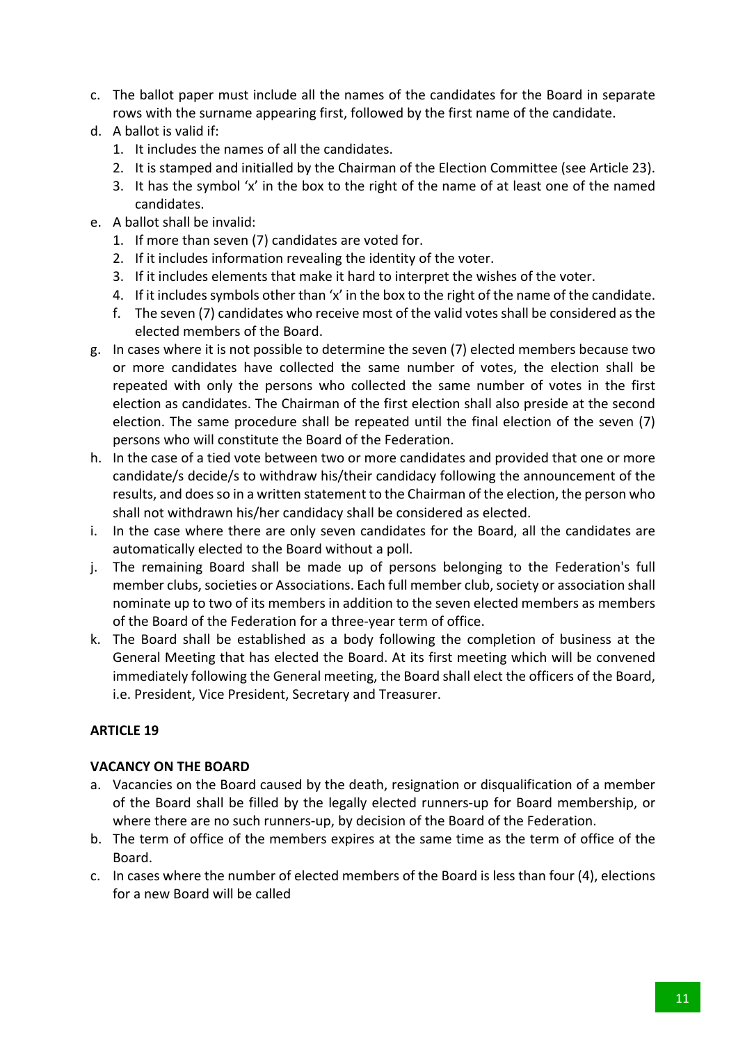c. The ballot paper must include all the names of the candidates for the Board in separate rows with the surname appearing first, followed by the first name of the candidate.
d. A ballot is valid if:
   1. It includes the names of all the candidates.
   2. It is stamped and initialled by the Chairman of the Election Committee (see Article 23).
   3. It has the symbol 'x' in the box to the right of the name of at least one of the named candidates.
e. A ballot shall be invalid:
   1. If more than seven (7) candidates are voted for.
   2. If it includes information revealing the identity of the voter.
   3. If it includes elements that make it hard to interpret the wishes of the voter.
   4. If it includes symbols other than 'x' in the box to the right of the name of the candidate.
   f. The seven (7) candidates who receive most of the valid votes shall be considered as the elected members of the Board.
g. In cases where it is not possible to determine the seven (7) elected members because two or more candidates have collected the same number of votes, the election shall be repeated with only the persons who collected the same number of votes in the first election as candidates. The Chairman of the first election shall also preside at the second election. The same procedure shall be repeated until the final election of the seven (7) persons who will constitute the Board of the Federation.
h. In the case of a tied vote between two or more candidates and provided that one or more candidate/s decide/s to withdraw his/their candidacy following the announcement of the results, and does so in a written statement to the Chairman of the election, the person who shall not withdrawn his/her candidacy shall be considered as elected.
i. In the case where there are only seven candidates for the Board, all the candidates are automatically elected to the Board without a poll.
j. The remaining Board shall be made up of persons belonging to the Federation's full member clubs, societies or Associations. Each full member club, society or association shall nominate up to two of its members in addition to the seven elected members as members of the Board of the Federation for a three-year term of office.
k. The Board shall be established as a body following the completion of business at the General Meeting that has elected the Board. At its first meeting which will be convened immediately following the General meeting, the Board shall elect the officers of the Board, i.e. President, Vice President, Secretary and Treasurer.

## ARTICLE 19

### VACANCY ON THE BOARD

a. Vacancies on the Board caused by the death, resignation or disqualification of a member of the Board shall be filled by the legally elected runners-up for Board membership, or where there are no such runners-up, by decision of the Board of the Federation.
b. The term of office of the members expires at the same time as the term of office of the Board.
c. In cases where the number of elected members of the Board is less than four (4), elections for a new Board will be called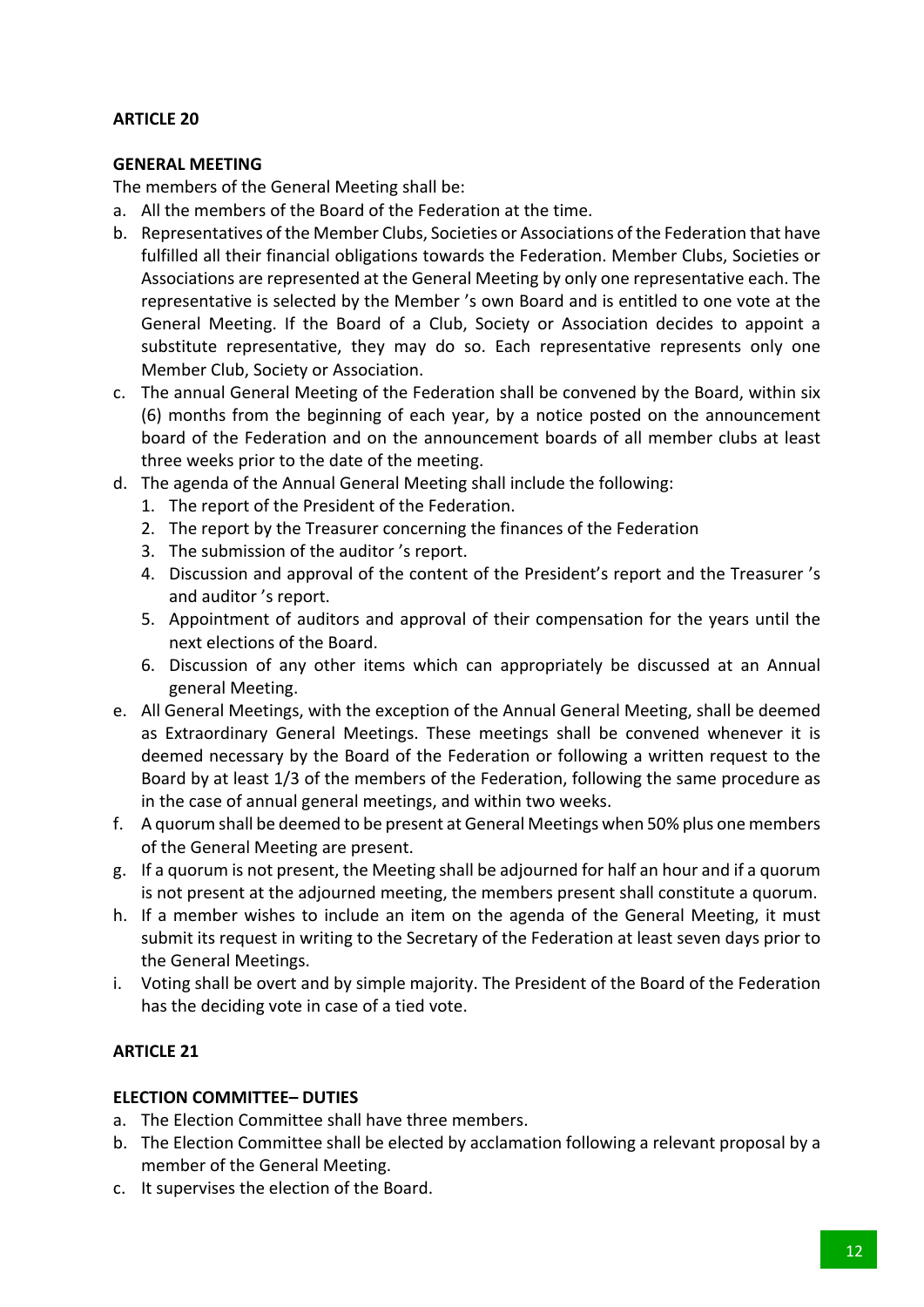**ARTICLE 20**

**GENERAL MEETING**

The members of the General Meeting shall be:

a. All the members of the Board of the Federation at the time.
b. Representatives of the Member Clubs, Societies or Associations of the Federation that have fulfilled all their financial obligations towards the Federation. Member Clubs, Societies or Associations are represented at the General Meeting by only one representative each. The representative is selected by the Member 's own Board and is entitled to one vote at the General Meeting. If the Board of a Club, Society or Association decides to appoint a substitute representative, they may do so. Each representative represents only one Member Club, Society or Association.
c. The annual General Meeting of the Federation shall be convened by the Board, within six (6) months from the beginning of each year, by a notice posted on the announcement board of the Federation and on the announcement boards of all member clubs at least three weeks prior to the date of the meeting.
d. The agenda of the Annual General Meeting shall include the following:
   1. The report of the President of the Federation.
   2. The report by the Treasurer concerning the finances of the Federation
   3. The submission of the auditor 's report.
   4. Discussion and approval of the content of the President's report and the Treasurer 's and auditor 's report.
   5. Appointment of auditors and approval of their compensation for the years until the next elections of the Board.
   6. Discussion of any other items which can appropriately be discussed at an Annual general Meeting.
e. All General Meetings, with the exception of the Annual General Meeting, shall be deemed as Extraordinary General Meetings. These meetings shall be convened whenever it is deemed necessary by the Board of the Federation or following a written request to the Board by at least 1/3 of the members of the Federation, following the same procedure as in the case of annual general meetings, and within two weeks.
f. A quorum shall be deemed to be present at General Meetings when 50% plus one members of the General Meeting are present.
g. If a quorum is not present, the Meeting shall be adjourned for half an hour and if a quorum is not present at the adjourned meeting, the members present shall constitute a quorum.
h. If a member wishes to include an item on the agenda of the General Meeting, it must submit its request in writing to the Secretary of the Federation at least seven days prior to the General Meetings.
i. Voting shall be overt and by simple majority. The President of the Board of the Federation has the deciding vote in case of a tied vote.

**ARTICLE 21**

**ELECTION COMMITTEE– DUTIES**

a. The Election Committee shall have three members.
b. The Election Committee shall be elected by acclamation following a relevant proposal by a member of the General Meeting.
c. It supervises the election of the Board.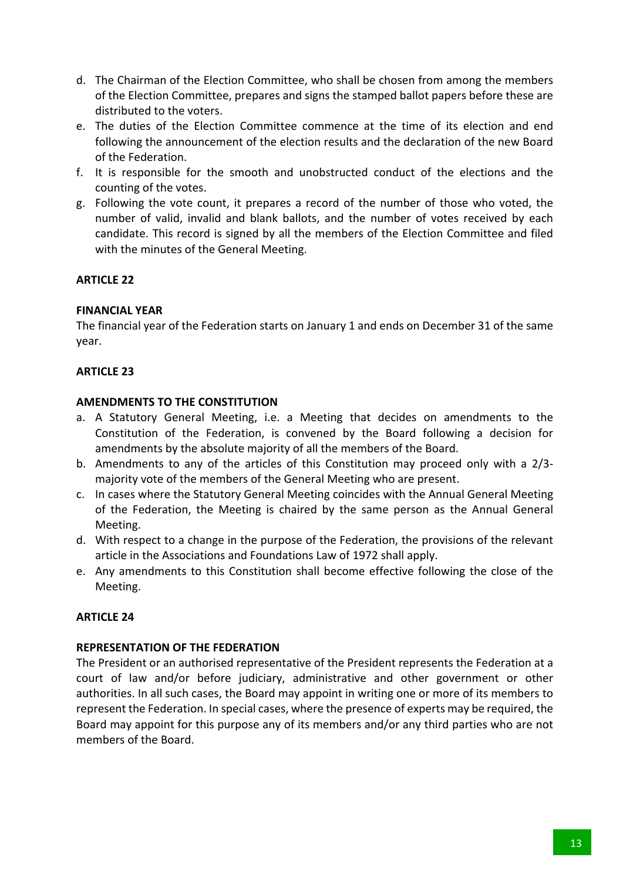d. The Chairman of the Election Committee, who shall be chosen from among the members of the Election Committee, prepares and signs the stamped ballot papers before these are distributed to the voters.
e. The duties of the Election Committee commence at the time of its election and end following the announcement of the election results and the declaration of the new Board of the Federation.
f. It is responsible for the smooth and unobstructed conduct of the elections and the counting of the votes.
g. Following the vote count, it prepares a record of the number of those who voted, the number of valid, invalid and blank ballots, and the number of votes received by each candidate. This record is signed by all the members of the Election Committee and filed with the minutes of the General Meeting.

**ARTICLE 22**

**FINANCIAL YEAR**

The financial year of the Federation starts on January 1 and ends on December 31 of the same year.

**ARTICLE 23**

**AMENDMENTS TO THE CONSTITUTION**

a. A Statutory General Meeting, i.e. a Meeting that decides on amendments to the Constitution of the Federation, is convened by the Board following a decision for amendments by the absolute majority of all the members of the Board.
b. Amendments to any of the articles of this Constitution may proceed only with a 2/3-majority vote of the members of the General Meeting who are present.
c. In cases where the Statutory General Meeting coincides with the Annual General Meeting of the Federation, the Meeting is chaired by the same person as the Annual General Meeting.
d. With respect to a change in the purpose of the Federation, the provisions of the relevant article in the Associations and Foundations Law of 1972 shall apply.
e. Any amendments to this Constitution shall become effective following the close of the Meeting.

**ARTICLE 24**

**REPRESENTATION OF THE FEDERATION**

The President or an authorised representative of the President represents the Federation at a court of law and/or before judiciary, administrative and other government or other authorities. In all such cases, the Board may appoint in writing one or more of its members to represent the Federation. In special cases, where the presence of experts may be required, the Board may appoint for this purpose any of its members and/or any third parties who are not members of the Board.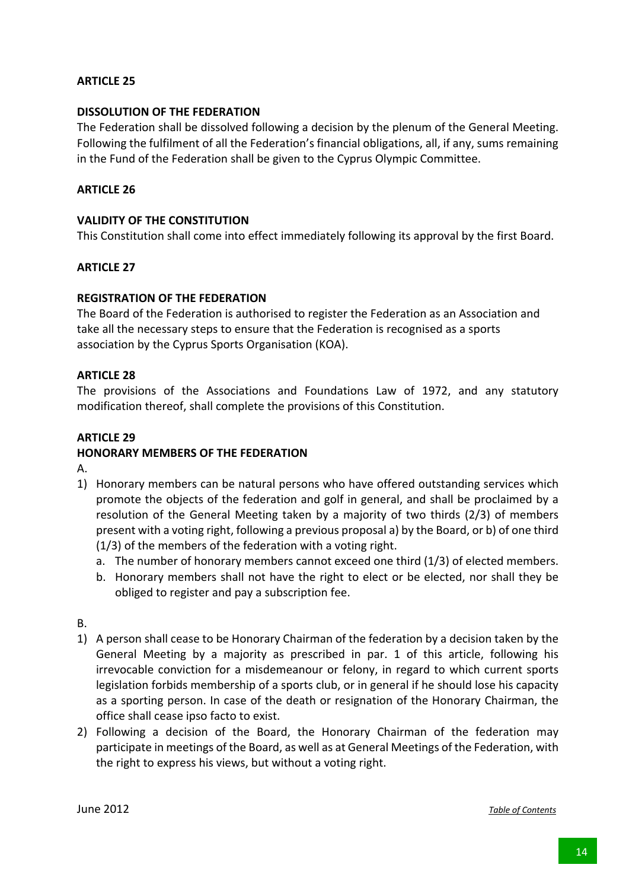**ARTICLE 25**

**DISSOLUTION OF THE FEDERATION**

The Federation shall be dissolved following a decision by the plenum of the General Meeting. Following the fulfilment of all the Federation's financial obligations, all, if any, sums remaining in the Fund of the Federation shall be given to the Cyprus Olympic Committee.

**ARTICLE 26**

**VALIDITY OF THE CONSTITUTION**

This Constitution shall come into effect immediately following its approval by the first Board.

**ARTICLE 27**

**REGISTRATION OF THE FEDERATION**

The Board of the Federation is authorised to register the Federation as an Association and take all the necessary steps to ensure that the Federation is recognised as a sports association by the Cyprus Sports Organisation (KOA).

**ARTICLE 28**

The provisions of the Associations and Foundations Law of 1972, and any statutory modification thereof, shall complete the provisions of this Constitution.

**ARTICLE 29**

**HONORARY MEMBERS OF THE FEDERATION**

A.

1) Honorary members can be natural persons who have offered outstanding services which promote the objects of the federation and golf in general, and shall be proclaimed by a resolution of the General Meeting taken by a majority of two thirds (2/3) of members present with a voting right, following a previous proposal a) by the Board, or b) of one third (1/3) of the members of the federation with a voting right.
   a. The number of honorary members cannot exceed one third (1/3) of elected members.
   b. Honorary members shall not have the right to elect or be elected, nor shall they be obliged to register and pay a subscription fee.

B.

1) A person shall cease to be Honorary Chairman of the federation by a decision taken by the General Meeting by a majority as prescribed in par. 1 of this article, following his irrevocable conviction for a misdemeanour or felony, in regard to which current sports legislation forbids membership of a sports club, or in general if he should lose his capacity as a sporting person. In case of the death or resignation of the Honorary Chairman, the office shall cease ipso facto to exist.
2) Following a decision of the Board, the Honorary Chairman of the federation may participate in meetings of the Board, as well as at General Meetings of the Federation, with the right to express his views, but without a voting right.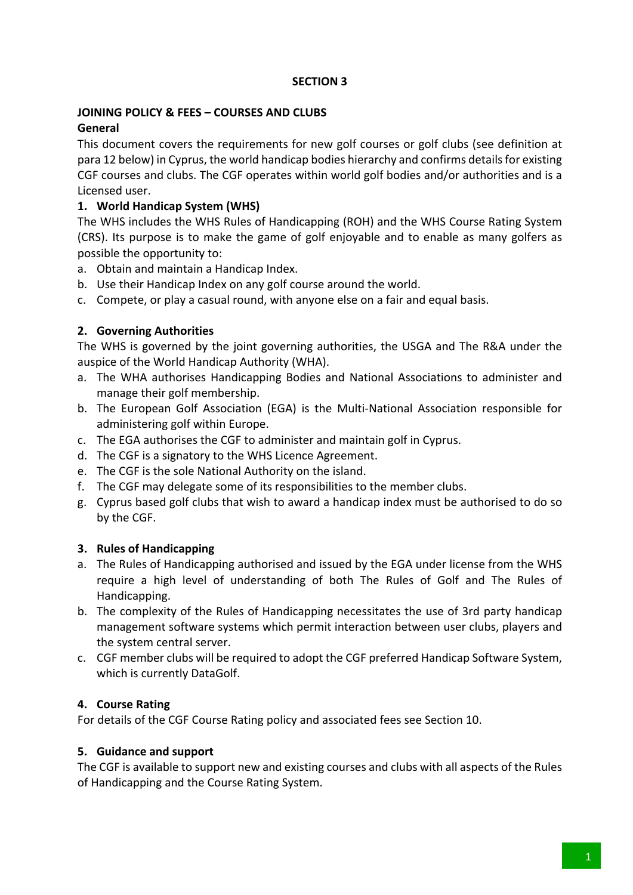**SECTION 3**

**JOINING POLICY & FEES – COURSES AND CLUBS**

**General**

This document covers the requirements for new golf courses or golf clubs (see definition at para 12 below) in Cyprus, the world handicap bodies hierarchy and confirms details for existing CGF courses and clubs. The CGF operates within world golf bodies and/or authorities and is a Licensed user.

**1. World Handicap System (WHS)**

The WHS includes the WHS Rules of Handicapping (ROH) and the WHS Course Rating System (CRS). Its purpose is to make the game of golf enjoyable and to enable as many golfers as possible the opportunity to:

a. Obtain and maintain a Handicap Index.
b. Use their Handicap Index on any golf course around the world.
c. Compete, or play a casual round, with anyone else on a fair and equal basis.

**2. Governing Authorities**

The WHS is governed by the joint governing authorities, the USGA and The R&A under the auspice of the World Handicap Authority (WHA).

a. The WHA authorises Handicapping Bodies and National Associations to administer and manage their golf membership.
b. The European Golf Association (EGA) is the Multi-National Association responsible for administering golf within Europe.
c. The EGA authorises the CGF to administer and maintain golf in Cyprus.
d. The CGF is a signatory to the WHS Licence Agreement.
e. The CGF is the sole National Authority on the island.
f. The CGF may delegate some of its responsibilities to the member clubs.
g. Cyprus based golf clubs that wish to award a handicap index must be authorised to do so by the CGF.

**3. Rules of Handicapping**

a. The Rules of Handicapping authorised and issued by the EGA under license from the WHS require a high level of understanding of both The Rules of Golf and The Rules of Handicapping.
b. The complexity of the Rules of Handicapping necessitates the use of 3rd party handicap management software systems which permit interaction between user clubs, players and the system central server.
c. CGF member clubs will be required to adopt the CGF preferred Handicap Software System, which is currently DataGolf.

**4. Course Rating**

For details of the CGF Course Rating policy and associated fees see Section 10.

**5. Guidance and support**

The CGF is available to support new and existing courses and clubs with all aspects of the Rules of Handicapping and the Course Rating System.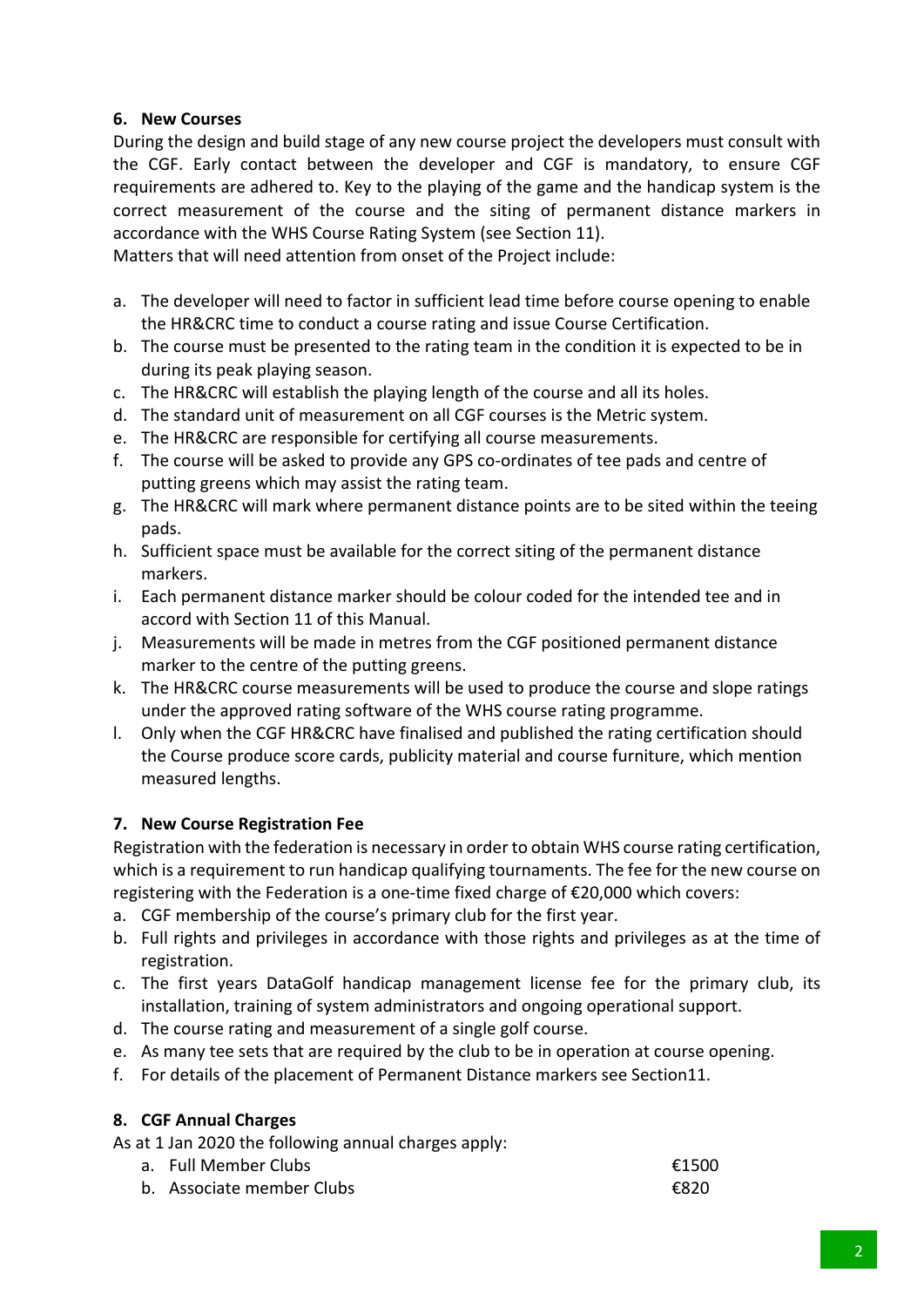### 6. New Courses

During the design and build stage of any new course project the developers must consult with the CGF. Early contact between the developer and CGF is mandatory, to ensure CGF requirements are adhered to. Key to the playing of the game and the handicap system is the correct measurement of the course and the siting of permanent distance markers in accordance with the WHS Course Rating System (see Section 11).

Matters that will need attention from onset of the Project include:

a. The developer will need to factor in sufficient lead time before course opening to enable the HR&CRC time to conduct a course rating and issue Course Certification.
b. The course must be presented to the rating team in the condition it is expected to be in during its peak playing season.
c. The HR&CRC will establish the playing length of the course and all its holes.
d. The standard unit of measurement on all CGF courses is the Metric system.
e. The HR&CRC are responsible for certifying all course measurements.
f. The course will be asked to provide any GPS co-ordinates of tee pads and centre of putting greens which may assist the rating team.
g. The HR&CRC will mark where permanent distance points are to be sited within the teeing pads.
h. Sufficient space must be available for the correct siting of the permanent distance markers.
i. Each permanent distance marker should be colour coded for the intended tee and in accord with Section 11 of this Manual.
j. Measurements will be made in metres from the CGF positioned permanent distance marker to the centre of the putting greens.
k. The HR&CRC course measurements will be used to produce the course and slope ratings under the approved rating software of the WHS course rating programme.
l. Only when the CGF HR&CRC have finalised and published the rating certification should the Course produce score cards, publicity material and course furniture, which mention measured lengths.

### 7. New Course Registration Fee

Registration with the federation is necessary in order to obtain WHS course rating certification, which is a requirement to run handicap qualifying tournaments. The fee for the new course on registering with the Federation is a one-time fixed charge of €20,000 which covers:

a. CGF membership of the course's primary club for the first year.
b. Full rights and privileges in accordance with those rights and privileges as at the time of registration.
c. The first years DataGolf handicap management license fee for the primary club, its installation, training of system administrators and ongoing operational support.
d. The course rating and measurement of a single golf course.
e. As many tee sets that are required by the club to be in operation at course opening.
f. For details of the placement of Permanent Distance markers see Section11.

### 8. CGF Annual Charges

As at 1 Jan 2020 the following annual charges apply:

a. Full Member Clubs €1500
b. Associate member Clubs €820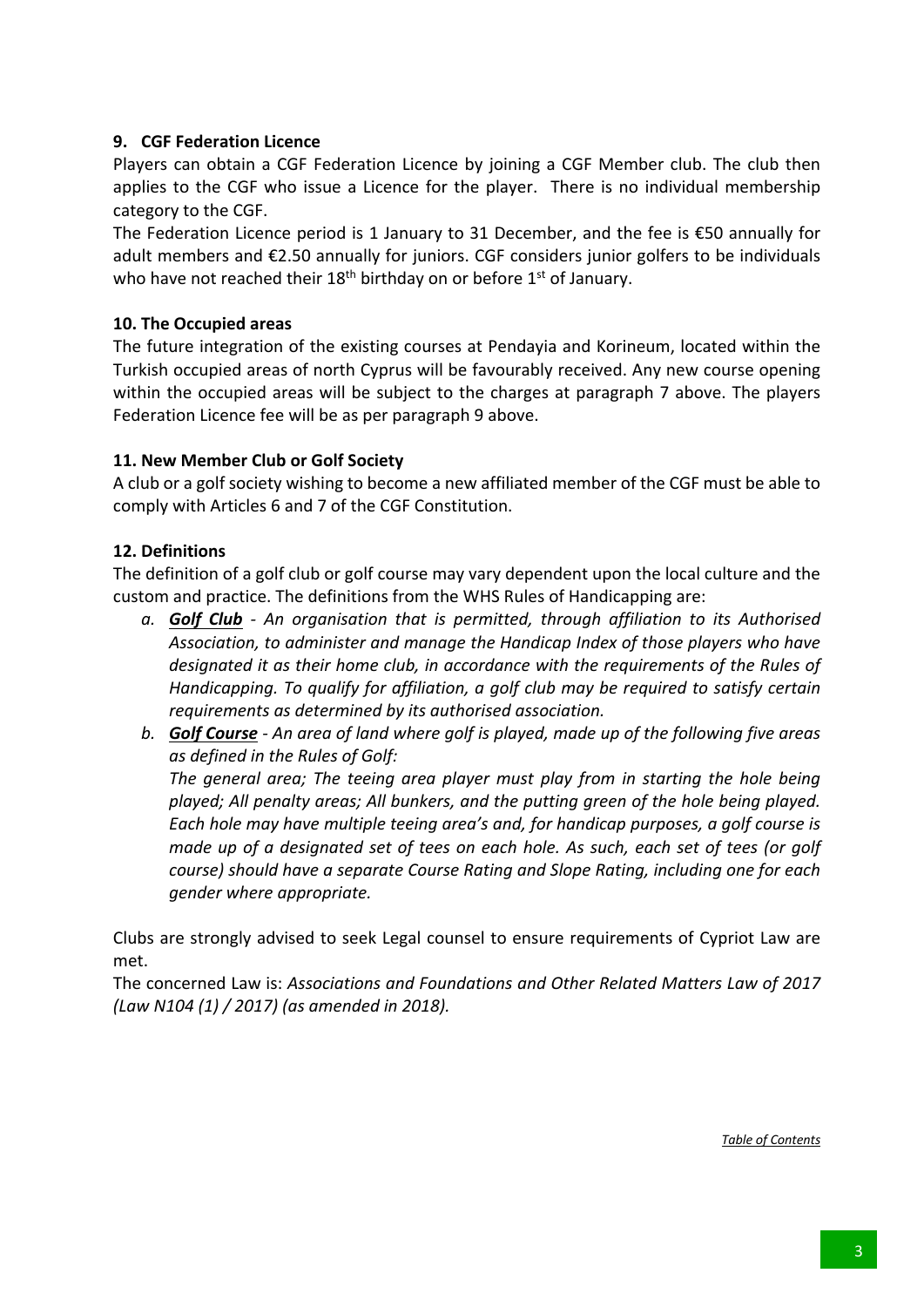**9. CGF Federation Licence**

Players can obtain a CGF Federation Licence by joining a CGF Member club. The club then applies to the CGF who issue a Licence for the player. There is no individual membership category to the CGF.

The Federation Licence period is 1 January to 31 December, and the fee is €50 annually for adult members and €2.50 annually for juniors. CGF considers junior golfers to be individuals who have not reached their 18th birthday on or before 1st of January.

**10. The Occupied areas**

The future integration of the existing courses at Pendayia and Korineum, located within the Turkish occupied areas of north Cyprus will be favourably received. Any new course opening within the occupied areas will be subject to the charges at paragraph 7 above. The players Federation Licence fee will be as per paragraph 9 above.

**11. New Member Club or Golf Society**

A club or a golf society wishing to become a new affiliated member of the CGF must be able to comply with Articles 6 and 7 of the CGF Constitution.

**12. Definitions**

The definition of a golf club or golf course may vary dependent upon the local culture and the custom and practice. The definitions from the WHS Rules of Handicapping are:

a. ***Golf Club*** *- An organisation that is permitted, through affiliation to its Authorised Association, to administer and manage the Handicap Index of those players who have designated it as their home club, in accordance with the requirements of the Rules of Handicapping. To qualify for affiliation, a golf club may be required to satisfy certain requirements as determined by its authorised association.*

b. ***Golf Course*** *- An area of land where golf is played, made up of the following five areas as defined in the Rules of Golf:*
   *The general area; The teeing area player must play from in starting the hole being played; All penalty areas; All bunkers, and the putting green of the hole being played. Each hole may have multiple teeing area's and, for handicap purposes, a golf course is made up of a designated set of tees on each hole. As such, each set of tees (or golf course) should have a separate Course Rating and Slope Rating, including one for each gender where appropriate.*

Clubs are strongly advised to seek Legal counsel to ensure requirements of Cypriot Law are met.

The concerned Law is: *Associations and Foundations and Other Related Matters Law of 2017 (Law N104 (1) / 2017) (as amended in 2018).*

*Table of Contents*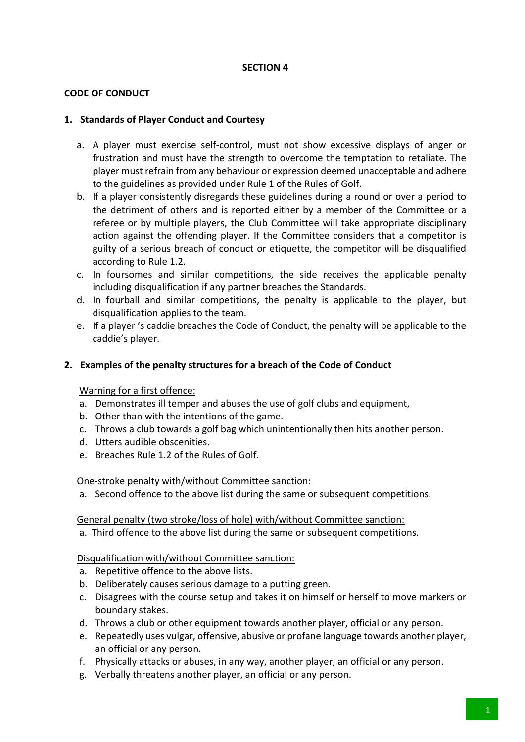**SECTION 4**

**CODE OF CONDUCT**

**1. Standards of Player Conduct and Courtesy**

a. A player must exercise self-control, must not show excessive displays of anger or frustration and must have the strength to overcome the temptation to retaliate. The player must refrain from any behaviour or expression deemed unacceptable and adhere to the guidelines as provided under Rule 1 of the Rules of Golf.
b. If a player consistently disregards these guidelines during a round or over a period to the detriment of others and is reported either by a member of the Committee or a referee or by multiple players, the Club Committee will take appropriate disciplinary action against the offending player. If the Committee considers that a competitor is guilty of a serious breach of conduct or etiquette, the competitor will be disqualified according to Rule 1.2.
c. In foursomes and similar competitions, the side receives the applicable penalty including disqualification if any partner breaches the Standards.
d. In fourball and similar competitions, the penalty is applicable to the player, but disqualification applies to the team.
e. If a player 's caddie breaches the Code of Conduct, the penalty will be applicable to the caddie's player.

**2. Examples of the penalty structures for a breach of the Code of Conduct**

Warning for a first offence:

a. Demonstrates ill temper and abuses the use of golf clubs and equipment,
b. Other than with the intentions of the game.
c. Throws a club towards a golf bag which unintentionally then hits another person.
d. Utters audible obscenities.
e. Breaches Rule 1.2 of the Rules of Golf.

One-stroke penalty with/without Committee sanction:

a. Second offence to the above list during the same or subsequent competitions.

General penalty (two stroke/loss of hole) with/without Committee sanction:

a. Third offence to the above list during the same or subsequent competitions.

Disqualification with/without Committee sanction:

a. Repetitive offence to the above lists.
b. Deliberately causes serious damage to a putting green.
c. Disagrees with the course setup and takes it on himself or herself to move markers or boundary stakes.
d. Throws a club or other equipment towards another player, official or any person.
e. Repeatedly uses vulgar, offensive, abusive or profane language towards another player, an official or any person.
f. Physically attacks or abuses, in any way, another player, an official or any person.
g. Verbally threatens another player, an official or any person.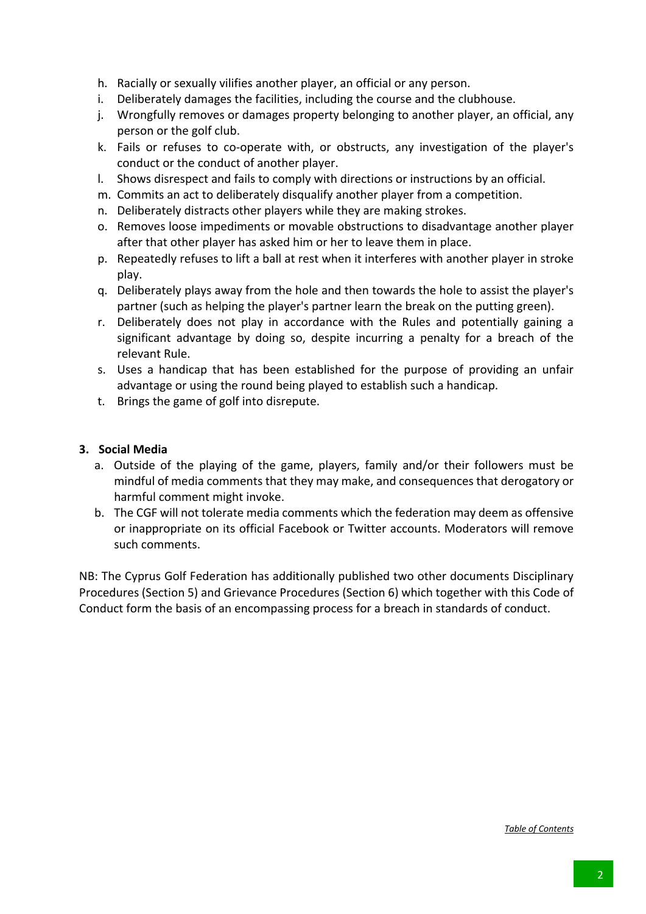h. Racially or sexually vilifies another player, an official or any person.
i. Deliberately damages the facilities, including the course and the clubhouse.
j. Wrongfully removes or damages property belonging to another player, an official, any person or the golf club.
k. Fails or refuses to co-operate with, or obstructs, any investigation of the player's conduct or the conduct of another player.
l. Shows disrespect and fails to comply with directions or instructions by an official.
m. Commits an act to deliberately disqualify another player from a competition.
n. Deliberately distracts other players while they are making strokes.
o. Removes loose impediments or movable obstructions to disadvantage another player after that other player has asked him or her to leave them in place.
p. Repeatedly refuses to lift a ball at rest when it interferes with another player in stroke play.
q. Deliberately plays away from the hole and then towards the hole to assist the player's partner (such as helping the player's partner learn the break on the putting green).
r. Deliberately does not play in accordance with the Rules and potentially gaining a significant advantage by doing so, despite incurring a penalty for a breach of the relevant Rule.
s. Uses a handicap that has been established for the purpose of providing an unfair advantage or using the round being played to establish such a handicap.
t. Brings the game of golf into disrepute.

**3. Social Media**

a. Outside of the playing of the game, players, family and/or their followers must be mindful of media comments that they may make, and consequences that derogatory or harmful comment might invoke.
b. The CGF will not tolerate media comments which the federation may deem as offensive or inappropriate on its official Facebook or Twitter accounts. Moderators will remove such comments.

NB: The Cyprus Golf Federation has additionally published two other documents Disciplinary Procedures (Section 5) and Grievance Procedures (Section 6) which together with this Code of Conduct form the basis of an encompassing process for a breach in standards of conduct.

*Table of Contents*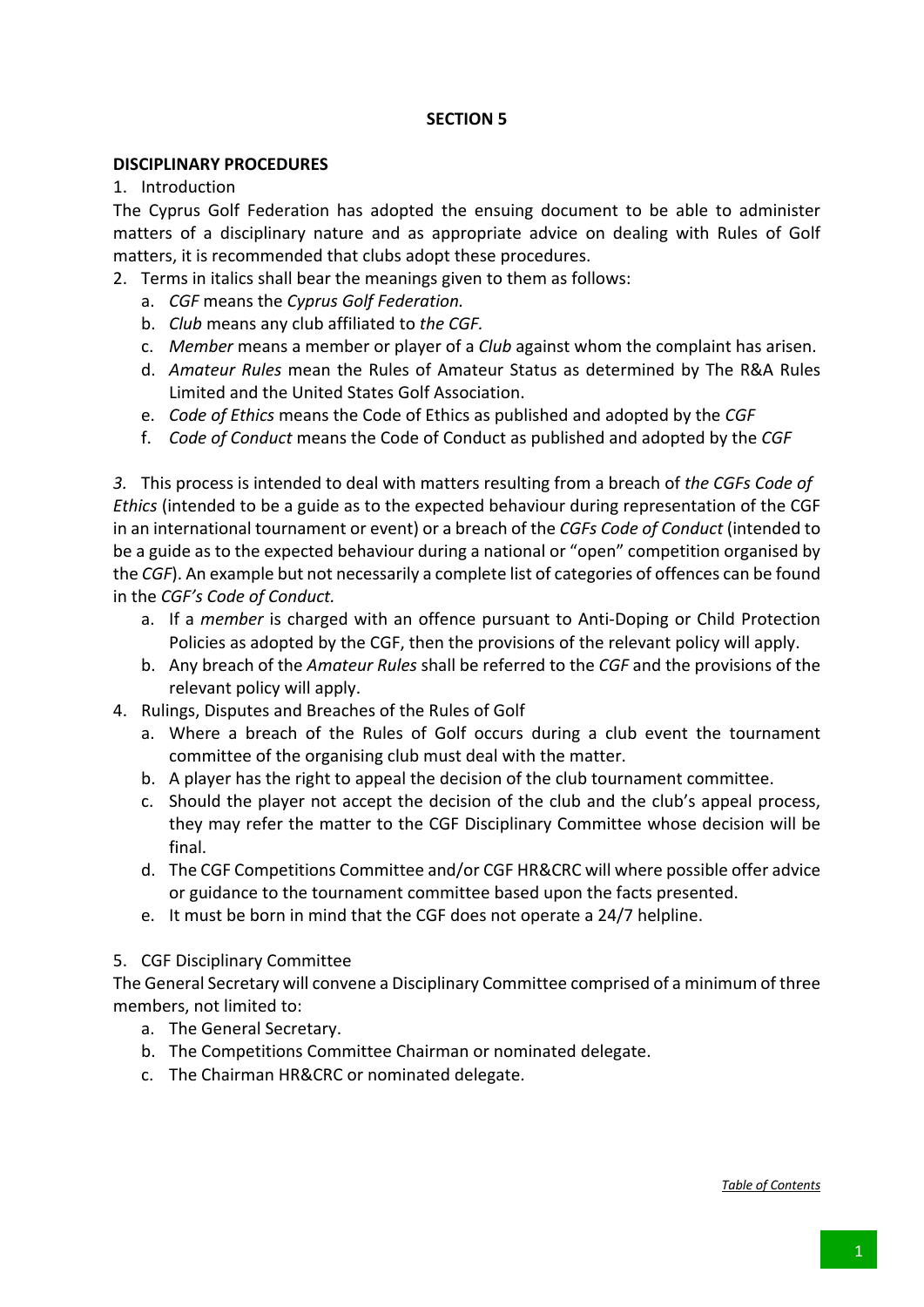**SECTION 5**

**DISCIPLINARY PROCEDURES**

1. Introduction

The Cyprus Golf Federation has adopted the ensuing document to be able to administer matters of a disciplinary nature and as appropriate advice on dealing with Rules of Golf matters, it is recommended that clubs adopt these procedures.

2. Terms in italics shall bear the meanings given to them as follows:
   a. *CGF* means the *Cyprus Golf Federation.*
   b. *Club* means any club affiliated to *the CGF.*
   c. *Member* means a member or player of a *Club* against whom the complaint has arisen.
   d. *Amateur Rules* mean the Rules of Amateur Status as determined by The R&A Rules Limited and the United States Golf Association.
   e. *Code of Ethics* means the Code of Ethics as published and adopted by the *CGF*
   f. *Code of Conduct* means the Code of Conduct as published and adopted by the *CGF*

*3.* This process is intended to deal with matters resulting from a breach of *the CGFs Code of Ethics* (intended to be a guide as to the expected behaviour during representation of the CGF in an international tournament or event) or a breach of the *CGFs Code of Conduct* (intended to be a guide as to the expected behaviour during a national or "open" competition organised by the *CGF*). An example but not necessarily a complete list of categories of offences can be found in the *CGF's Code of Conduct.*
   a. If a *member* is charged with an offence pursuant to Anti-Doping or Child Protection Policies as adopted by the CGF, then the provisions of the relevant policy will apply.
   b. Any breach of the *Amateur Rules* shall be referred to the *CGF* and the provisions of the relevant policy will apply.

4. Rulings, Disputes and Breaches of the Rules of Golf
   a. Where a breach of the Rules of Golf occurs during a club event the tournament committee of the organising club must deal with the matter.
   b. A player has the right to appeal the decision of the club tournament committee.
   c. Should the player not accept the decision of the club and the club's appeal process, they may refer the matter to the CGF Disciplinary Committee whose decision will be final.
   d. The CGF Competitions Committee and/or CGF HR&CRC will where possible offer advice or guidance to the tournament committee based upon the facts presented.
   e. It must be born in mind that the CGF does not operate a 24/7 helpline.

5. CGF Disciplinary Committee

The General Secretary will convene a Disciplinary Committee comprised of a minimum of three members, not limited to:
   a. The General Secretary.
   b. The Competitions Committee Chairman or nominated delegate.
   c. The Chairman HR&CRC or nominated delegate.

*Table of Contents*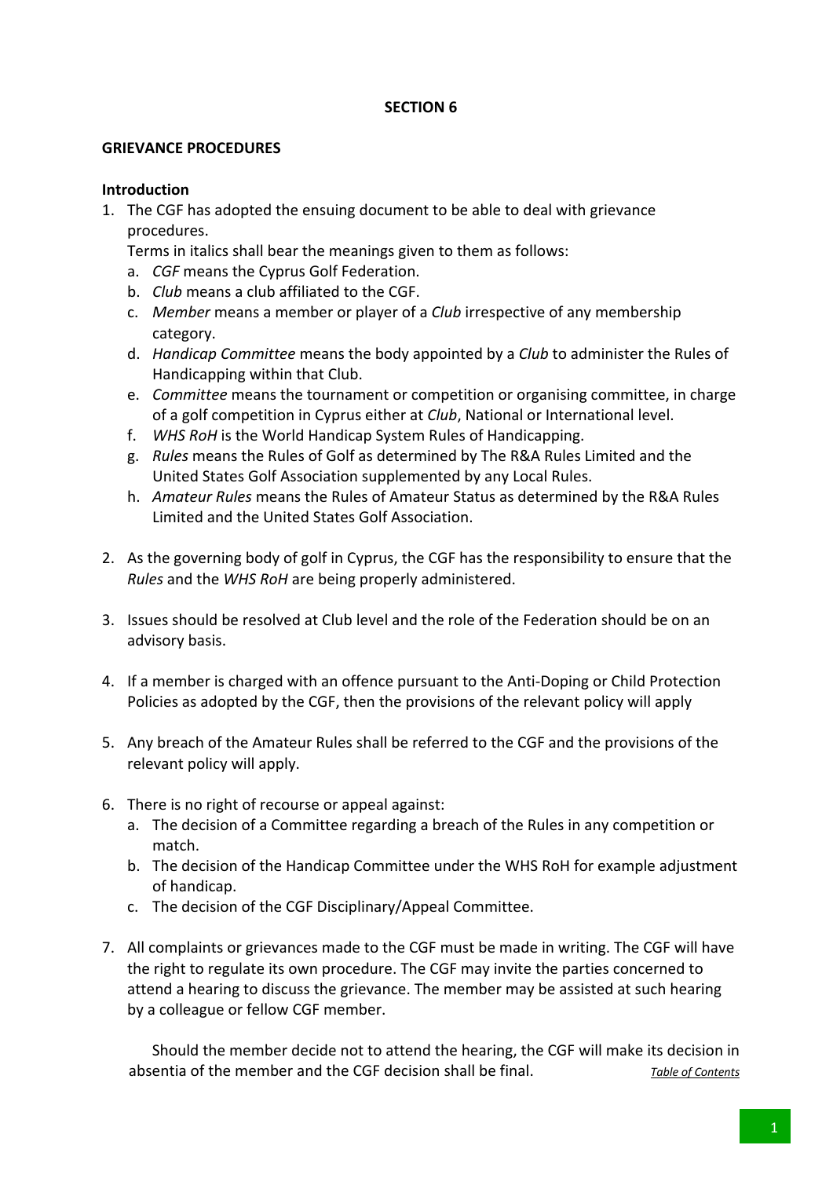**SECTION 6**

## GRIEVANCE PROCEDURES

### Introduction

1. The CGF has adopted the ensuing document to be able to deal with grievance procedures.

   Terms in italics shall bear the meanings given to them as follows:

   a. *CGF* means the Cyprus Golf Federation.
   b. *Club* means a club affiliated to the CGF.
   c. *Member* means a member or player of a *Club* irrespective of any membership category.
   d. *Handicap Committee* means the body appointed by a *Club* to administer the Rules of Handicapping within that Club.
   e. *Committee* means the tournament or competition or organising committee, in charge of a golf competition in Cyprus either at *Club*, National or International level.
   f. *WHS RoH* is the World Handicap System Rules of Handicapping.
   g. *Rules* means the Rules of Golf as determined by The R&A Rules Limited and the United States Golf Association supplemented by any Local Rules.
   h. *Amateur Rules* means the Rules of Amateur Status as determined by the R&A Rules Limited and the United States Golf Association.

2. As the governing body of golf in Cyprus, the CGF has the responsibility to ensure that the *Rules* and the *WHS RoH* are being properly administered.

3. Issues should be resolved at Club level and the role of the Federation should be on an advisory basis.

4. If a member is charged with an offence pursuant to the Anti-Doping or Child Protection Policies as adopted by the CGF, then the provisions of the relevant policy will apply

5. Any breach of the Amateur Rules shall be referred to the CGF and the provisions of the relevant policy will apply.

6. There is no right of recourse or appeal against:

   a. The decision of a Committee regarding a breach of the Rules in any competition or match.
   b. The decision of the Handicap Committee under the WHS RoH for example adjustment of handicap.
   c. The decision of the CGF Disciplinary/Appeal Committee.

7. All complaints or grievances made to the CGF must be made in writing. The CGF will have the right to regulate its own procedure. The CGF may invite the parties concerned to attend a hearing to discuss the grievance. The member may be assisted at such hearing by a colleague or fellow CGF member.

   Should the member decide not to attend the hearing, the CGF will make its decision in absentia of the member and the CGF decision shall be final.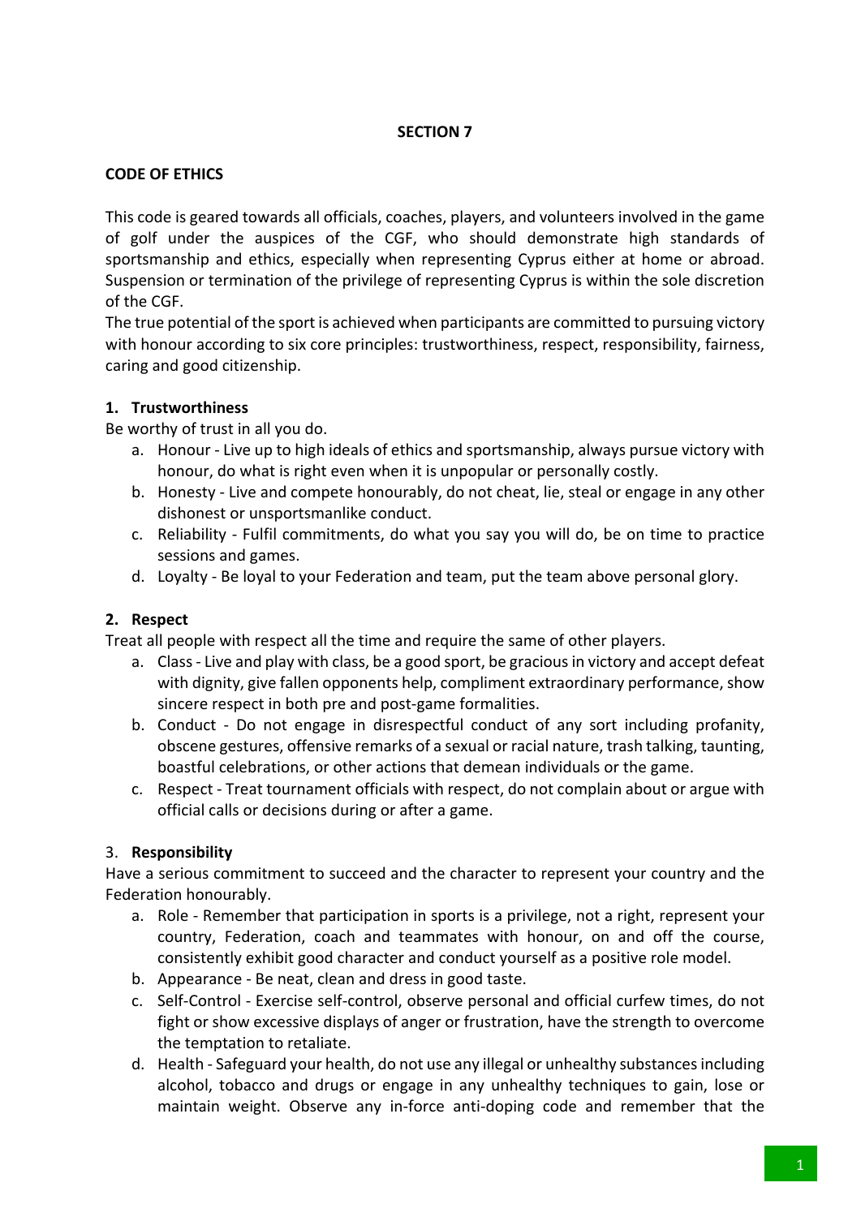## SECTION 7

### CODE OF ETHICS

This code is geared towards all officials, coaches, players, and volunteers involved in the game of golf under the auspices of the CGF, who should demonstrate high standards of sportsmanship and ethics, especially when representing Cyprus either at home or abroad. Suspension or termination of the privilege of representing Cyprus is within the sole discretion of the CGF.

The true potential of the sport is achieved when participants are committed to pursuing victory with honour according to six core principles: trustworthiness, respect, responsibility, fairness, caring and good citizenship.

**1. Trustworthiness**

Be worthy of trust in all you do.

a. Honour - Live up to high ideals of ethics and sportsmanship, always pursue victory with honour, do what is right even when it is unpopular or personally costly.

b. Honesty - Live and compete honourably, do not cheat, lie, steal or engage in any other dishonest or unsportsmanlike conduct.

c. Reliability - Fulfil commitments, do what you say you will do, be on time to practice sessions and games.

d. Loyalty - Be loyal to your Federation and team, put the team above personal glory.

**2. Respect**

Treat all people with respect all the time and require the same of other players.

a. Class - Live and play with class, be a good sport, be gracious in victory and accept defeat with dignity, give fallen opponents help, compliment extraordinary performance, show sincere respect in both pre and post-game formalities.

b. Conduct - Do not engage in disrespectful conduct of any sort including profanity, obscene gestures, offensive remarks of a sexual or racial nature, trash talking, taunting, boastful celebrations, or other actions that demean individuals or the game.

c. Respect - Treat tournament officials with respect, do not complain about or argue with official calls or decisions during or after a game.

3. **Responsibility**

Have a serious commitment to succeed and the character to represent your country and the Federation honourably.

a. Role - Remember that participation in sports is a privilege, not a right, represent your country, Federation, coach and teammates with honour, on and off the course, consistently exhibit good character and conduct yourself as a positive role model.

b. Appearance - Be neat, clean and dress in good taste.

c. Self-Control - Exercise self-control, observe personal and official curfew times, do not fight or show excessive displays of anger or frustration, have the strength to overcome the temptation to retaliate.

d. Health - Safeguard your health, do not use any illegal or unhealthy substances including alcohol, tobacco and drugs or engage in any unhealthy techniques to gain, lose or maintain weight. Observe any in-force anti-doping code and remember that the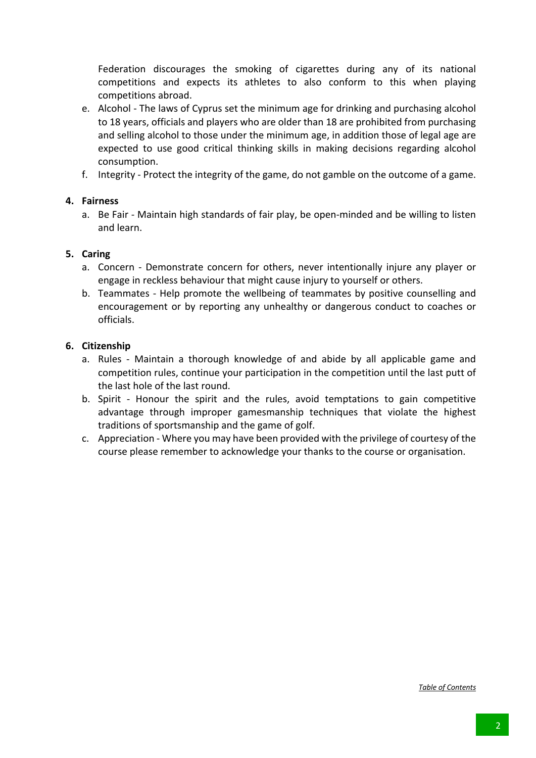Federation discourages the smoking of cigarettes during any of its national competitions and expects its athletes to also conform to this when playing competitions abroad.

e. Alcohol - The laws of Cyprus set the minimum age for drinking and purchasing alcohol to 18 years, officials and players who are older than 18 are prohibited from purchasing and selling alcohol to those under the minimum age, in addition those of legal age are expected to use good critical thinking skills in making decisions regarding alcohol consumption.
f. Integrity - Protect the integrity of the game, do not gamble on the outcome of a game.

**4. Fairness**

a. Be Fair - Maintain high standards of fair play, be open-minded and be willing to listen and learn.

**5. Caring**

a. Concern - Demonstrate concern for others, never intentionally injure any player or engage in reckless behaviour that might cause injury to yourself or others.
b. Teammates - Help promote the wellbeing of teammates by positive counselling and encouragement or by reporting any unhealthy or dangerous conduct to coaches or officials.

**6. Citizenship**

a. Rules - Maintain a thorough knowledge of and abide by all applicable game and competition rules, continue your participation in the competition until the last putt of the last hole of the last round.
b. Spirit - Honour the spirit and the rules, avoid temptations to gain competitive advantage through improper gamesmanship techniques that violate the highest traditions of sportsmanship and the game of golf.
c. Appreciation - Where you may have been provided with the privilege of courtesy of the course please remember to acknowledge your thanks to the course or organisation.

*Table of Contents*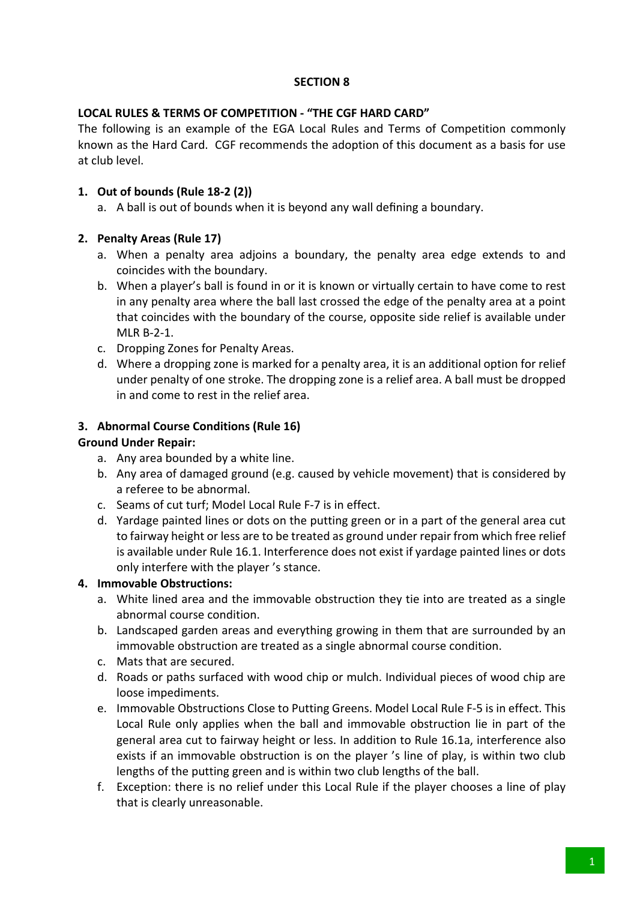**SECTION 8**

**LOCAL RULES & TERMS OF COMPETITION - "THE CGF HARD CARD"**

The following is an example of the EGA Local Rules and Terms of Competition commonly known as the Hard Card. CGF recommends the adoption of this document as a basis for use at club level.

1. **Out of bounds (Rule 18-2 (2))**
   a. A ball is out of bounds when it is beyond any wall defining a boundary.

2. **Penalty Areas (Rule 17)**
   a. When a penalty area adjoins a boundary, the penalty area edge extends to and coincides with the boundary.
   b. When a player's ball is found in or it is known or virtually certain to have come to rest in any penalty area where the ball last crossed the edge of the penalty area at a point that coincides with the boundary of the course, opposite side relief is available under MLR B-2-1.
   c. Dropping Zones for Penalty Areas.
   d. Where a dropping zone is marked for a penalty area, it is an additional option for relief under penalty of one stroke. The dropping zone is a relief area. A ball must be dropped in and come to rest in the relief area.

3. **Abnormal Course Conditions (Rule 16)**

**Ground Under Repair:**

   a. Any area bounded by a white line.
   b. Any area of damaged ground (e.g. caused by vehicle movement) that is considered by a referee to be abnormal.
   c. Seams of cut turf; Model Local Rule F-7 is in effect.
   d. Yardage painted lines or dots on the putting green or in a part of the general area cut to fairway height or less are to be treated as ground under repair from which free relief is available under Rule 16.1. Interference does not exist if yardage painted lines or dots only interfere with the player 's stance.

4. **Immovable Obstructions:**
   a. White lined area and the immovable obstruction they tie into are treated as a single abnormal course condition.
   b. Landscaped garden areas and everything growing in them that are surrounded by an immovable obstruction are treated as a single abnormal course condition.
   c. Mats that are secured.
   d. Roads or paths surfaced with wood chip or mulch. Individual pieces of wood chip are loose impediments.
   e. Immovable Obstructions Close to Putting Greens. Model Local Rule F-5 is in effect. This Local Rule only applies when the ball and immovable obstruction lie in part of the general area cut to fairway height or less. In addition to Rule 16.1a, interference also exists if an immovable obstruction is on the player 's line of play, is within two club lengths of the putting green and is within two club lengths of the ball.
   f. Exception: there is no relief under this Local Rule if the player chooses a line of play that is clearly unreasonable.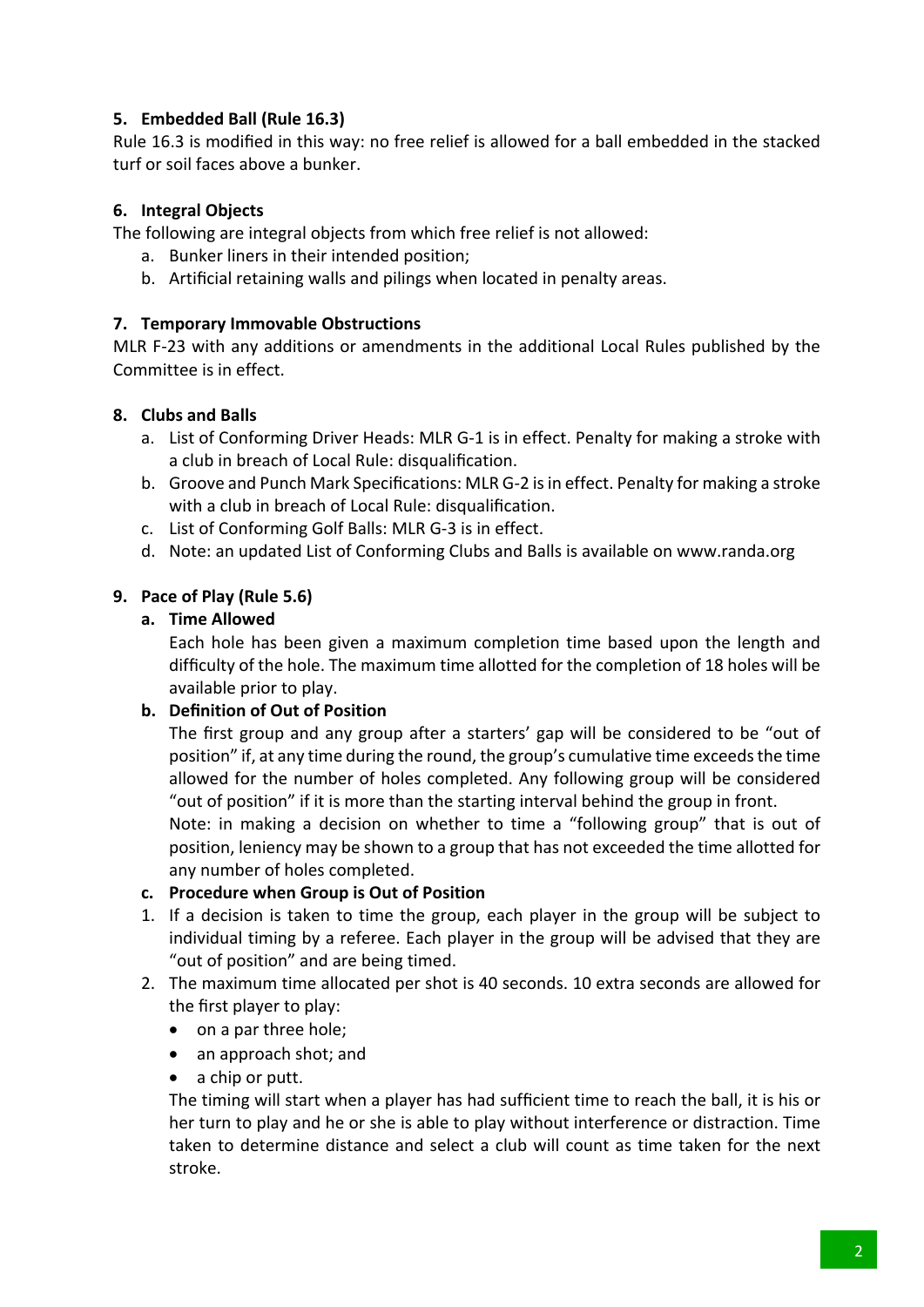### 5. Embedded Ball (Rule 16.3)

Rule 16.3 is modified in this way: no free relief is allowed for a ball embedded in the stacked turf or soil faces above a bunker.

### 6. Integral Objects

The following are integral objects from which free relief is not allowed:

a. Bunker liners in their intended position;
b. Artificial retaining walls and pilings when located in penalty areas.

### 7. Temporary Immovable Obstructions

MLR F-23 with any additions or amendments in the additional Local Rules published by the Committee is in effect.

### 8. Clubs and Balls

a. List of Conforming Driver Heads: MLR G-1 is in effect. Penalty for making a stroke with a club in breach of Local Rule: disqualification.
b. Groove and Punch Mark Specifications: MLR G-2 is in effect. Penalty for making a stroke with a club in breach of Local Rule: disqualification.
c. List of Conforming Golf Balls: MLR G-3 is in effect.
d. Note: an updated List of Conforming Clubs and Balls is available on www.randa.org

### 9. Pace of Play (Rule 5.6)

**a. Time Allowed**

Each hole has been given a maximum completion time based upon the length and difficulty of the hole. The maximum time allotted for the completion of 18 holes will be available prior to play.

**b. Definition of Out of Position**

The first group and any group after a starters' gap will be considered to be "out of position" if, at any time during the round, the group's cumulative time exceeds the time allowed for the number of holes completed. Any following group will be considered "out of position" if it is more than the starting interval behind the group in front.

Note: in making a decision on whether to time a "following group" that is out of position, leniency may be shown to a group that has not exceeded the time allotted for any number of holes completed.

**c. Procedure when Group is Out of Position**

1. If a decision is taken to time the group, each player in the group will be subject to individual timing by a referee. Each player in the group will be advised that they are "out of position" and are being timed.
2. The maximum time allocated per shot is 40 seconds. 10 extra seconds are allowed for the first player to play:
   - on a par three hole;
   - an approach shot; and
   - a chip or putt.

   The timing will start when a player has had sufficient time to reach the ball, it is his or her turn to play and he or she is able to play without interference or distraction. Time taken to determine distance and select a club will count as time taken for the next stroke.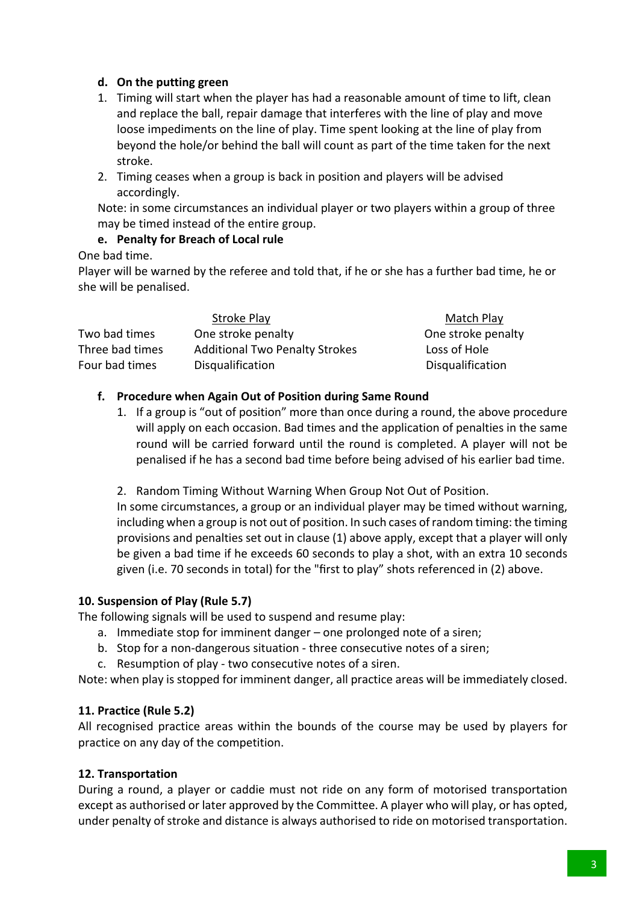**d. On the putting green**

1. Timing will start when the player has had a reasonable amount of time to lift, clean and replace the ball, repair damage that interferes with the line of play and move loose impediments on the line of play. Time spent looking at the line of play from beyond the hole/or behind the ball will count as part of the time taken for the next stroke.
2. Timing ceases when a group is back in position and players will be advised accordingly.

Note: in some circumstances an individual player or two players within a group of three may be timed instead of the entire group.

**e. Penalty for Breach of Local rule**

One bad time.

Player will be warned by the referee and told that, if he or she has a further bad time, he or she will be penalised.

| | Stroke Play | Match Play |
|---|---|---|
| Two bad times | One stroke penalty | One stroke penalty |
| Three bad times | Additional Two Penalty Strokes | Loss of Hole |
| Four bad times | Disqualification | Disqualification |

**f. Procedure when Again Out of Position during Same Round**

1. If a group is "out of position" more than once during a round, the above procedure will apply on each occasion. Bad times and the application of penalties in the same round will be carried forward until the round is completed. A player will not be penalised if he has a second bad time before being advised of his earlier bad time.

2. Random Timing Without Warning When Group Not Out of Position.

In some circumstances, a group or an individual player may be timed without warning, including when a group is not out of position. In such cases of random timing: the timing provisions and penalties set out in clause (1) above apply, except that a player will only be given a bad time if he exceeds 60 seconds to play a shot, with an extra 10 seconds given (i.e. 70 seconds in total) for the "first to play" shots referenced in (2) above.

**10. Suspension of Play (Rule 5.7)**

The following signals will be used to suspend and resume play:

a. Immediate stop for imminent danger – one prolonged note of a siren;
b. Stop for a non-dangerous situation - three consecutive notes of a siren;
c. Resumption of play - two consecutive notes of a siren.

Note: when play is stopped for imminent danger, all practice areas will be immediately closed.

**11. Practice (Rule 5.2)**

All recognised practice areas within the bounds of the course may be used by players for practice on any day of the competition.

**12. Transportation**

During a round, a player or caddie must not ride on any form of motorised transportation except as authorised or later approved by the Committee. A player who will play, or has opted, under penalty of stroke and distance is always authorised to ride on motorised transportation.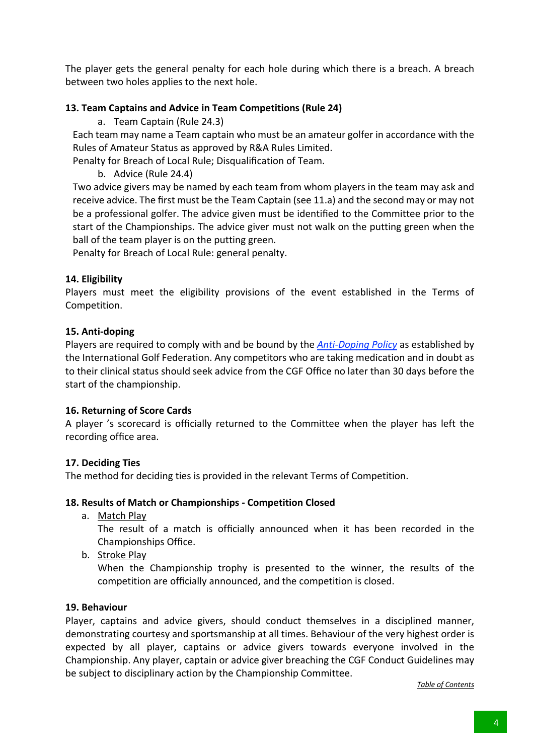The player gets the general penalty for each hole during which there is a breach. A breach between two holes applies to the next hole.

**13. Team Captains and Advice in Team Competitions (Rule 24)**

a. Team Captain (Rule 24.3)

Each team may name a Team captain who must be an amateur golfer in accordance with the Rules of Amateur Status as approved by R&A Rules Limited.

Penalty for Breach of Local Rule; Disqualification of Team.

b. Advice (Rule 24.4)

Two advice givers may be named by each team from whom players in the team may ask and receive advice. The first must be the Team Captain (see 11.a) and the second may or may not be a professional golfer. The advice given must be identified to the Committee prior to the start of the Championships. The advice giver must not walk on the putting green when the ball of the team player is on the putting green.

Penalty for Breach of Local Rule: general penalty.

**14. Eligibility**

Players must meet the eligibility provisions of the event established in the Terms of Competition.

**15. Anti-doping**

Players are required to comply with and be bound by the *Anti-Doping Policy* as established by the International Golf Federation. Any competitors who are taking medication and in doubt as to their clinical status should seek advice from the CGF Office no later than 30 days before the start of the championship.

**16. Returning of Score Cards**

A player 's scorecard is officially returned to the Committee when the player has left the recording office area.

**17. Deciding Ties**

The method for deciding ties is provided in the relevant Terms of Competition.

**18. Results of Match or Championships - Competition Closed**

a. Match Play

   The result of a match is officially announced when it has been recorded in the Championships Office.

b. Stroke Play

   When the Championship trophy is presented to the winner, the results of the competition are officially announced, and the competition is closed.

**19. Behaviour**

Player, captains and advice givers, should conduct themselves in a disciplined manner, demonstrating courtesy and sportsmanship at all times. Behaviour of the very highest order is expected by all player, captains or advice givers towards everyone involved in the Championship. Any player, captain or advice giver breaching the CGF Conduct Guidelines may be subject to disciplinary action by the Championship Committee.

*Table of Contents*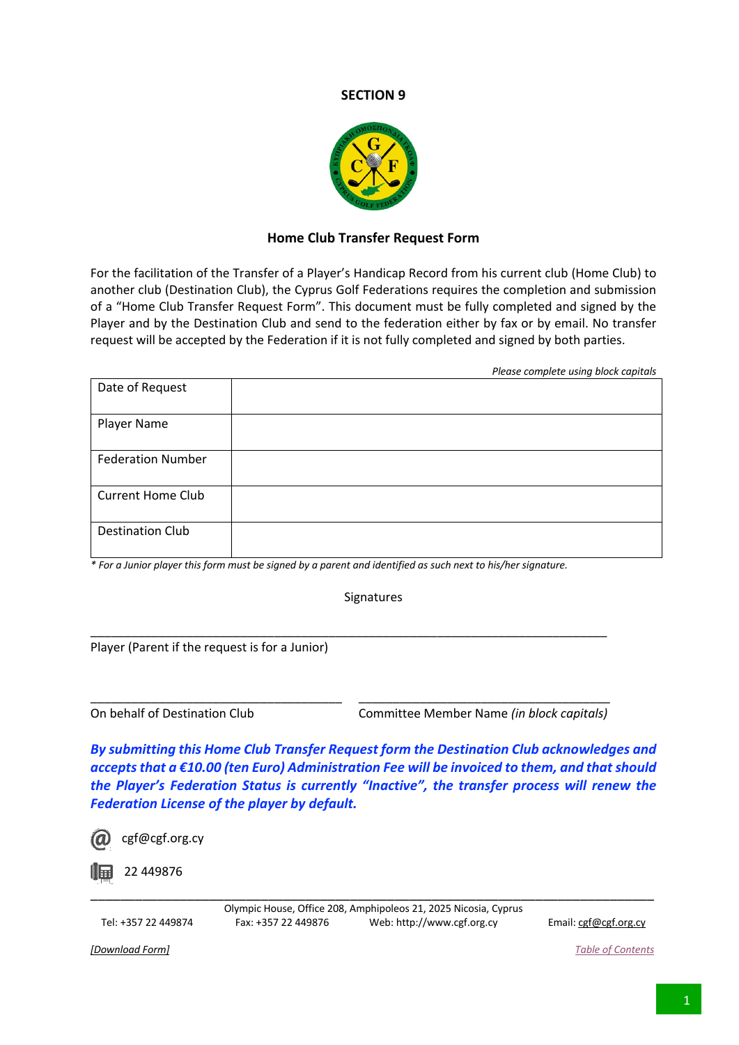**SECTION 9**

**Home Club Transfer Request Form**

For the facilitation of the Transfer of a Player's Handicap Record from his current club (Home Club) to another club (Destination Club), the Cyprus Golf Federations requires the completion and submission of a "Home Club Transfer Request Form". This document must be fully completed and signed by the Player and by the Destination Club and send to the federation either by fax or by email. No transfer request will be accepted by the Federation if it is not fully completed and signed by both parties.

*Please complete using block capitals*

| | |
|---|---|
| Date of Request | |
| Player Name | |
| Federation Number | |
| Current Home Club | |
| Destination Club | |

*\* For a Junior player this form must be signed by a parent and identified as such next to his/her signature.*

Signatures

\_\_\_\_\_\_\_\_\_\_\_\_\_\_\_\_\_\_\_\_\_\_\_\_\_\_\_\_\_\_\_\_\_\_\_\_\_\_\_\_\_\_\_\_\_\_\_\_\_\_\_\_\_\_\_\_\_\_\_\_\_\_\_\_\_\_\_\_\_\_

Player (Parent if the request is for a Junior)

\_\_\_\_\_\_\_\_\_\_\_\_\_\_\_\_\_\_\_\_\_\_\_\_\_\_\_\_\_\_\_\_\_\_\_ \_\_\_\_\_\_\_\_\_\_\_\_\_\_\_\_\_\_\_\_\_\_\_\_\_\_\_\_\_\_\_\_\_\_\_

On behalf of Destination Club     Committee Member Name *(in block capitals)*

***By submitting this Home Club Transfer Request form the Destination Club acknowledges and accepts that a €10.00 (ten Euro) Administration Fee will be invoiced to them, and that should the Player's Federation Status is currently "Inactive", the transfer process will renew the Federation License of the player by default.***

cgf@cgf.org.cy

22 449876

Olympic House, Office 208, Amphipoleos 21, 2025 Nicosia, Cyprus

Tel: +357 22 449874  Fax: +357 22 449876  Web: http://www.cgf.org.cy  Email: cgf@cgf.org.cy

*[Download Form]*

*Table of Contents*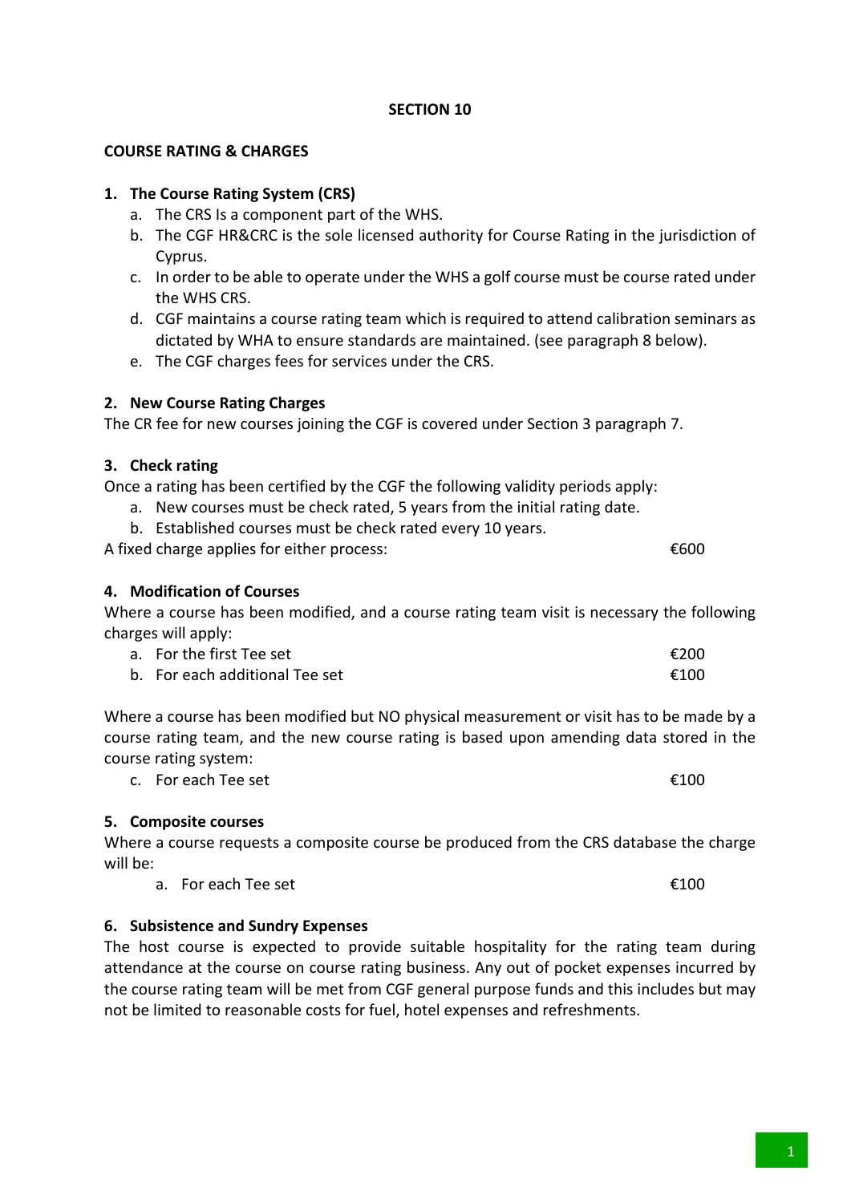## SECTION 10

### COURSE RATING & CHARGES

#### 1. The Course Rating System (CRS)

a. The CRS Is a component part of the WHS.
b. The CGF HR&CRC is the sole licensed authority for Course Rating in the jurisdiction of Cyprus.
c. In order to be able to operate under the WHS a golf course must be course rated under the WHS CRS.
d. CGF maintains a course rating team which is required to attend calibration seminars as dictated by WHA to ensure standards are maintained. (see paragraph 8 below).
e. The CGF charges fees for services under the CRS.

#### 2. New Course Rating Charges

The CR fee for new courses joining the CGF is covered under Section 3 paragraph 7.

#### 3. Check rating

Once a rating has been certified by the CGF the following validity periods apply:

a. New courses must be check rated, 5 years from the initial rating date.
b. Established courses must be check rated every 10 years.

A fixed charge applies for either process: €600

#### 4. Modification of Courses

Where a course has been modified, and a course rating team visit is necessary the following charges will apply:

a. For the first Tee set €200
b. For each additional Tee set €100

Where a course has been modified but NO physical measurement or visit has to be made by a course rating team, and the new course rating is based upon amending data stored in the course rating system:

c. For each Tee set €100

#### 5. Composite courses

Where a course requests a composite course be produced from the CRS database the charge will be:

a. For each Tee set €100

#### 6. Subsistence and Sundry Expenses

The host course is expected to provide suitable hospitality for the rating team during attendance at the course on course rating business. Any out of pocket expenses incurred by the course rating team will be met from CGF general purpose funds and this includes but may not be limited to reasonable costs for fuel, hotel expenses and refreshments.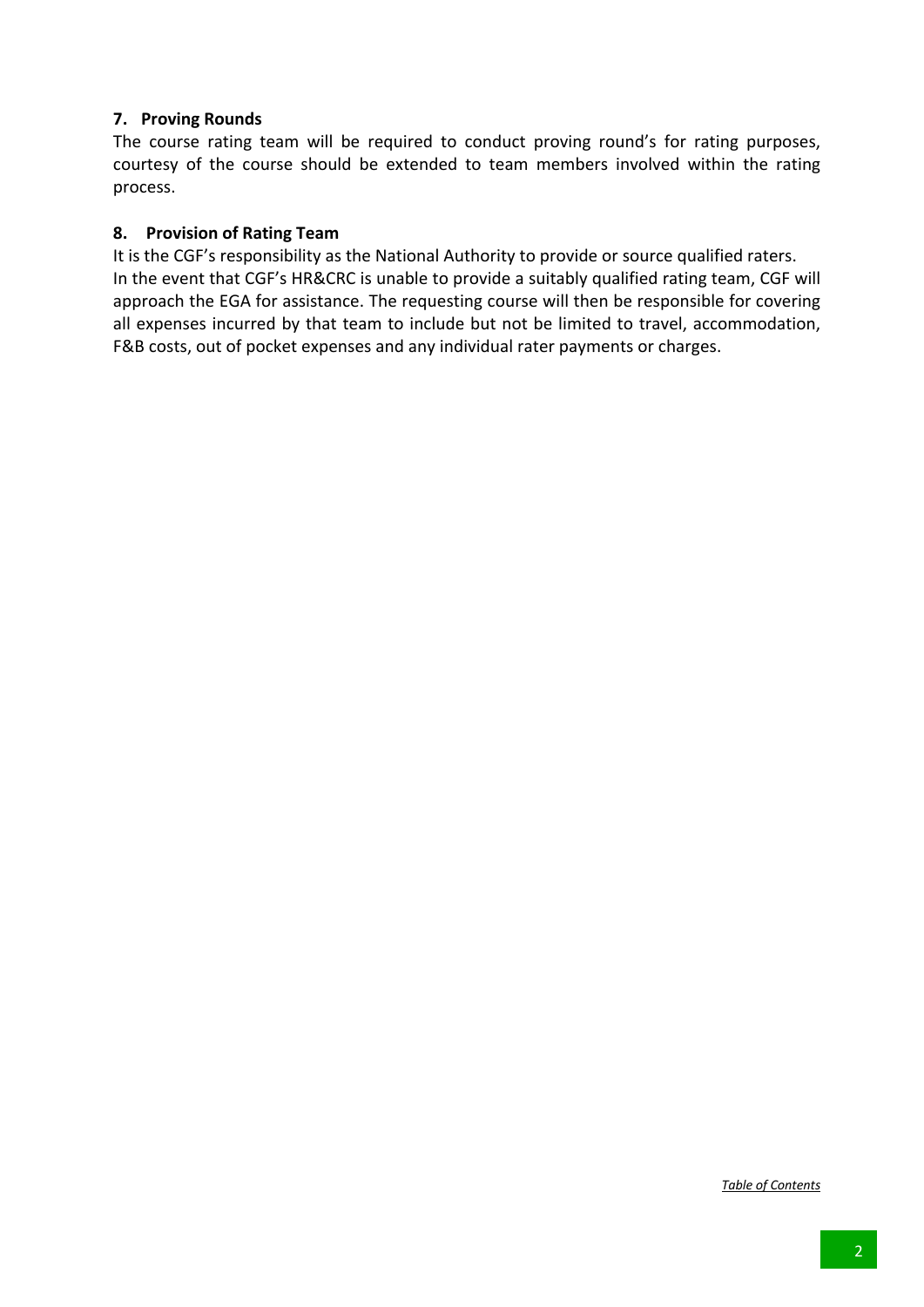### 7. Proving Rounds

The course rating team will be required to conduct proving round's for rating purposes, courtesy of the course should be extended to team members involved within the rating process.

### 8. Provision of Rating Team

It is the CGF's responsibility as the National Authority to provide or source qualified raters.
In the event that CGF's HR&CRC is unable to provide a suitably qualified rating team, CGF will approach the EGA for assistance. The requesting course will then be responsible for covering all expenses incurred by that team to include but not be limited to travel, accommodation, F&B costs, out of pocket expenses and any individual rater payments or charges.

*Table of Contents*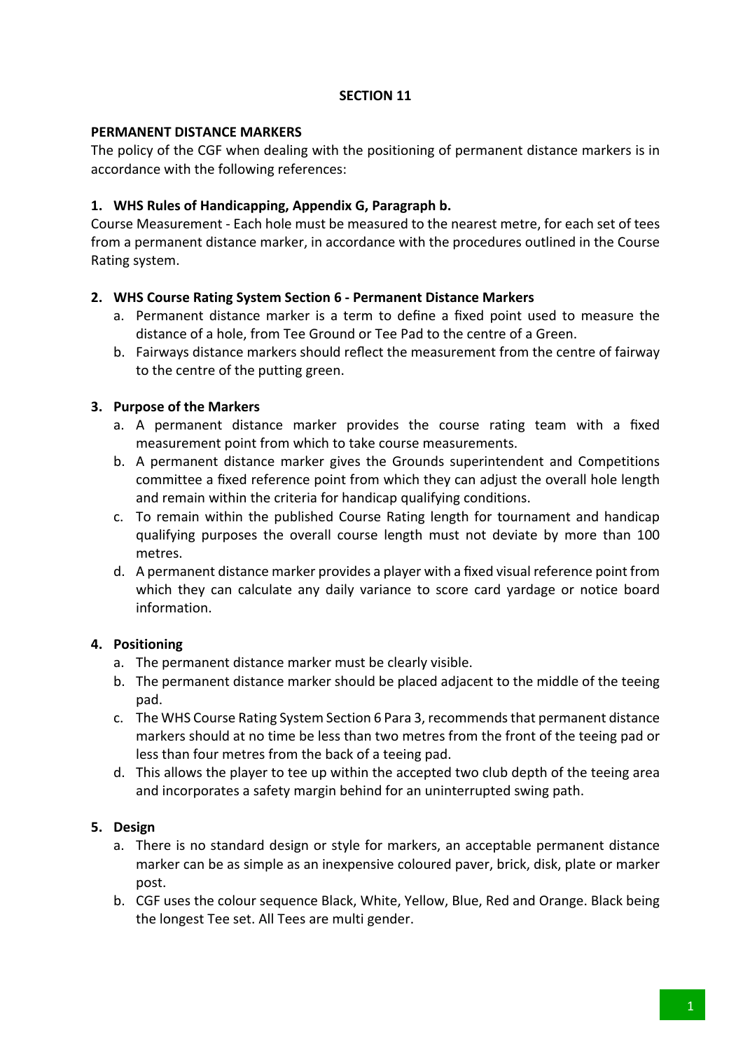## SECTION 11

**PERMANENT DISTANCE MARKERS**

The policy of the CGF when dealing with the positioning of permanent distance markers is in accordance with the following references:

1. **WHS Rules of Handicapping, Appendix G, Paragraph b.**

   Course Measurement - Each hole must be measured to the nearest metre, for each set of tees from a permanent distance marker, in accordance with the procedures outlined in the Course Rating system.

2. **WHS Course Rating System Section 6 - Permanent Distance Markers**
   a. Permanent distance marker is a term to define a fixed point used to measure the distance of a hole, from Tee Ground or Tee Pad to the centre of a Green.
   b. Fairways distance markers should reflect the measurement from the centre of fairway to the centre of the putting green.

3. **Purpose of the Markers**
   a. A permanent distance marker provides the course rating team with a fixed measurement point from which to take course measurements.
   b. A permanent distance marker gives the Grounds superintendent and Competitions committee a fixed reference point from which they can adjust the overall hole length and remain within the criteria for handicap qualifying conditions.
   c. To remain within the published Course Rating length for tournament and handicap qualifying purposes the overall course length must not deviate by more than 100 metres.
   d. A permanent distance marker provides a player with a fixed visual reference point from which they can calculate any daily variance to score card yardage or notice board information.

4. **Positioning**
   a. The permanent distance marker must be clearly visible.
   b. The permanent distance marker should be placed adjacent to the middle of the teeing pad.
   c. The WHS Course Rating System Section 6 Para 3, recommends that permanent distance markers should at no time be less than two metres from the front of the teeing pad or less than four metres from the back of a teeing pad.
   d. This allows the player to tee up within the accepted two club depth of the teeing area and incorporates a safety margin behind for an uninterrupted swing path.

5. **Design**
   a. There is no standard design or style for markers, an acceptable permanent distance marker can be as simple as an inexpensive coloured paver, brick, disk, plate or marker post.
   b. CGF uses the colour sequence Black, White, Yellow, Blue, Red and Orange. Black being the longest Tee set. All Tees are multi gender.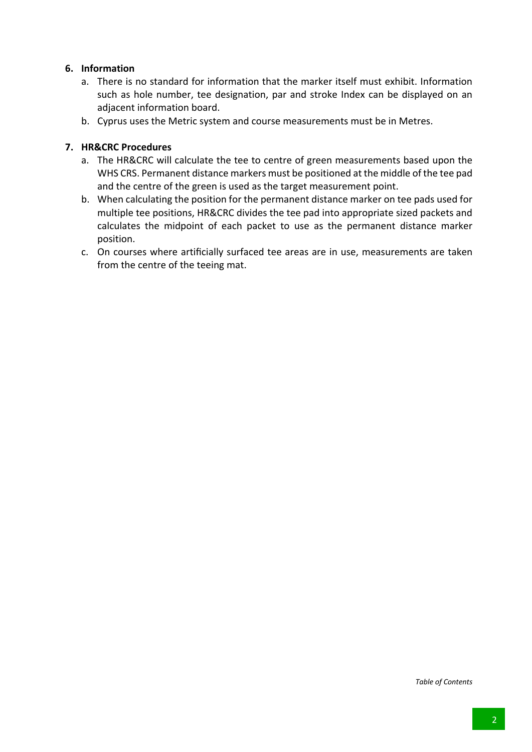## 6. Information

a. There is no standard for information that the marker itself must exhibit. Information such as hole number, tee designation, par and stroke Index can be displayed on an adjacent information board.

b. Cyprus uses the Metric system and course measurements must be in Metres.

## 7. HR&CRC Procedures

a. The HR&CRC will calculate the tee to centre of green measurements based upon the WHS CRS. Permanent distance markers must be positioned at the middle of the tee pad and the centre of the green is used as the target measurement point.

b. When calculating the position for the permanent distance marker on tee pads used for multiple tee positions, HR&CRC divides the tee pad into appropriate sized packets and calculates the midpoint of each packet to use as the permanent distance marker position.

c. On courses where artificially surfaced tee areas are in use, measurements are taken from the centre of the teeing mat.

*Table of Contents*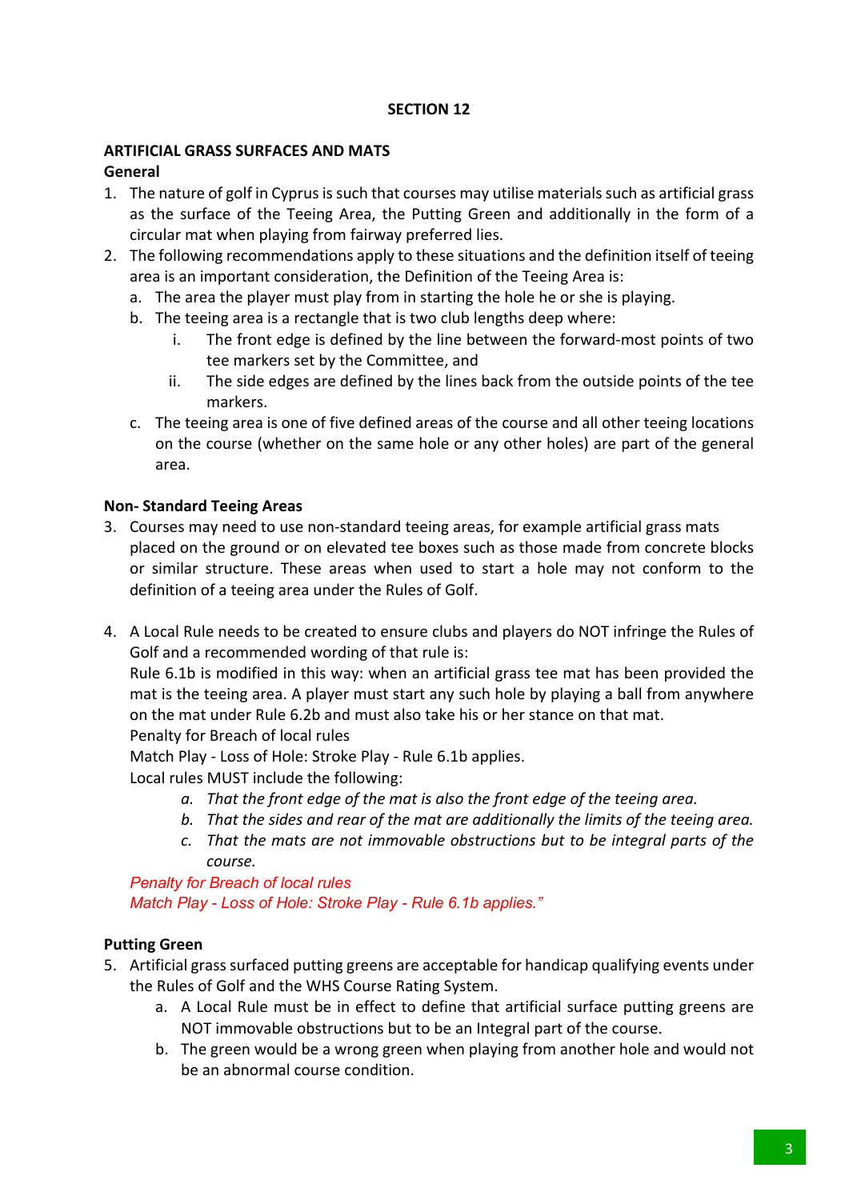## SECTION 12

### ARTIFICIAL GRASS SURFACES AND MATS

**General**

1. The nature of golf in Cyprus is such that courses may utilise materials such as artificial grass as the surface of the Teeing Area, the Putting Green and additionally in the form of a circular mat when playing from fairway preferred lies.
2. The following recommendations apply to these situations and the definition itself of teeing area is an important consideration, the Definition of the Teeing Area is:
   a. The area the player must play from in starting the hole he or she is playing.
   b. The teeing area is a rectangle that is two club lengths deep where:
      i. The front edge is defined by the line between the forward-most points of two tee markers set by the Committee, and
      ii. The side edges are defined by the lines back from the outside points of the tee markers.
   c. The teeing area is one of five defined areas of the course and all other teeing locations on the course (whether on the same hole or any other holes) are part of the general area.

**Non- Standard Teeing Areas**

3. Courses may need to use non-standard teeing areas, for example artificial grass mats placed on the ground or on elevated tee boxes such as those made from concrete blocks or similar structure. These areas when used to start a hole may not conform to the definition of a teeing area under the Rules of Golf.

4. A Local Rule needs to be created to ensure clubs and players do NOT infringe the Rules of Golf and a recommended wording of that rule is:
   Rule 6.1b is modified in this way: when an artificial grass tee mat has been provided the mat is the teeing area. A player must start any such hole by playing a ball from anywhere on the mat under Rule 6.2b and must also take his or her stance on that mat.
   Penalty for Breach of local rules
   Match Play - Loss of Hole: Stroke Play - Rule 6.1b applies.
   Local rules MUST include the following:
   *a. That the front edge of the mat is also the front edge of the teeing area.*
   *b. That the sides and rear of the mat are additionally the limits of the teeing area.*
   *c. That the mats are not immovable obstructions but to be integral parts of the course.*

   *Penalty for Breach of local rules*
   *Match Play - Loss of Hole: Stroke Play - Rule 6.1b applies."*

**Putting Green**

5. Artificial grass surfaced putting greens are acceptable for handicap qualifying events under the Rules of Golf and the WHS Course Rating System.
   a. A Local Rule must be in effect to define that artificial surface putting greens are NOT immovable obstructions but to be an Integral part of the course.
   b. The green would be a wrong green when playing from another hole and would not be an abnormal course condition.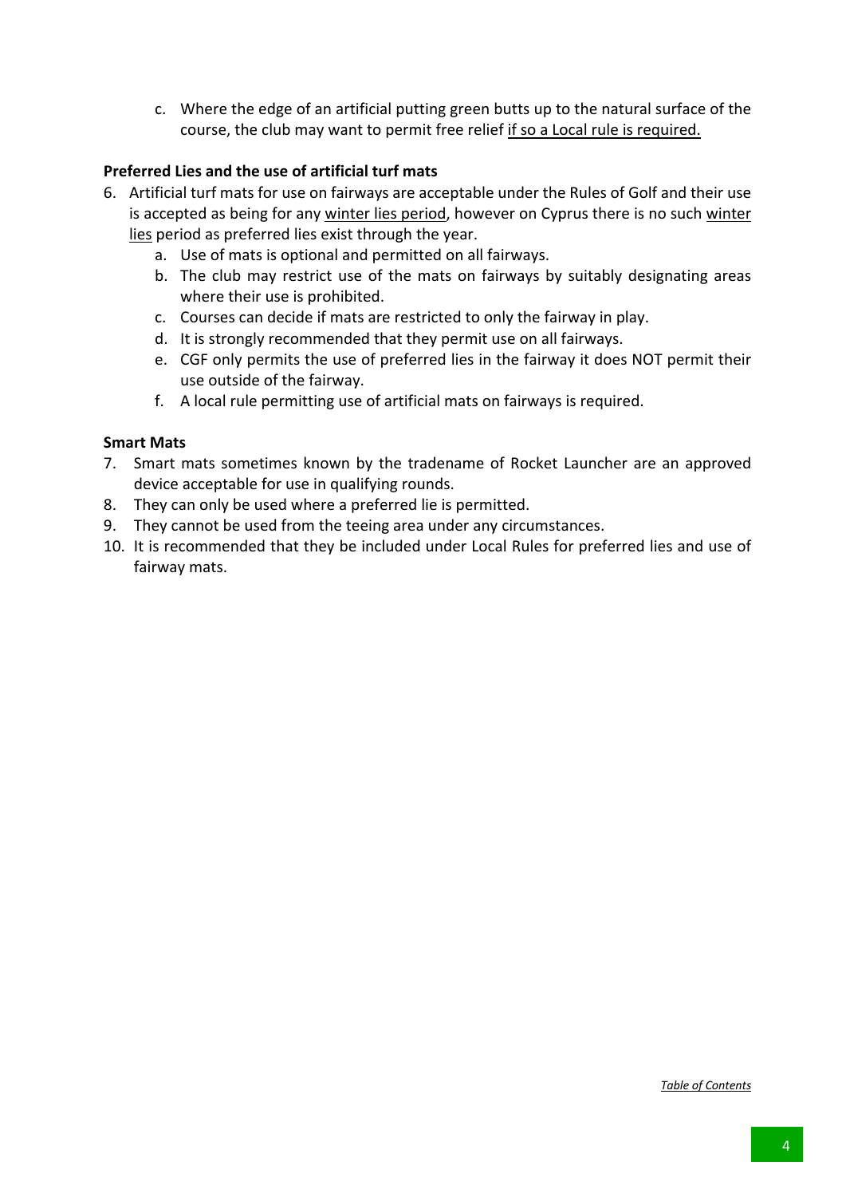c. Where the edge of an artificial putting green butts up to the natural surface of the course, the club may want to permit free relief if so a Local rule is required.

**Preferred Lies and the use of artificial turf mats**

6. Artificial turf mats for use on fairways are acceptable under the Rules of Golf and their use is accepted as being for any winter lies period, however on Cyprus there is no such winter lies period as preferred lies exist through the year.
   a. Use of mats is optional and permitted on all fairways.
   b. The club may restrict use of the mats on fairways by suitably designating areas where their use is prohibited.
   c. Courses can decide if mats are restricted to only the fairway in play.
   d. It is strongly recommended that they permit use on all fairways.
   e. CGF only permits the use of preferred lies in the fairway it does NOT permit their use outside of the fairway.
   f. A local rule permitting use of artificial mats on fairways is required.

**Smart Mats**

7. Smart mats sometimes known by the tradename of Rocket Launcher are an approved device acceptable for use in qualifying rounds.
8. They can only be used where a preferred lie is permitted.
9. They cannot be used from the teeing area under any circumstances.
10. It is recommended that they be included under Local Rules for preferred lies and use of fairway mats.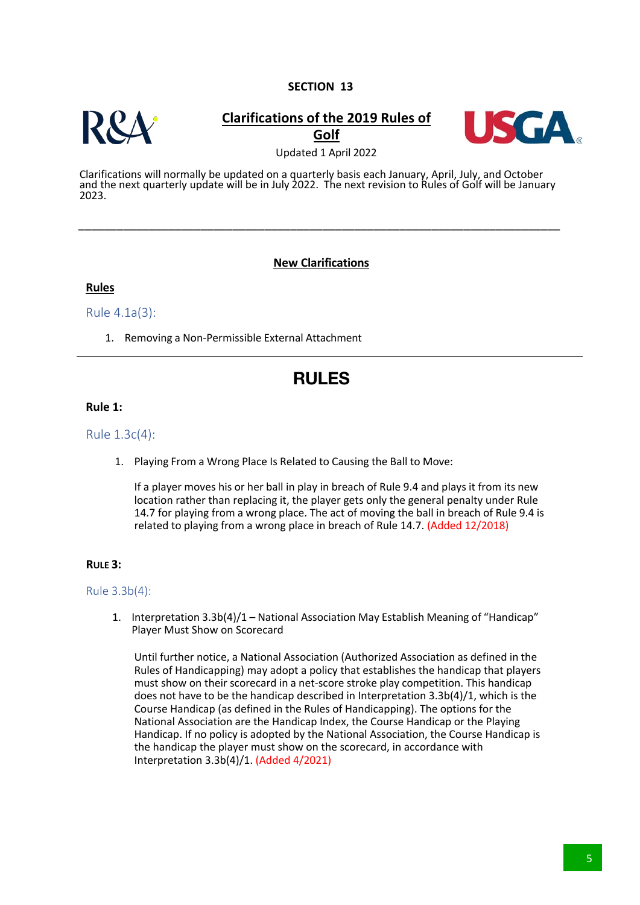SECTION 13

## Clarifications of the 2019 Rules of Golf

Updated 1 April 2022

Clarifications will normally be updated on a quarterly basis each January, April, July, and October and the next quarterly update will be in July 2022. The next revision to Rules of Golf will be January 2023.

---

### New Clarifications

**Rules**

Rule 4.1a(3):

1. Removing a Non-Permissible External Attachment

---

# RULES

**Rule 1:**

Rule 1.3c(4):

1. Playing From a Wrong Place Is Related to Causing the Ball to Move:

   If a player moves his or her ball in play in breach of Rule 9.4 and plays it from its new location rather than replacing it, the player gets only the general penalty under Rule 14.7 for playing from a wrong place. The act of moving the ball in breach of Rule 9.4 is related to playing from a wrong place in breach of Rule 14.7. (Added 12/2018)

**Rule 3:**

Rule 3.3b(4):

1. Interpretation 3.3b(4)/1 – National Association May Establish Meaning of "Handicap" Player Must Show on Scorecard

   Until further notice, a National Association (Authorized Association as defined in the Rules of Handicapping) may adopt a policy that establishes the handicap that players must show on their scorecard in a net-score stroke play competition. This handicap does not have to be the handicap described in Interpretation 3.3b(4)/1, which is the Course Handicap (as defined in the Rules of Handicapping). The options for the National Association are the Handicap Index, the Course Handicap or the Playing Handicap. If no policy is adopted by the National Association, the Course Handicap is the handicap the player must show on the scorecard, in accordance with Interpretation 3.3b(4)/1. (Added 4/2021)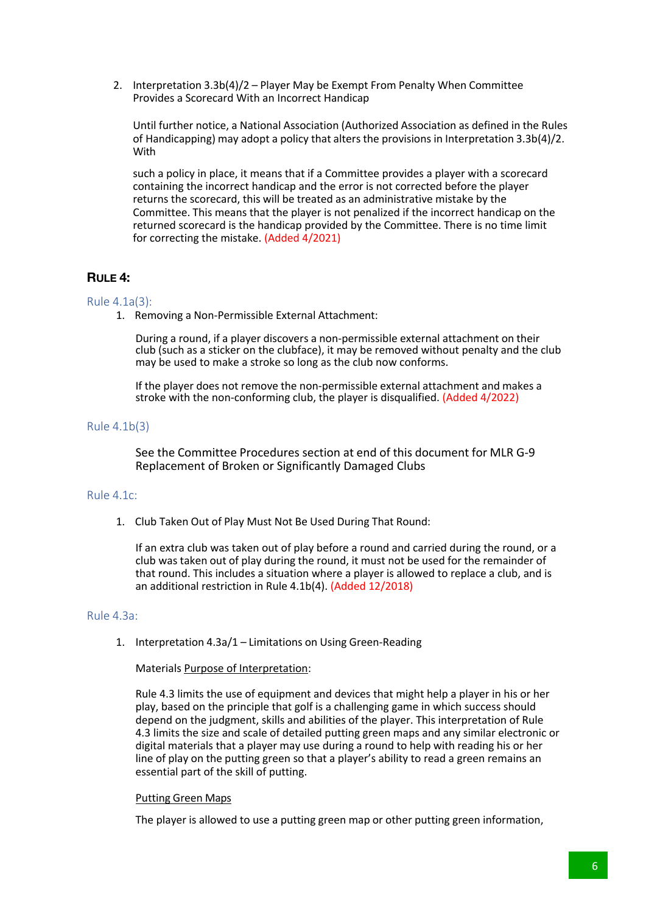2. Interpretation 3.3b(4)/2 – Player May be Exempt From Penalty When Committee Provides a Scorecard With an Incorrect Handicap

   Until further notice, a National Association (Authorized Association as defined in the Rules of Handicapping) may adopt a policy that alters the provisions in Interpretation 3.3b(4)/2. With

   such a policy in place, it means that if a Committee provides a player with a scorecard containing the incorrect handicap and the error is not corrected before the player returns the scorecard, this will be treated as an administrative mistake by the Committee. This means that the player is not penalized if the incorrect handicap on the returned scorecard is the handicap provided by the Committee. There is no time limit for correcting the mistake. (Added 4/2021)

## RULE 4:

### Rule 4.1a(3):

1. Removing a Non-Permissible External Attachment:

   During a round, if a player discovers a non-permissible external attachment on their club (such as a sticker on the clubface), it may be removed without penalty and the club may be used to make a stroke so long as the club now conforms.

   If the player does not remove the non-permissible external attachment and makes a stroke with the non-conforming club, the player is disqualified. (Added 4/2022)

### Rule 4.1b(3)

See the Committee Procedures section at end of this document for MLR G-9 Replacement of Broken or Significantly Damaged Clubs

### Rule 4.1c:

1. Club Taken Out of Play Must Not Be Used During That Round:

   If an extra club was taken out of play before a round and carried during the round, or a club was taken out of play during the round, it must not be used for the remainder of that round. This includes a situation where a player is allowed to replace a club, and is an additional restriction in Rule 4.1b(4). (Added 12/2018)

### Rule 4.3a:

1. Interpretation 4.3a/1 – Limitations on Using Green-Reading

   Materials Purpose of Interpretation:

   Rule 4.3 limits the use of equipment and devices that might help a player in his or her play, based on the principle that golf is a challenging game in which success should depend on the judgment, skills and abilities of the player. This interpretation of Rule 4.3 limits the size and scale of detailed putting green maps and any similar electronic or digital materials that a player may use during a round to help with reading his or her line of play on the putting green so that a player's ability to read a green remains an essential part of the skill of putting.

   Putting Green Maps

   The player is allowed to use a putting green map or other putting green information,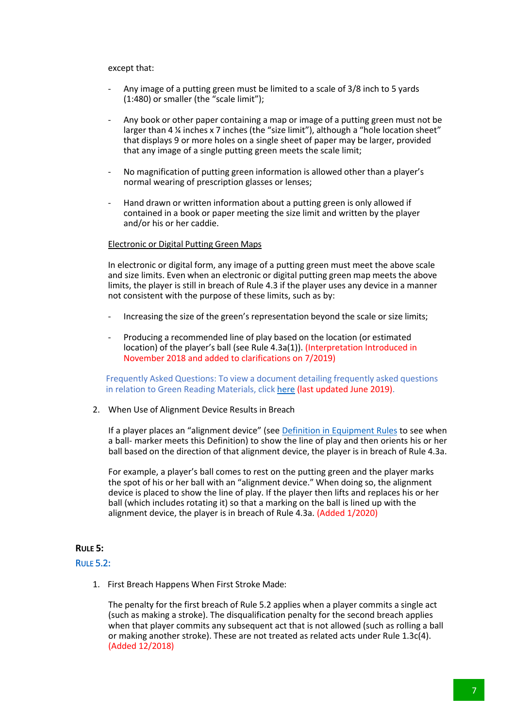except that:

- Any image of a putting green must be limited to a scale of 3/8 inch to 5 yards (1:480) or smaller (the "scale limit");

- Any book or other paper containing a map or image of a putting green must not be larger than 4 ¼ inches x 7 inches (the "size limit"), although a "hole location sheet" that displays 9 or more holes on a single sheet of paper may be larger, provided that any image of a single putting green meets the scale limit;

- No magnification of putting green information is allowed other than a player's normal wearing of prescription glasses or lenses;

- Hand drawn or written information about a putting green is only allowed if contained in a book or paper meeting the size limit and written by the player and/or his or her caddie.

Electronic or Digital Putting Green Maps

In electronic or digital form, any image of a putting green must meet the above scale and size limits. Even when an electronic or digital putting green map meets the above limits, the player is still in breach of Rule 4.3 if the player uses any device in a manner not consistent with the purpose of these limits, such as by:

- Increasing the size of the green's representation beyond the scale or size limits;

- Producing a recommended line of play based on the location (or estimated location) of the player's ball (see Rule 4.3a(1)). (Interpretation Introduced in November 2018 and added to clarifications on 7/2019)

Frequently Asked Questions: To view a document detailing frequently asked questions in relation to Green Reading Materials, click here (last updated June 2019).

2. When Use of Alignment Device Results in Breach

   If a player places an "alignment device" (see Definition in Equipment Rules to see when a ball- marker meets this Definition) to show the line of play and then orients his or her ball based on the direction of that alignment device, the player is in breach of Rule 4.3a.

   For example, a player's ball comes to rest on the putting green and the player marks the spot of his or her ball with an "alignment device." When doing so, the alignment device is placed to show the line of play. If the player then lifts and replaces his or her ball (which includes rotating it) so that a marking on the ball is lined up with the alignment device, the player is in breach of Rule 4.3a. (Added 1/2020)

## RULE 5:

### RULE 5.2:

1. First Breach Happens When First Stroke Made:

   The penalty for the first breach of Rule 5.2 applies when a player commits a single act (such as making a stroke). The disqualification penalty for the second breach applies when that player commits any subsequent act that is not allowed (such as rolling a ball or making another stroke). These are not treated as related acts under Rule 1.3c(4). (Added 12/2018)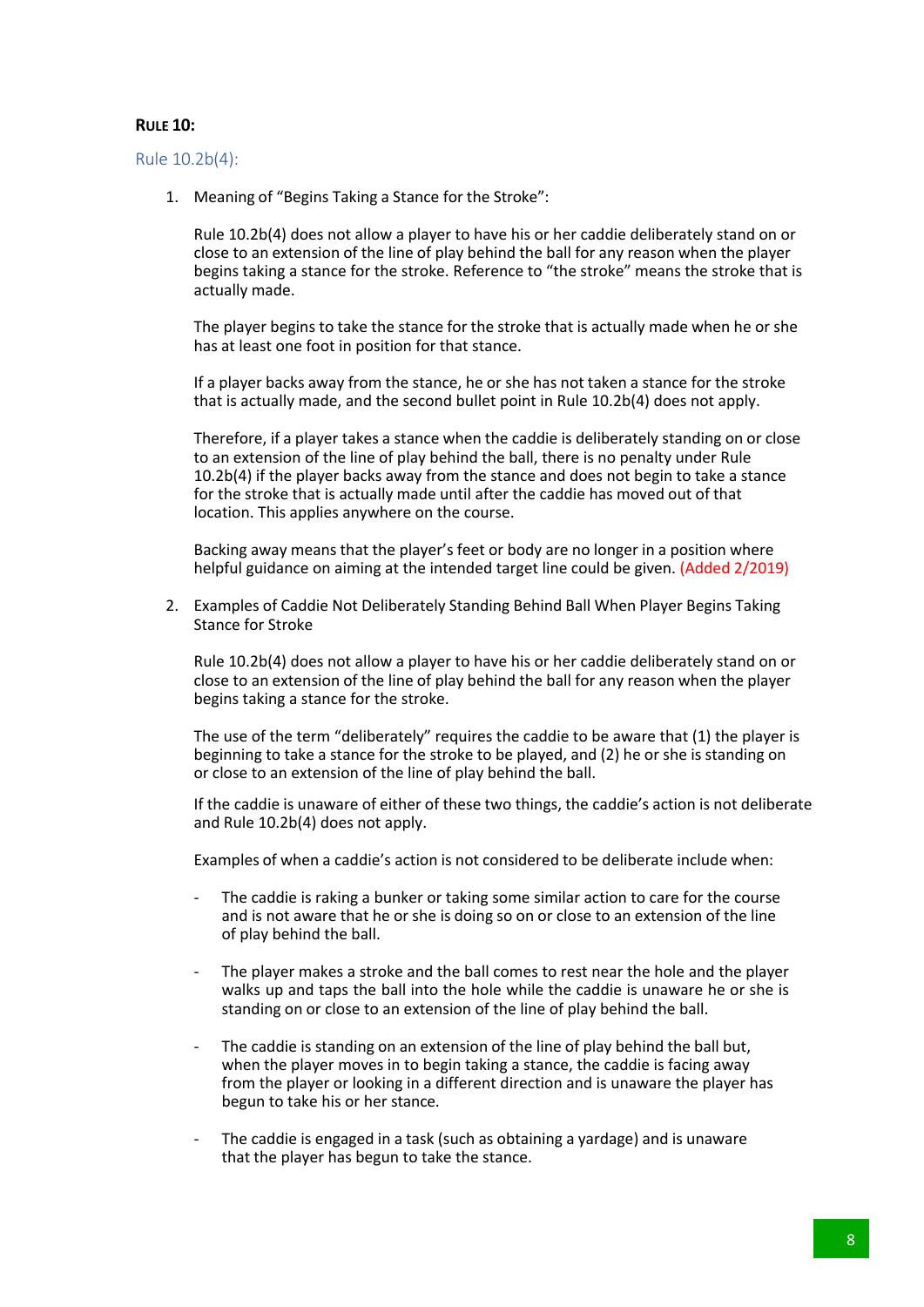### RULE 10:

#### Rule 10.2b(4):

1. Meaning of "Begins Taking a Stance for the Stroke":

   Rule 10.2b(4) does not allow a player to have his or her caddie deliberately stand on or close to an extension of the line of play behind the ball for any reason when the player begins taking a stance for the stroke. Reference to "the stroke" means the stroke that is actually made.

   The player begins to take the stance for the stroke that is actually made when he or she has at least one foot in position for that stance.

   If a player backs away from the stance, he or she has not taken a stance for the stroke that is actually made, and the second bullet point in Rule 10.2b(4) does not apply.

   Therefore, if a player takes a stance when the caddie is deliberately standing on or close to an extension of the line of play behind the ball, there is no penalty under Rule 10.2b(4) if the player backs away from the stance and does not begin to take a stance for the stroke that is actually made until after the caddie has moved out of that location. This applies anywhere on the course.

   Backing away means that the player's feet or body are no longer in a position where helpful guidance on aiming at the intended target line could be given. (Added 2/2019)

2. Examples of Caddie Not Deliberately Standing Behind Ball When Player Begins Taking Stance for Stroke

   Rule 10.2b(4) does not allow a player to have his or her caddie deliberately stand on or close to an extension of the line of play behind the ball for any reason when the player begins taking a stance for the stroke.

   The use of the term "deliberately" requires the caddie to be aware that (1) the player is beginning to take a stance for the stroke to be played, and (2) he or she is standing on or close to an extension of the line of play behind the ball.

   If the caddie is unaware of either of these two things, the caddie's action is not deliberate and Rule 10.2b(4) does not apply.

   Examples of when a caddie's action is not considered to be deliberate include when:

   - The caddie is raking a bunker or taking some similar action to care for the course and is not aware that he or she is doing so on or close to an extension of the line of play behind the ball.

   - The player makes a stroke and the ball comes to rest near the hole and the player walks up and taps the ball into the hole while the caddie is unaware he or she is standing on or close to an extension of the line of play behind the ball.

   - The caddie is standing on an extension of the line of play behind the ball but, when the player moves in to begin taking a stance, the caddie is facing away from the player or looking in a different direction and is unaware the player has begun to take his or her stance.

   - The caddie is engaged in a task (such as obtaining a yardage) and is unaware that the player has begun to take the stance.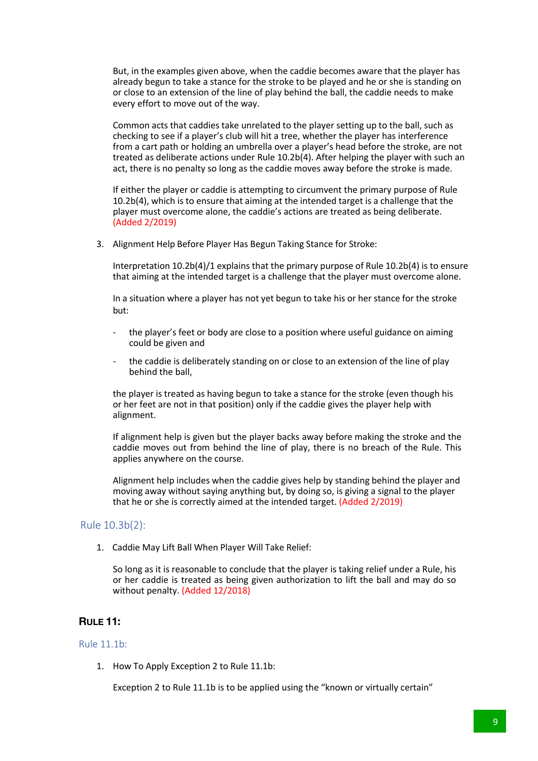But, in the examples given above, when the caddie becomes aware that the player has already begun to take a stance for the stroke to be played and he or she is standing on or close to an extension of the line of play behind the ball, the caddie needs to make every effort to move out of the way.

Common acts that caddies take unrelated to the player setting up to the ball, such as checking to see if a player's club will hit a tree, whether the player has interference from a cart path or holding an umbrella over a player's head before the stroke, are not treated as deliberate actions under Rule 10.2b(4). After helping the player with such an act, there is no penalty so long as the caddie moves away before the stroke is made.

If either the player or caddie is attempting to circumvent the primary purpose of Rule 10.2b(4), which is to ensure that aiming at the intended target is a challenge that the player must overcome alone, the caddie's actions are treated as being deliberate. (Added 2/2019)

3. Alignment Help Before Player Has Begun Taking Stance for Stroke:

   Interpretation 10.2b(4)/1 explains that the primary purpose of Rule 10.2b(4) is to ensure that aiming at the intended target is a challenge that the player must overcome alone.

   In a situation where a player has not yet begun to take his or her stance for the stroke but:

   - the player's feet or body are close to a position where useful guidance on aiming could be given and
   - the caddie is deliberately standing on or close to an extension of the line of play behind the ball,

   the player is treated as having begun to take a stance for the stroke (even though his or her feet are not in that position) only if the caddie gives the player help with alignment.

   If alignment help is given but the player backs away before making the stroke and the caddie moves out from behind the line of play, there is no breach of the Rule. This applies anywhere on the course.

   Alignment help includes when the caddie gives help by standing behind the player and moving away without saying anything but, by doing so, is giving a signal to the player that he or she is correctly aimed at the intended target. (Added 2/2019)

### Rule 10.3b(2):

1. Caddie May Lift Ball When Player Will Take Relief:

   So long as it is reasonable to conclude that the player is taking relief under a Rule, his or her caddie is treated as being given authorization to lift the ball and may do so without penalty. (Added 12/2018)

## Rule 11:

### Rule 11.1b:

1. How To Apply Exception 2 to Rule 11.1b:

   Exception 2 to Rule 11.1b is to be applied using the "known or virtually certain"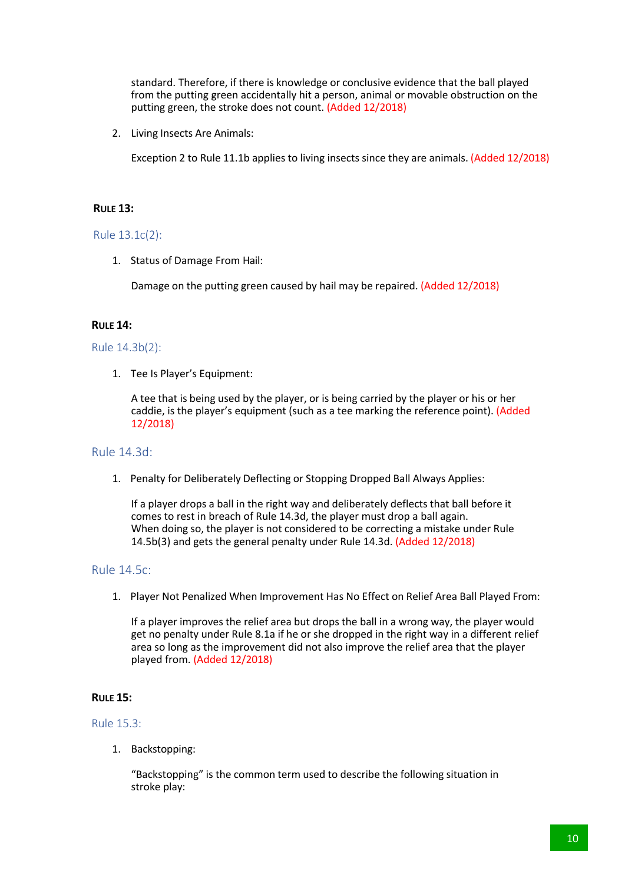standard. Therefore, if there is knowledge or conclusive evidence that the ball played from the putting green accidentally hit a person, animal or movable obstruction on the putting green, the stroke does not count. (Added 12/2018)

2. Living Insects Are Animals:

   Exception 2 to Rule 11.1b applies to living insects since they are animals. (Added 12/2018)

## RULE 13:

### Rule 13.1c(2):

1. Status of Damage From Hail:

   Damage on the putting green caused by hail may be repaired. (Added 12/2018)

## RULE 14:

### Rule 14.3b(2):

1. Tee Is Player's Equipment:

   A tee that is being used by the player, or is being carried by the player or his or her caddie, is the player's equipment (such as a tee marking the reference point). (Added 12/2018)

### Rule 14.3d:

1. Penalty for Deliberately Deflecting or Stopping Dropped Ball Always Applies:

   If a player drops a ball in the right way and deliberately deflects that ball before it comes to rest in breach of Rule 14.3d, the player must drop a ball again.
   When doing so, the player is not considered to be correcting a mistake under Rule 14.5b(3) and gets the general penalty under Rule 14.3d. (Added 12/2018)

### Rule 14.5c:

1. Player Not Penalized When Improvement Has No Effect on Relief Area Ball Played From:

   If a player improves the relief area but drops the ball in a wrong way, the player would get no penalty under Rule 8.1a if he or she dropped in the right way in a different relief area so long as the improvement did not also improve the relief area that the player played from. (Added 12/2018)

## RULE 15:

### Rule 15.3:

1. Backstopping:

   "Backstopping" is the common term used to describe the following situation in stroke play: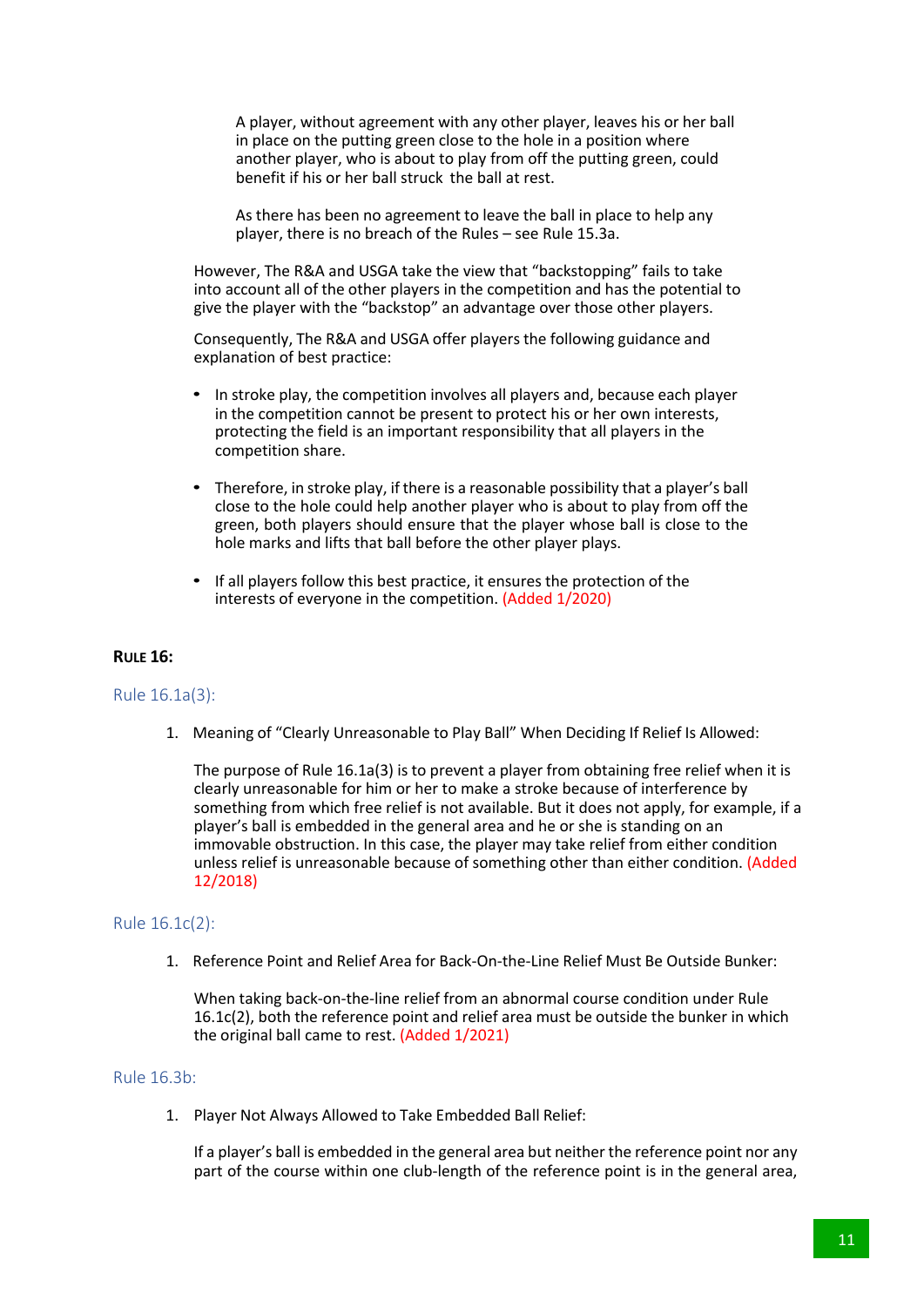A player, without agreement with any other player, leaves his or her ball in place on the putting green close to the hole in a position where another player, who is about to play from off the putting green, could benefit if his or her ball struck the ball at rest.

As there has been no agreement to leave the ball in place to help any player, there is no breach of the Rules – see Rule 15.3a.

However, The R&A and USGA take the view that "backstopping" fails to take into account all of the other players in the competition and has the potential to give the player with the "backstop" an advantage over those other players.

Consequently, The R&A and USGA offer players the following guidance and explanation of best practice:

- In stroke play, the competition involves all players and, because each player in the competition cannot be present to protect his or her own interests, protecting the field is an important responsibility that all players in the competition share.
- Therefore, in stroke play, if there is a reasonable possibility that a player's ball close to the hole could help another player who is about to play from off the green, both players should ensure that the player whose ball is close to the hole marks and lifts that ball before the other player plays.
- If all players follow this best practice, it ensures the protection of the interests of everyone in the competition. (Added 1/2020)

## RULE 16:

### Rule 16.1a(3):

1. Meaning of "Clearly Unreasonable to Play Ball" When Deciding If Relief Is Allowed:

   The purpose of Rule 16.1a(3) is to prevent a player from obtaining free relief when it is clearly unreasonable for him or her to make a stroke because of interference by something from which free relief is not available. But it does not apply, for example, if a player's ball is embedded in the general area and he or she is standing on an immovable obstruction. In this case, the player may take relief from either condition unless relief is unreasonable because of something other than either condition. (Added 12/2018)

### Rule 16.1c(2):

1. Reference Point and Relief Area for Back-On-the-Line Relief Must Be Outside Bunker:

   When taking back-on-the-line relief from an abnormal course condition under Rule 16.1c(2), both the reference point and relief area must be outside the bunker in which the original ball came to rest. (Added 1/2021)

### Rule 16.3b:

1. Player Not Always Allowed to Take Embedded Ball Relief:

   If a player's ball is embedded in the general area but neither the reference point nor any part of the course within one club-length of the reference point is in the general area,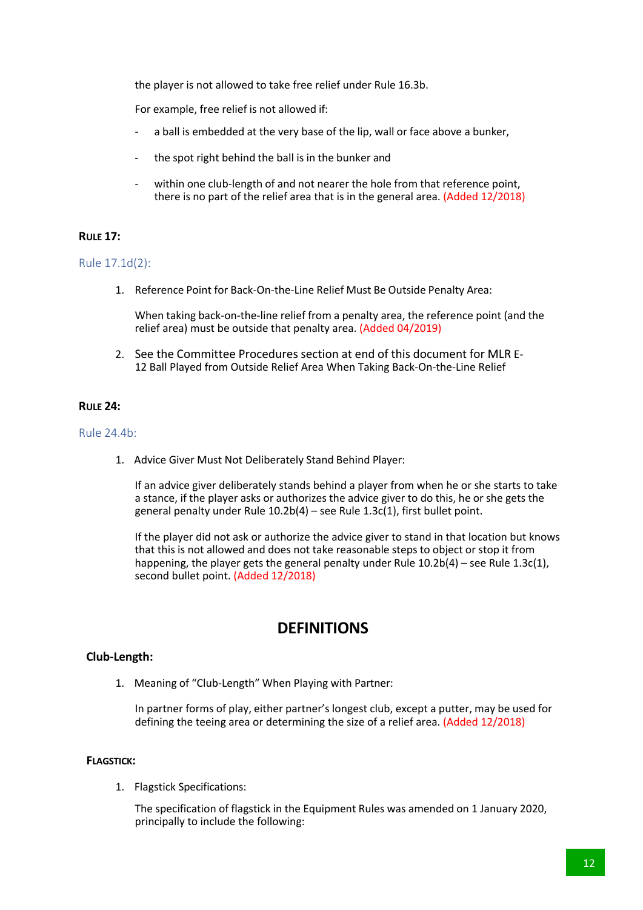the player is not allowed to take free relief under Rule 16.3b.

For example, free relief is not allowed if:

- a ball is embedded at the very base of the lip, wall or face above a bunker,
- the spot right behind the ball is in the bunker and
- within one club-length of and not nearer the hole from that reference point, there is no part of the relief area that is in the general area. (Added 12/2018)

### RULE 17:

#### Rule 17.1d(2):

1. Reference Point for Back-On-the-Line Relief Must Be Outside Penalty Area:

   When taking back-on-the-line relief from a penalty area, the reference point (and the relief area) must be outside that penalty area. (Added 04/2019)

2. See the Committee Procedures section at end of this document for MLR E-12 Ball Played from Outside Relief Area When Taking Back-On-the-Line Relief

### RULE 24:

#### Rule 24.4b:

1. Advice Giver Must Not Deliberately Stand Behind Player:

   If an advice giver deliberately stands behind a player from when he or she starts to take a stance, if the player asks or authorizes the advice giver to do this, he or she gets the general penalty under Rule 10.2b(4) – see Rule 1.3c(1), first bullet point.

   If the player did not ask or authorize the advice giver to stand in that location but knows that this is not allowed and does not take reasonable steps to object or stop it from happening, the player gets the general penalty under Rule 10.2b(4) – see Rule 1.3c(1), second bullet point. (Added 12/2018)

## DEFINITIONS

### Club-Length:

1. Meaning of "Club-Length" When Playing with Partner:

   In partner forms of play, either partner's longest club, except a putter, may be used for defining the teeing area or determining the size of a relief area. (Added 12/2018)

### FLAGSTICK:

1. Flagstick Specifications:

   The specification of flagstick in the Equipment Rules was amended on 1 January 2020, principally to include the following: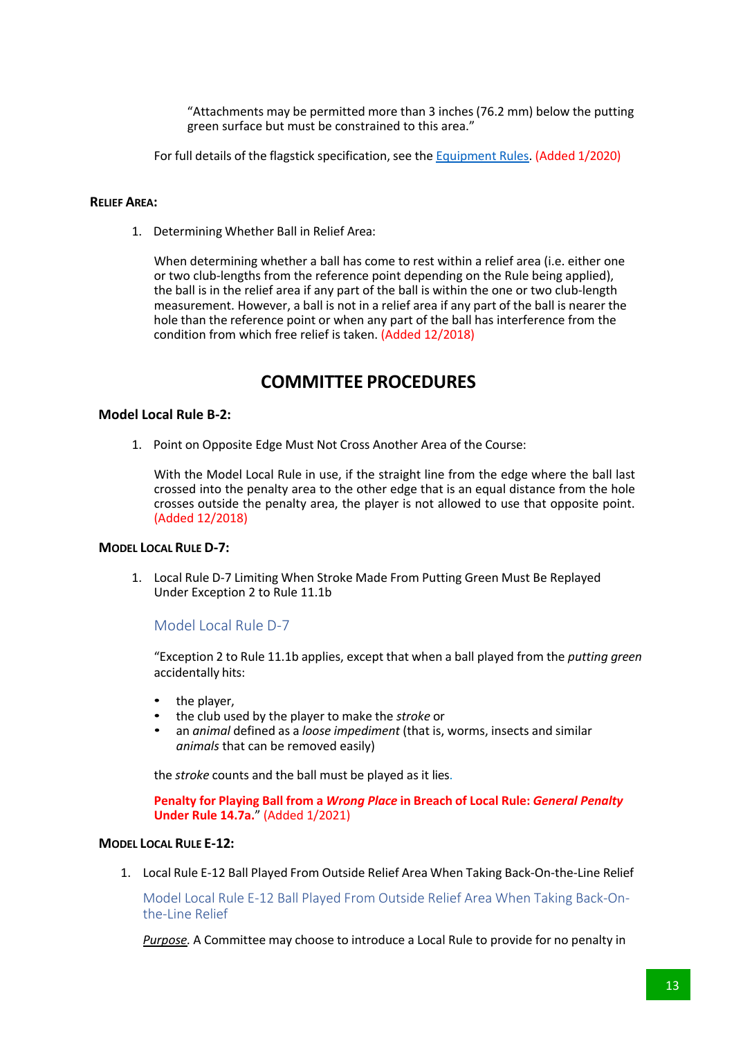"Attachments may be permitted more than 3 inches (76.2 mm) below the putting green surface but must be constrained to this area."

For full details of the flagstick specification, see the Equipment Rules. (Added 1/2020)

**RELIEF AREA:**

1. Determining Whether Ball in Relief Area:

   When determining whether a ball has come to rest within a relief area (i.e. either one or two club-lengths from the reference point depending on the Rule being applied), the ball is in the relief area if any part of the ball is within the one or two club-length measurement. However, a ball is not in a relief area if any part of the ball is nearer the hole than the reference point or when any part of the ball has interference from the condition from which free relief is taken. (Added 12/2018)

## COMMITTEE PROCEDURES

### Model Local Rule B-2:

1. Point on Opposite Edge Must Not Cross Another Area of the Course:

   With the Model Local Rule in use, if the straight line from the edge where the ball last crossed into the penalty area to the other edge that is an equal distance from the hole crosses outside the penalty area, the player is not allowed to use that opposite point. (Added 12/2018)

### MODEL LOCAL RULE D-7:

1. Local Rule D-7 Limiting When Stroke Made From Putting Green Must Be Replayed Under Exception 2 to Rule 11.1b

   Model Local Rule D-7

   "Exception 2 to Rule 11.1b applies, except that when a ball played from the *putting green* accidentally hits:

   - the player,
   - the club used by the player to make the *stroke* or
   - an *animal* defined as a *loose impediment* (that is, worms, insects and similar *animals* that can be removed easily)

   the *stroke* counts and the ball must be played as it lies.

   **Penalty for Playing Ball from a *Wrong Place* in Breach of Local Rule: *General Penalty* Under Rule 14.7a.**" (Added 1/2021)

### MODEL LOCAL RULE E-12:

1. Local Rule E-12 Ball Played From Outside Relief Area When Taking Back-On-the-Line Relief

   Model Local Rule E-12 Ball Played From Outside Relief Area When Taking Back-On-the-Line Relief

   *Purpose*. A Committee may choose to introduce a Local Rule to provide for no penalty in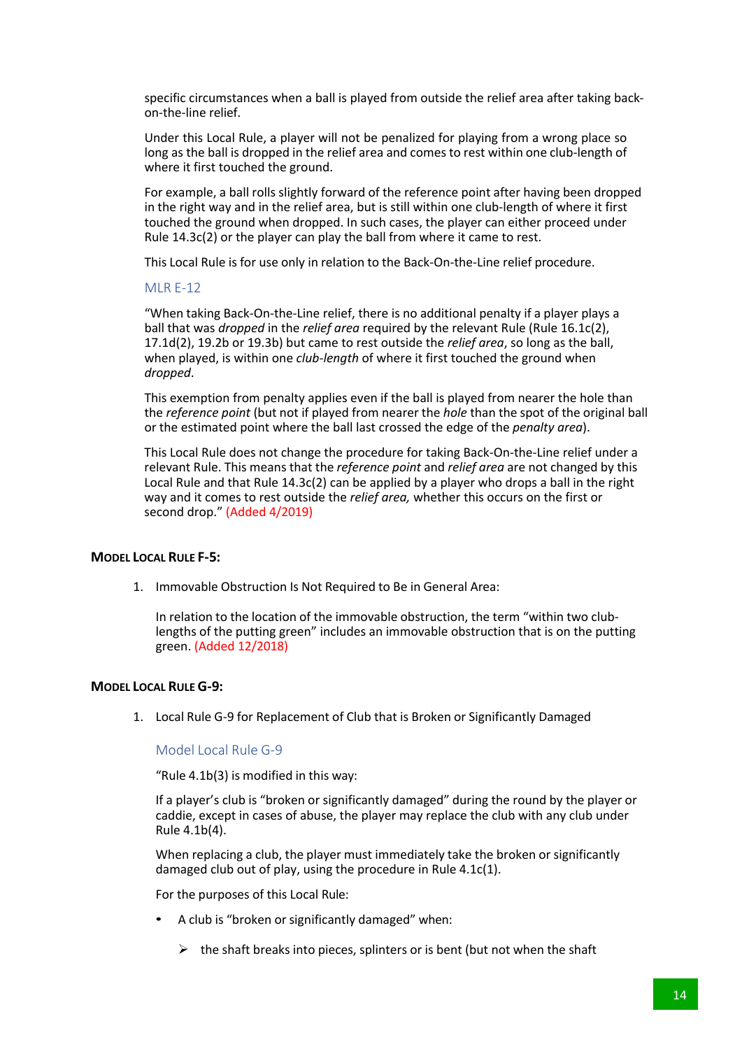specific circumstances when a ball is played from outside the relief area after taking back-on-the-line relief.

Under this Local Rule, a player will not be penalized for playing from a wrong place so long as the ball is dropped in the relief area and comes to rest within one club-length of where it first touched the ground.

For example, a ball rolls slightly forward of the reference point after having been dropped in the right way and in the relief area, but is still within one club-length of where it first touched the ground when dropped. In such cases, the player can either proceed under Rule 14.3c(2) or the player can play the ball from where it came to rest.

This Local Rule is for use only in relation to the Back-On-the-Line relief procedure.

MLR E-12

"When taking Back-On-the-Line relief, there is no additional penalty if a player plays a ball that was *dropped* in the *relief area* required by the relevant Rule (Rule 16.1c(2), 17.1d(2), 19.2b or 19.3b) but came to rest outside the *relief area*, so long as the ball, when played, is within one *club-length* of where it first touched the ground when *dropped*.

This exemption from penalty applies even if the ball is played from nearer the hole than the *reference point* (but not if played from nearer the *hole* than the spot of the original ball or the estimated point where the ball last crossed the edge of the *penalty area*).

This Local Rule does not change the procedure for taking Back-On-the-Line relief under a relevant Rule. This means that the *reference point* and *relief area* are not changed by this Local Rule and that Rule 14.3c(2) can be applied by a player who drops a ball in the right way and it comes to rest outside the *relief area,* whether this occurs on the first or second drop." (Added 4/2019)

### Model Local Rule F-5:

1. Immovable Obstruction Is Not Required to Be in General Area:

   In relation to the location of the immovable obstruction, the term "within two club-lengths of the putting green" includes an immovable obstruction that is on the putting green. (Added 12/2018)

### Model Local Rule G-9:

1. Local Rule G-9 for Replacement of Club that is Broken or Significantly Damaged

   Model Local Rule G-9

   "Rule 4.1b(3) is modified in this way:

   If a player's club is "broken or significantly damaged" during the round by the player or caddie, except in cases of abuse, the player may replace the club with any club under Rule 4.1b(4).

   When replacing a club, the player must immediately take the broken or significantly damaged club out of play, using the procedure in Rule 4.1c(1).

   For the purposes of this Local Rule:

   - A club is "broken or significantly damaged" when:
     - the shaft breaks into pieces, splinters or is bent (but not when the shaft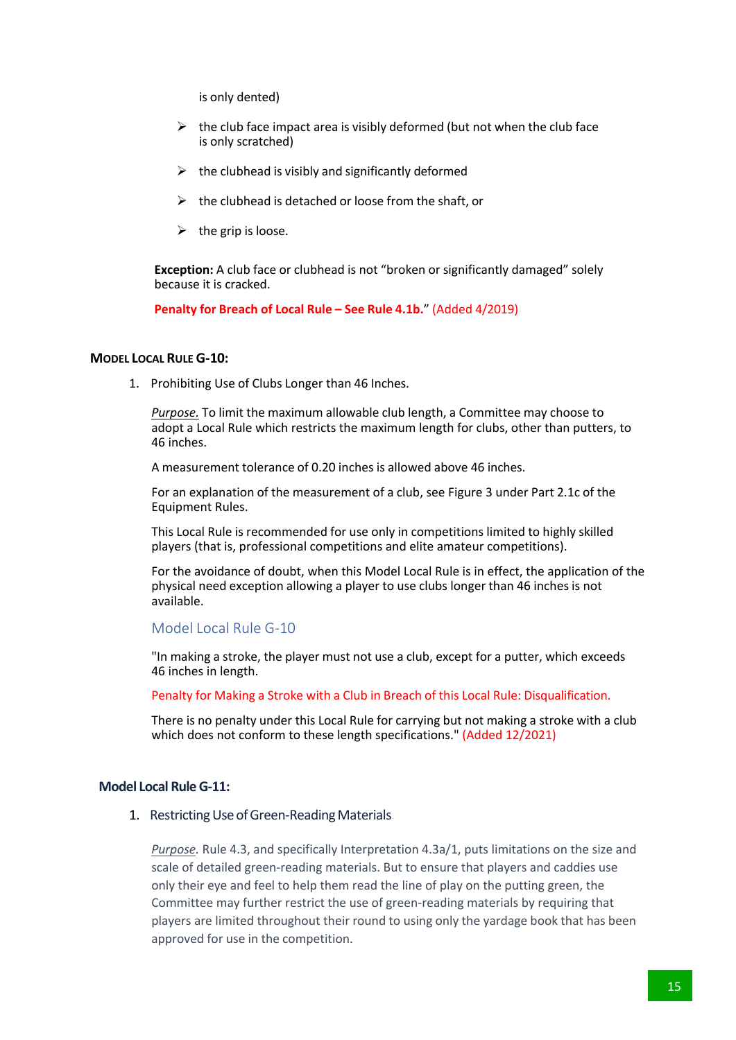is only dented)

- the club face impact area is visibly deformed (but not when the club face is only scratched)
- the clubhead is visibly and significantly deformed
- the clubhead is detached or loose from the shaft, or
- the grip is loose.

**Exception:** A club face or clubhead is not "broken or significantly damaged" solely because it is cracked.

**Penalty for Breach of Local Rule – See Rule 4.1b.**" (Added 4/2019)

### Model Local Rule G-10:

1. Prohibiting Use of Clubs Longer than 46 Inches.

   *Purpose.* To limit the maximum allowable club length, a Committee may choose to adopt a Local Rule which restricts the maximum length for clubs, other than putters, to 46 inches.

   A measurement tolerance of 0.20 inches is allowed above 46 inches.

   For an explanation of the measurement of a club, see Figure 3 under Part 2.1c of the Equipment Rules.

   This Local Rule is recommended for use only in competitions limited to highly skilled players (that is, professional competitions and elite amateur competitions).

   For the avoidance of doubt, when this Model Local Rule is in effect, the application of the physical need exception allowing a player to use clubs longer than 46 inches is not available.

   #### Model Local Rule G-10

   "In making a stroke, the player must not use a club, except for a putter, which exceeds 46 inches in length.

   Penalty for Making a Stroke with a Club in Breach of this Local Rule: Disqualification.

   There is no penalty under this Local Rule for carrying but not making a stroke with a club which does not conform to these length specifications." (Added 12/2021)

### Model Local Rule G-11:

1. Restricting Use of Green-Reading Materials

   *Purpose.* Rule 4.3, and specifically Interpretation 4.3a/1, puts limitations on the size and scale of detailed green-reading materials. But to ensure that players and caddies use only their eye and feel to help them read the line of play on the putting green, the Committee may further restrict the use of green-reading materials by requiring that players are limited throughout their round to using only the yardage book that has been approved for use in the competition.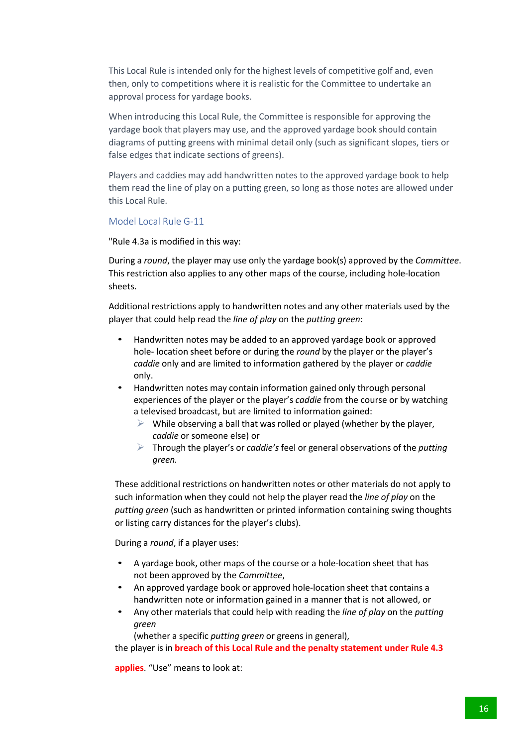This Local Rule is intended only for the highest levels of competitive golf and, even then, only to competitions where it is realistic for the Committee to undertake an approval process for yardage books.

When introducing this Local Rule, the Committee is responsible for approving the yardage book that players may use, and the approved yardage book should contain diagrams of putting greens with minimal detail only (such as significant slopes, tiers or false edges that indicate sections of greens).

Players and caddies may add handwritten notes to the approved yardage book to help them read the line of play on a putting green, so long as those notes are allowed under this Local Rule.

### Model Local Rule G-11

"Rule 4.3a is modified in this way:

During a *round*, the player may use only the yardage book(s) approved by the *Committee*. This restriction also applies to any other maps of the course, including hole-location sheets.

Additional restrictions apply to handwritten notes and any other materials used by the player that could help read the *line of play* on the *putting green*:

- Handwritten notes may be added to an approved yardage book or approved hole- location sheet before or during the *round* by the player or the player's *caddie* only and are limited to information gathered by the player or *caddie* only.
- Handwritten notes may contain information gained only through personal experiences of the player or the player's *caddie* from the course or by watching a televised broadcast, but are limited to information gained:
  - While observing a ball that was rolled or played (whether by the player, *caddie* or someone else) or
  - Through the player's or *caddie's* feel or general observations of the *putting green.*

These additional restrictions on handwritten notes or other materials do not apply to such information when they could not help the player read the *line of play* on the *putting green* (such as handwritten or printed information containing swing thoughts or listing carry distances for the player's clubs).

During a *round*, if a player uses:

- A yardage book, other maps of the course or a hole-location sheet that has not been approved by the *Committee*,
- An approved yardage book or approved hole-location sheet that contains a handwritten note or information gained in a manner that is not allowed, or
- Any other materials that could help with reading the *line of play* on the *putting green*
  (whether a specific *putting green* or greens in general),

the player is in **breach of this Local Rule and the penalty statement under Rule 4.3 applies**. "Use" means to look at: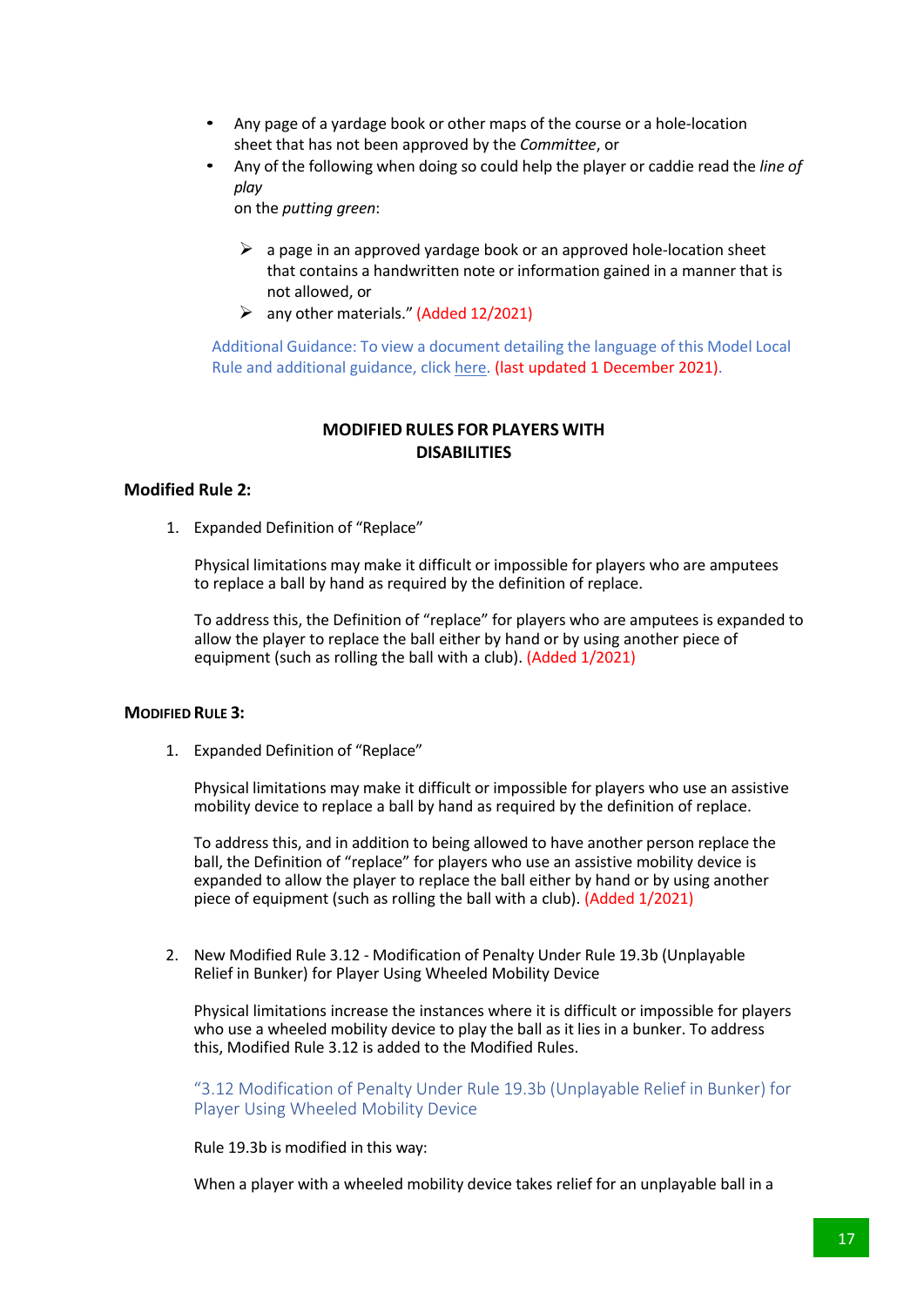- Any page of a yardage book or other maps of the course or a hole-location sheet that has not been approved by the *Committee*, or
- Any of the following when doing so could help the player or caddie read the *line of play* on the *putting green*:

  - a page in an approved yardage book or an approved hole-location sheet that contains a handwritten note or information gained in a manner that is not allowed, or
  - any other materials." (Added 12/2021)

Additional Guidance: To view a document detailing the language of this Model Local Rule and additional guidance, click here. (last updated 1 December 2021).

## MODIFIED RULES FOR PLAYERS WITH DISABILITIES

### Modified Rule 2:

1. Expanded Definition of "Replace"

   Physical limitations may make it difficult or impossible for players who are amputees to replace a ball by hand as required by the definition of replace.

   To address this, the Definition of "replace" for players who are amputees is expanded to allow the player to replace the ball either by hand or by using another piece of equipment (such as rolling the ball with a club). (Added 1/2021)

### Modified Rule 3:

1. Expanded Definition of "Replace"

   Physical limitations may make it difficult or impossible for players who use an assistive mobility device to replace a ball by hand as required by the definition of replace.

   To address this, and in addition to being allowed to have another person replace the ball, the Definition of "replace" for players who use an assistive mobility device is expanded to allow the player to replace the ball either by hand or by using another piece of equipment (such as rolling the ball with a club). (Added 1/2021)

2. New Modified Rule 3.12 - Modification of Penalty Under Rule 19.3b (Unplayable Relief in Bunker) for Player Using Wheeled Mobility Device

   Physical limitations increase the instances where it is difficult or impossible for players who use a wheeled mobility device to play the ball as it lies in a bunker. To address this, Modified Rule 3.12 is added to the Modified Rules.

   "3.12 Modification of Penalty Under Rule 19.3b (Unplayable Relief in Bunker) for Player Using Wheeled Mobility Device

   Rule 19.3b is modified in this way:

   When a player with a wheeled mobility device takes relief for an unplayable ball in a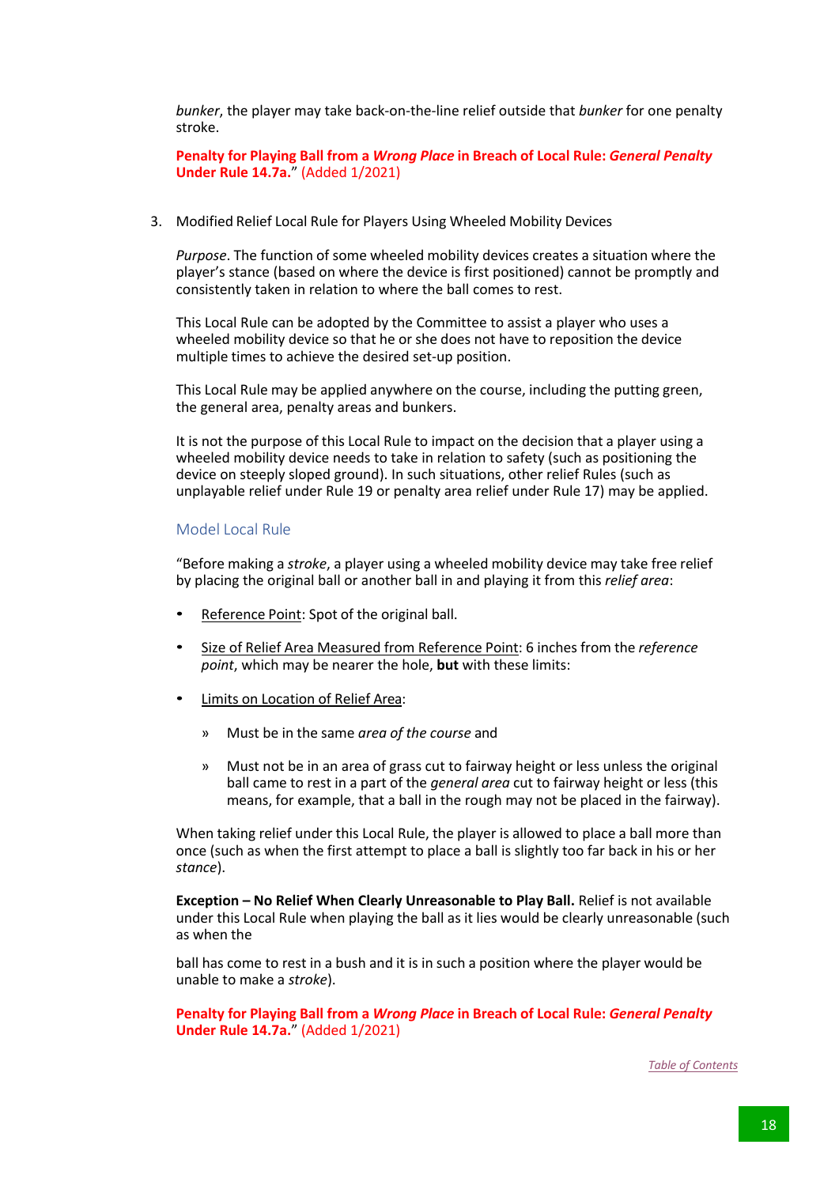*bunker*, the player may take back-on-the-line relief outside that *bunker* for one penalty stroke.

**Penalty for Playing Ball from a *Wrong Place* in Breach of Local Rule: *General Penalty* Under Rule 14.7a.**" (Added 1/2021)

3. Modified Relief Local Rule for Players Using Wheeled Mobility Devices

*Purpose*. The function of some wheeled mobility devices creates a situation where the player's stance (based on where the device is first positioned) cannot be promptly and consistently taken in relation to where the ball comes to rest.

This Local Rule can be adopted by the Committee to assist a player who uses a wheeled mobility device so that he or she does not have to reposition the device multiple times to achieve the desired set-up position.

This Local Rule may be applied anywhere on the course, including the putting green, the general area, penalty areas and bunkers.

It is not the purpose of this Local Rule to impact on the decision that a player using a wheeled mobility device needs to take in relation to safety (such as positioning the device on steeply sloped ground). In such situations, other relief Rules (such as unplayable relief under Rule 19 or penalty area relief under Rule 17) may be applied.

### Model Local Rule

"Before making a *stroke*, a player using a wheeled mobility device may take free relief by placing the original ball or another ball in and playing it from this *relief area*:

- Reference Point: Spot of the original ball.
- Size of Relief Area Measured from Reference Point: 6 inches from the *reference point*, which may be nearer the hole, **but** with these limits:
- Limits on Location of Relief Area:
  - » Must be in the same *area of the course* and
  - » Must not be in an area of grass cut to fairway height or less unless the original ball came to rest in a part of the *general area* cut to fairway height or less (this means, for example, that a ball in the rough may not be placed in the fairway).

When taking relief under this Local Rule, the player is allowed to place a ball more than once (such as when the first attempt to place a ball is slightly too far back in his or her *stance*).

**Exception – No Relief When Clearly Unreasonable to Play Ball.** Relief is not available under this Local Rule when playing the ball as it lies would be clearly unreasonable (such as when the

ball has come to rest in a bush and it is in such a position where the player would be unable to make a *stroke*).

**Penalty for Playing Ball from a *Wrong Place* in Breach of Local Rule: *General Penalty* Under Rule 14.7a.**" (Added 1/2021)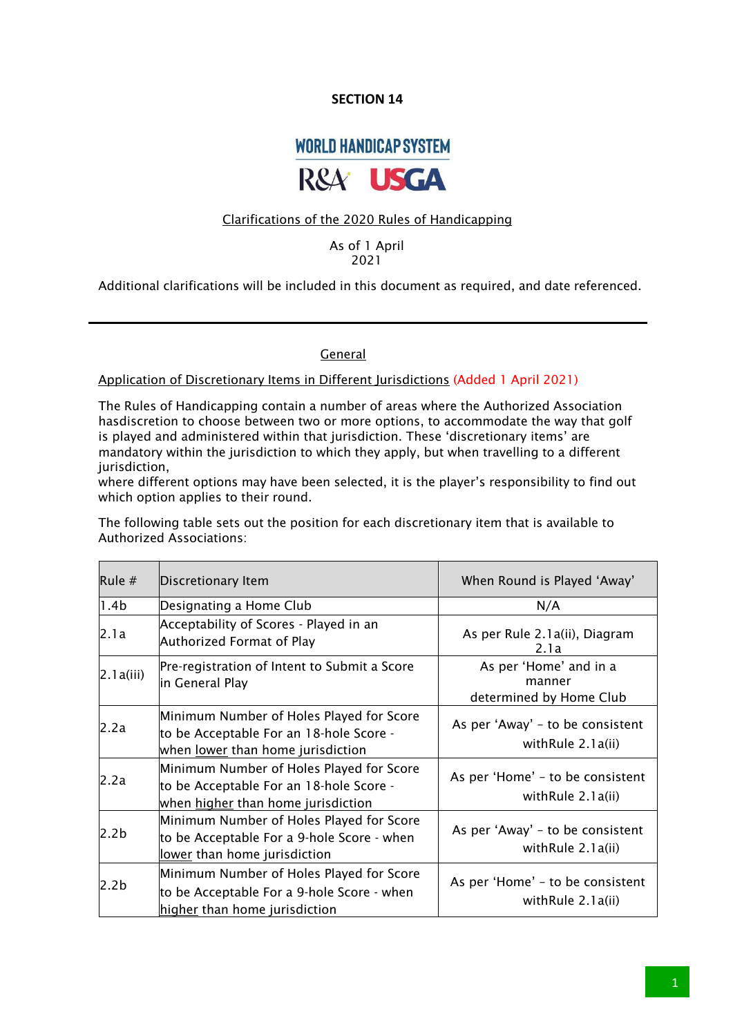**SECTION 14**

**WORLD HANDICAP SYSTEM**

**R&A USGA**

Clarifications of the 2020 Rules of Handicapping

As of 1 April 2021

Additional clarifications will be included in this document as required, and date referenced.

---

## General

Application of Discretionary Items in Different Jurisdictions (Added 1 April 2021)

The Rules of Handicapping contain a number of areas where the Authorized Association hasdiscretion to choose between two or more options, to accommodate the way that golf is played and administered within that jurisdiction. These 'discretionary items' are mandatory within the jurisdiction to which they apply, but when travelling to a different jurisdiction,
where different options may have been selected, it is the player's responsibility to find out which option applies to their round.

The following table sets out the position for each discretionary item that is available to Authorized Associations:

| Rule # | Discretionary Item | When Round is Played 'Away' |
|---|---|---|
| 1.4b | Designating a Home Club | N/A |
| 2.1a | Acceptability of Scores - Played in an Authorized Format of Play | As per Rule 2.1a(ii), Diagram 2.1a |
| 2.1a(iii) | Pre-registration of Intent to Submit a Score in General Play | As per 'Home' and in a manner determined by Home Club |
| 2.2a | Minimum Number of Holes Played for Score to be Acceptable For an 18-hole Score - when lower than home jurisdiction | As per 'Away' – to be consistent withRule 2.1a(ii) |
| 2.2a | Minimum Number of Holes Played for Score to be Acceptable For an 18-hole Score - when higher than home jurisdiction | As per 'Home' – to be consistent withRule 2.1a(ii) |
| 2.2b | Minimum Number of Holes Played for Score to be Acceptable For a 9-hole Score - when lower than home jurisdiction | As per 'Away' – to be consistent withRule 2.1a(ii) |
| 2.2b | Minimum Number of Holes Played for Score to be Acceptable For a 9-hole Score - when higher than home jurisdiction | As per 'Home' – to be consistent withRule 2.1a(ii) |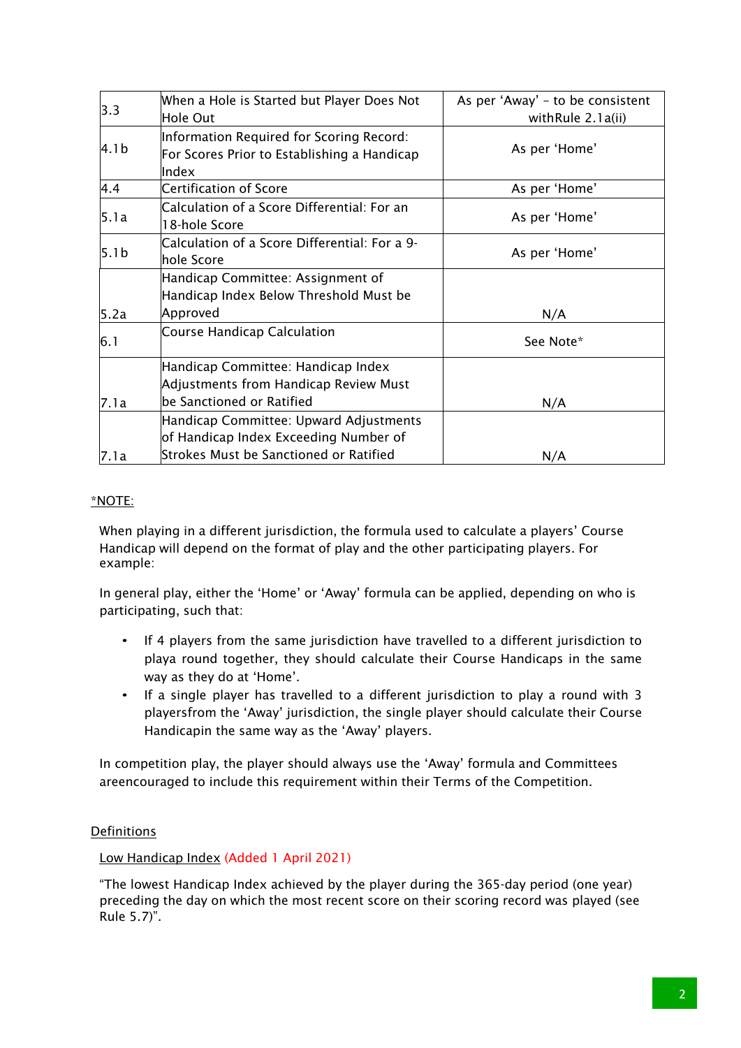| | | |
|---|---|---|
| 3.3 | When a Hole is Started but Player Does Not Hole Out | As per 'Away' – to be consistent withRule 2.1a(ii) |
| 4.1b | Information Required for Scoring Record: For Scores Prior to Establishing a Handicap Index | As per 'Home' |
| 4.4 | Certification of Score | As per 'Home' |
| 5.1a | Calculation of a Score Differential: For an 18-hole Score | As per 'Home' |
| 5.1b | Calculation of a Score Differential: For a 9-hole Score | As per 'Home' |
| 5.2a | Handicap Committee: Assignment of Handicap Index Below Threshold Must be Approved | N/A |
| 6.1 | Course Handicap Calculation | See Note* |
| 7.1a | Handicap Committee: Handicap Index Adjustments from Handicap Review Must be Sanctioned or Ratified | N/A |
| 7.1a | Handicap Committee: Upward Adjustments of Handicap Index Exceeding Number of Strokes Must be Sanctioned or Ratified | N/A |

*NOTE:

When playing in a different jurisdiction, the formula used to calculate a players' Course Handicap will depend on the format of play and the other participating players. For example:

In general play, either the 'Home' or 'Away' formula can be applied, depending on who is participating, such that:

- If 4 players from the same jurisdiction have travelled to a different jurisdiction to playa round together, they should calculate their Course Handicaps in the same way as they do at 'Home'.
- If a single player has travelled to a different jurisdiction to play a round with 3 playersfrom the 'Away' jurisdiction, the single player should calculate their Course Handicapin the same way as the 'Away' players.

In competition play, the player should always use the 'Away' formula and Committees areencouraged to include this requirement within their Terms of the Competition.

Definitions

Low Handicap Index (Added 1 April 2021)

"The lowest Handicap Index achieved by the player during the 365-day period (one year) preceding the day on which the most recent score on their scoring record was played (see Rule 5.7)".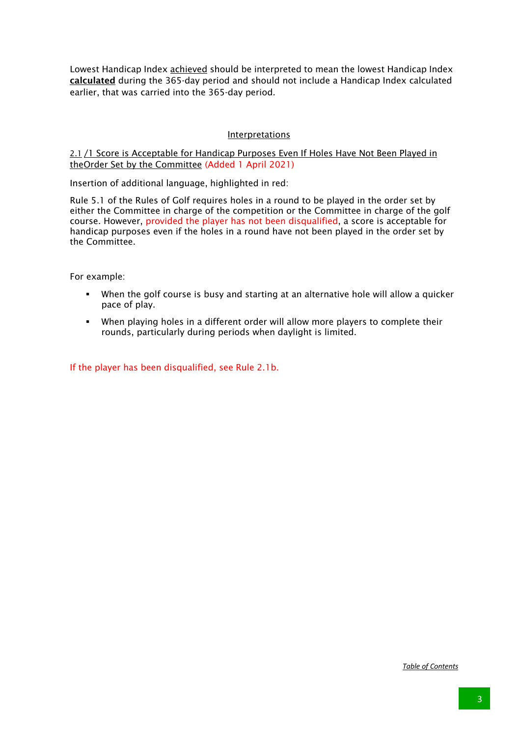Lowest Handicap Index achieved should be interpreted to mean the lowest Handicap Index **calculated** during the 365-day period and should not include a Handicap Index calculated earlier, that was carried into the 365-day period.

## Interpretations

2.1 /1 Score is Acceptable for Handicap Purposes Even If Holes Have Not Been Played in theOrder Set by the Committee (Added 1 April 2021)

Insertion of additional language, highlighted in red:

Rule 5.1 of the Rules of Golf requires holes in a round to be played in the order set by either the Committee in charge of the competition or the Committee in charge of the golf course. However, provided the player has not been disqualified, a score is acceptable for handicap purposes even if the holes in a round have not been played in the order set by the Committee.

For example:

- When the golf course is busy and starting at an alternative hole will allow a quicker pace of play.
- When playing holes in a different order will allow more players to complete their rounds, particularly during periods when daylight is limited.

If the player has been disqualified, see Rule 2.1b.

*Table of Contents*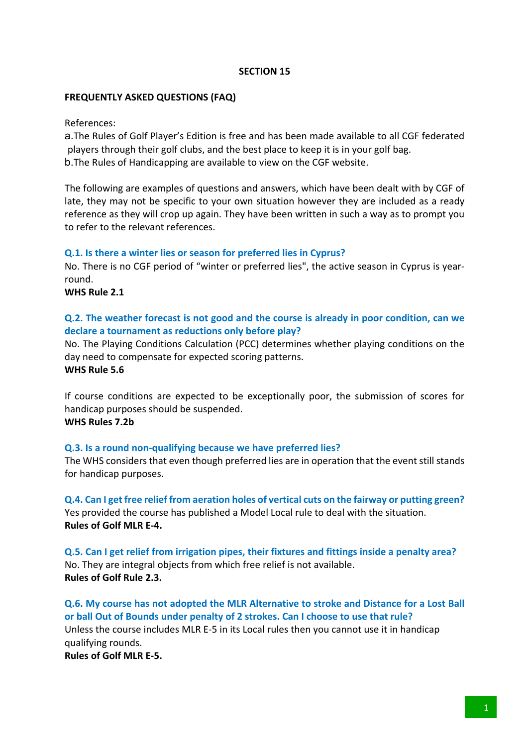## SECTION 15

### FREQUENTLY ASKED QUESTIONS (FAQ)

References:

a. The Rules of Golf Player's Edition is free and has been made available to all CGF federated players through their golf clubs, and the best place to keep it is in your golf bag.

b. The Rules of Handicapping are available to view on the CGF website.

The following are examples of questions and answers, which have been dealt with by CGF of late, they may not be specific to your own situation however they are included as a ready reference as they will crop up again. They have been written in such a way as to prompt you to refer to the relevant references.

**Q.1. Is there a winter lies or season for preferred lies in Cyprus?**

No. There is no CGF period of "winter or preferred lies", the active season in Cyprus is year-round.

**WHS Rule 2.1**

**Q.2. The weather forecast is not good and the course is already in poor condition, can we declare a tournament as reductions only before play?**

No. The Playing Conditions Calculation (PCC) determines whether playing conditions on the day need to compensate for expected scoring patterns.

**WHS Rule 5.6**

If course conditions are expected to be exceptionally poor, the submission of scores for handicap purposes should be suspended.

**WHS Rules 7.2b**

**Q.3. Is a round non-qualifying because we have preferred lies?**

The WHS considers that even though preferred lies are in operation that the event still stands for handicap purposes.

**Q.4. Can I get free relief from aeration holes of vertical cuts on the fairway or putting green?**

Yes provided the course has published a Model Local rule to deal with the situation.

**Rules of Golf MLR E-4.**

**Q.5. Can I get relief from irrigation pipes, their fixtures and fittings inside a penalty area?**

No. They are integral objects from which free relief is not available.

**Rules of Golf Rule 2.3.**

**Q.6. My course has not adopted the MLR Alternative to stroke and Distance for a Lost Ball or ball Out of Bounds under penalty of 2 strokes. Can I choose to use that rule?**

Unless the course includes MLR E-5 in its Local rules then you cannot use it in handicap qualifying rounds.

**Rules of Golf MLR E-5.**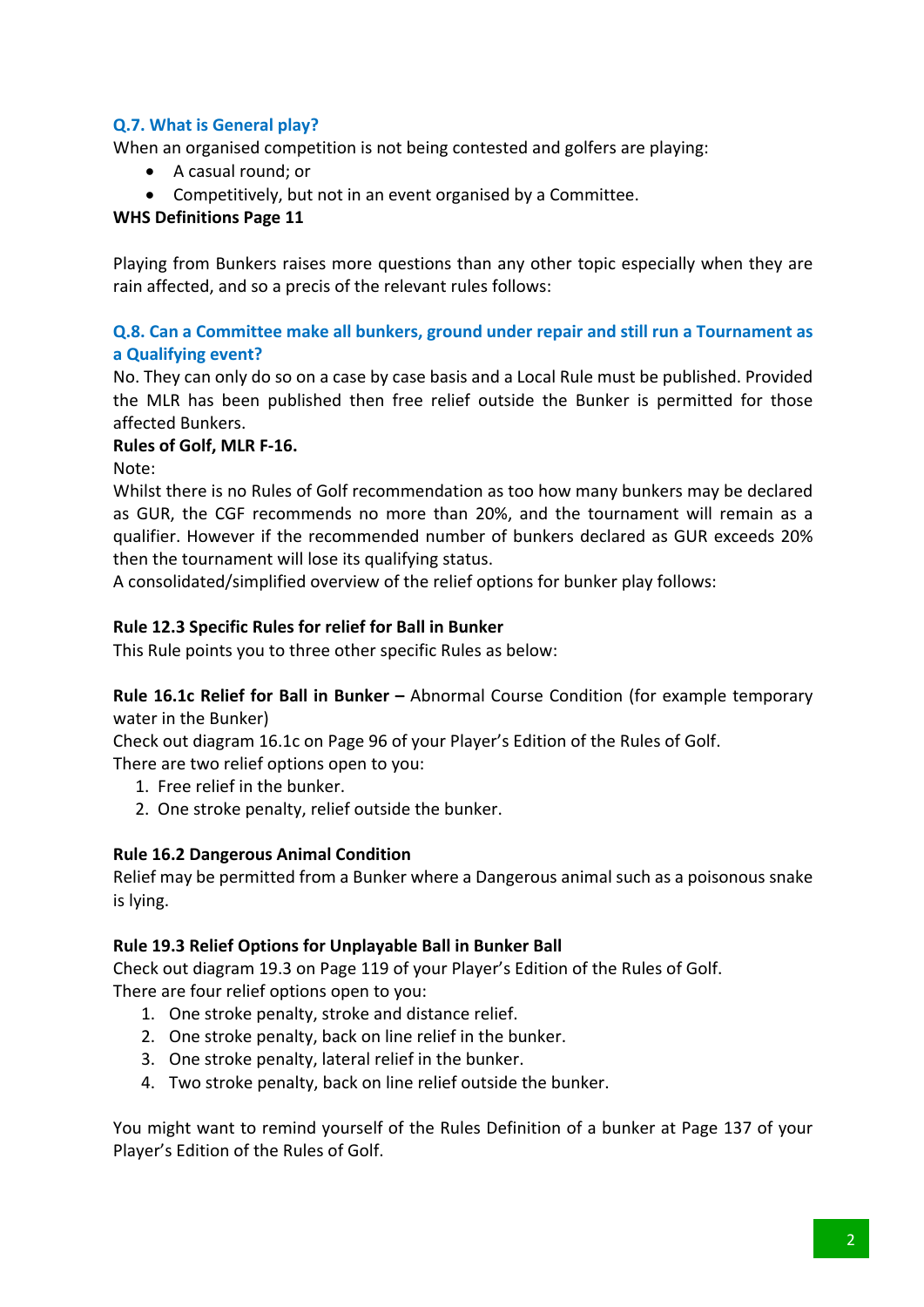### Q.7. What is General play?

When an organised competition is not being contested and golfers are playing:

- A casual round; or
- Competitively, but not in an event organised by a Committee.

**WHS Definitions Page 11**

Playing from Bunkers raises more questions than any other topic especially when they are rain affected, and so a precis of the relevant rules follows:

### Q.8. Can a Committee make all bunkers, ground under repair and still run a Tournament as a Qualifying event?

No. They can only do so on a case by case basis and a Local Rule must be published. Provided the MLR has been published then free relief outside the Bunker is permitted for those affected Bunkers.

**Rules of Golf, MLR F-16.**

Note:

Whilst there is no Rules of Golf recommendation as too how many bunkers may be declared as GUR, the CGF recommends no more than 20%, and the tournament will remain as a qualifier. However if the recommended number of bunkers declared as GUR exceeds 20% then the tournament will lose its qualifying status.

A consolidated/simplified overview of the relief options for bunker play follows:

**Rule 12.3 Specific Rules for relief for Ball in Bunker**

This Rule points you to three other specific Rules as below:

**Rule 16.1c Relief for Ball in Bunker –** Abnormal Course Condition (for example temporary water in the Bunker)

Check out diagram 16.1c on Page 96 of your Player's Edition of the Rules of Golf.

There are two relief options open to you:

1. Free relief in the bunker.
2. One stroke penalty, relief outside the bunker.

**Rule 16.2 Dangerous Animal Condition**

Relief may be permitted from a Bunker where a Dangerous animal such as a poisonous snake is lying.

**Rule 19.3 Relief Options for Unplayable Ball in Bunker Ball**

Check out diagram 19.3 on Page 119 of your Player's Edition of the Rules of Golf.

There are four relief options open to you:

1. One stroke penalty, stroke and distance relief.
2. One stroke penalty, back on line relief in the bunker.
3. One stroke penalty, lateral relief in the bunker.
4. Two stroke penalty, back on line relief outside the bunker.

You might want to remind yourself of the Rules Definition of a bunker at Page 137 of your Player's Edition of the Rules of Golf.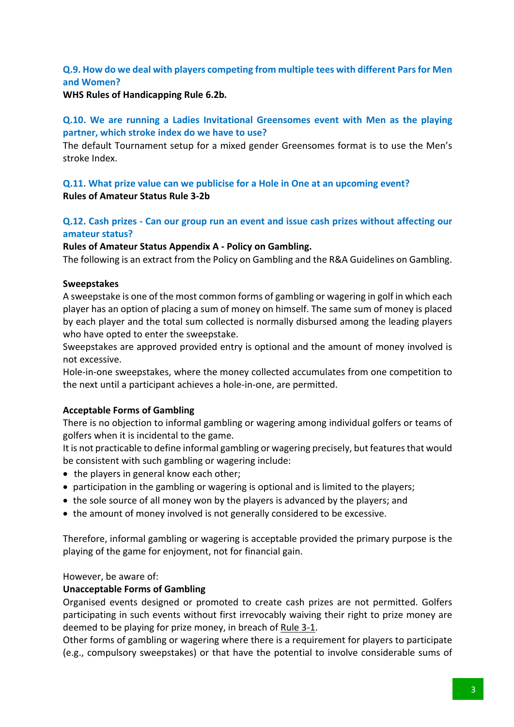### Q.9. How do we deal with players competing from multiple tees with different Pars for Men and Women?

**WHS Rules of Handicapping Rule 6.2b.**

### Q.10. We are running a Ladies Invitational Greensomes event with Men as the playing partner, which stroke index do we have to use?

The default Tournament setup for a mixed gender Greensomes format is to use the Men's stroke Index.

### Q.11. What prize value can we publicise for a Hole in One at an upcoming event?

**Rules of Amateur Status Rule 3-2b**

### Q.12. Cash prizes - Can our group run an event and issue cash prizes without affecting our amateur status?

**Rules of Amateur Status Appendix A - Policy on Gambling.**

The following is an extract from the Policy on Gambling and the R&A Guidelines on Gambling.

**Sweepstakes**

A sweepstake is one of the most common forms of gambling or wagering in golf in which each player has an option of placing a sum of money on himself. The same sum of money is placed by each player and the total sum collected is normally disbursed among the leading players who have opted to enter the sweepstake.

Sweepstakes are approved provided entry is optional and the amount of money involved is not excessive.

Hole-in-one sweepstakes, where the money collected accumulates from one competition to the next until a participant achieves a hole-in-one, are permitted.

**Acceptable Forms of Gambling**

There is no objection to informal gambling or wagering among individual golfers or teams of golfers when it is incidental to the game.

It is not practicable to define informal gambling or wagering precisely, but features that would be consistent with such gambling or wagering include:

- the players in general know each other;
- participation in the gambling or wagering is optional and is limited to the players;
- the sole source of all money won by the players is advanced by the players; and
- the amount of money involved is not generally considered to be excessive.

Therefore, informal gambling or wagering is acceptable provided the primary purpose is the playing of the game for enjoyment, not for financial gain.

However, be aware of:

**Unacceptable Forms of Gambling**

Organised events designed or promoted to create cash prizes are not permitted. Golfers participating in such events without first irrevocably waiving their right to prize money are deemed to be playing for prize money, in breach of Rule 3-1.

Other forms of gambling or wagering where there is a requirement for players to participate (e.g., compulsory sweepstakes) or that have the potential to involve considerable sums of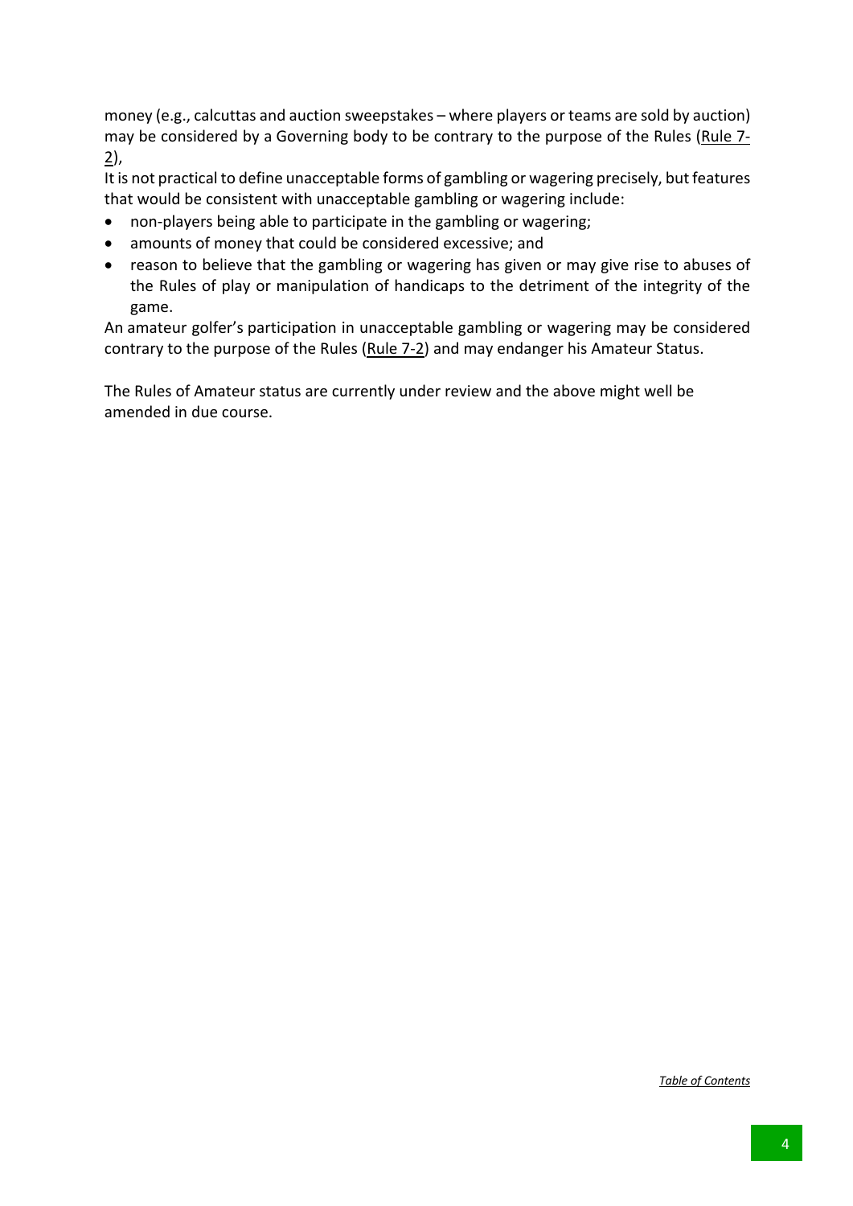money (e.g., calcuttas and auction sweepstakes – where players or teams are sold by auction) may be considered by a Governing body to be contrary to the purpose of the Rules (Rule 7-2),

It is not practical to define unacceptable forms of gambling or wagering precisely, but features that would be consistent with unacceptable gambling or wagering include:

- non-players being able to participate in the gambling or wagering;
- amounts of money that could be considered excessive; and
- reason to believe that the gambling or wagering has given or may give rise to abuses of the Rules of play or manipulation of handicaps to the detriment of the integrity of the game.

An amateur golfer's participation in unacceptable gambling or wagering may be considered contrary to the purpose of the Rules (Rule 7-2) and may endanger his Amateur Status.

The Rules of Amateur status are currently under review and the above might well be amended in due course.

*Table of Contents*